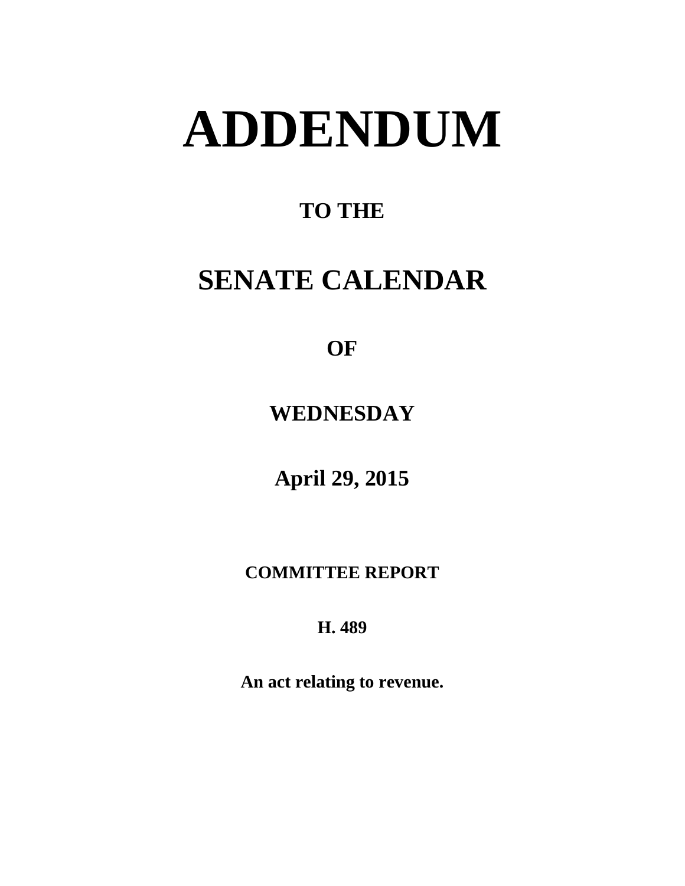# ADDENDUM

## TO THE

# SENATE CALENDAR

## OF

## WEDNESDAY

## April 29, 2015

### COMMITTEE REPORT

### H. 489

**An act relating to revenue.**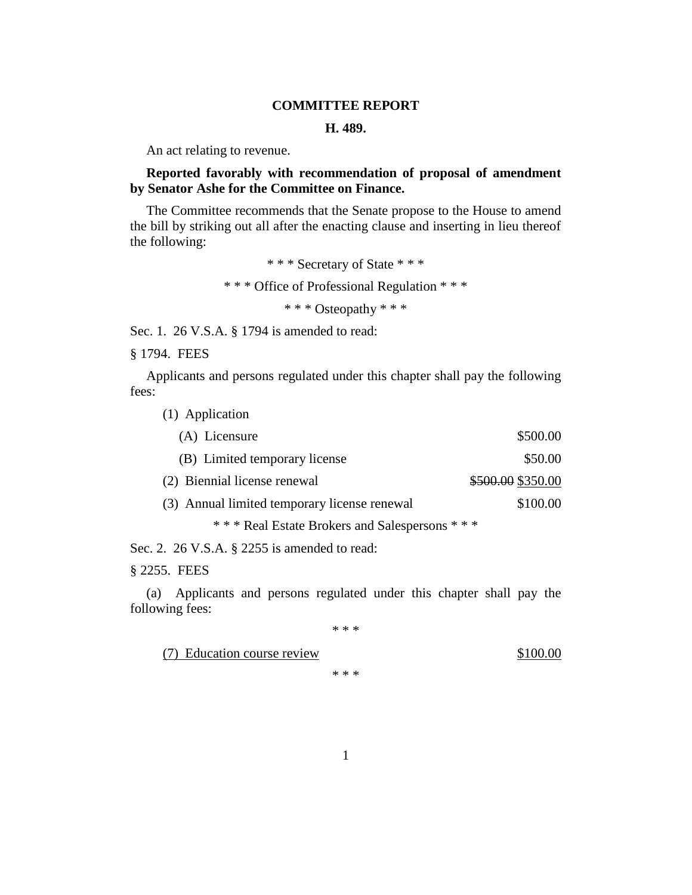**COMMITTEE REPORT**

**H. 489.**

An act relating to revenue.

**Reported favorably with recommendation of proposal of amendment by Senator Ashe for the Committee on Finance.**

The Committee recommends that the Senate propose to the House to amend the bill by striking out all after the enacting clause and inserting in lieu thereof the following:

\* \* \* Secretary of State \* \* \*

\* \* \* Office of Professional Regulation \* \* \*

\* \* \* Osteopathy \* \* \*

Sec. 1. 26 V.S.A. § 1794 is amended to read:

§ 1794. FEES

Applicants and persons regulated under this chapter shall pay the following fees:

(1) Application

(A) Licensure $500.00

(B) Limited temporary license $50.00

(2) Biennial license renewal ~~$500.00~~ <u>$350.00</u>

(3) Annual limited temporary license renewal $100.00

\* \* \* Real Estate Brokers and Salespersons \* \* \*

Sec. 2. 26 V.S.A. § 2255 is amended to read:

§ 2255. FEES

(a) Applicants and persons regulated under this chapter shall pay the following fees:

\* \* \*

<u>(7) Education course review $100.00</u>

\* \* \*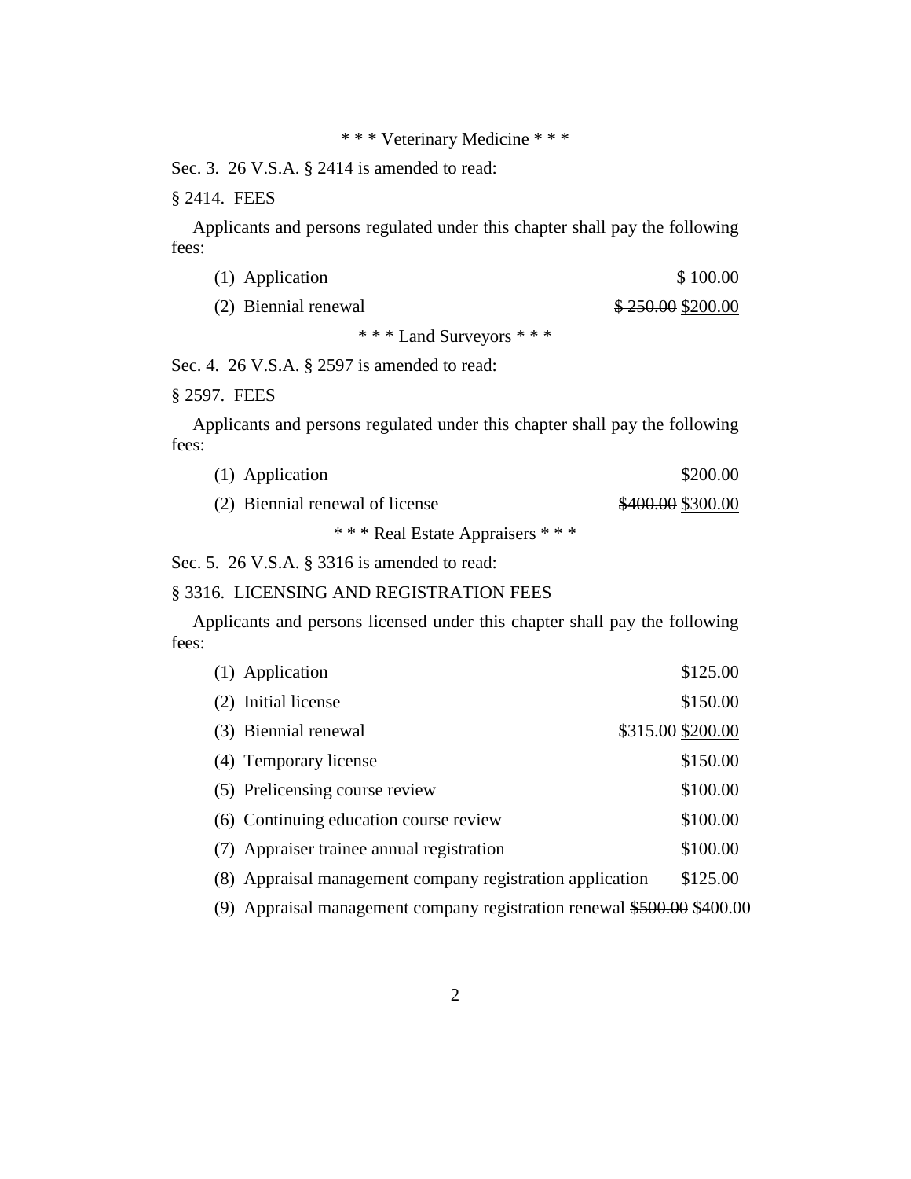\* \* \* Veterinary Medicine \* \* \*

Sec. 3. 26 V.S.A. § 2414 is amended to read:

§ 2414. FEES

Applicants and persons regulated under this chapter shall pay the following fees:

(1) Application $ 100.00

(2) Biennial renewal ~~$ 250.00~~ <u>$200.00</u>

\* \* \* Land Surveyors \* \* \*

Sec. 4. 26 V.S.A. § 2597 is amended to read:

§ 2597. FEES

Applicants and persons regulated under this chapter shall pay the following fees:

(1) Application $200.00

(2) Biennial renewal of license ~~$400.00~~ <u>$300.00</u>

\* \* \* Real Estate Appraisers \* \* \*

Sec. 5. 26 V.S.A. § 3316 is amended to read:

§ 3316. LICENSING AND REGISTRATION FEES

Applicants and persons licensed under this chapter shall pay the following fees:

(1) Application $125.00

(2) Initial license $150.00

(3) Biennial renewal ~~$315.00~~ <u>$200.00</u>

(4) Temporary license $150.00

(5) Prelicensing course review $100.00

(6) Continuing education course review $100.00

(7) Appraiser trainee annual registration $100.00

(8) Appraisal management company registration application $125.00

(9) Appraisal management company registration renewal ~~$500.00~~ <u>$400.00</u>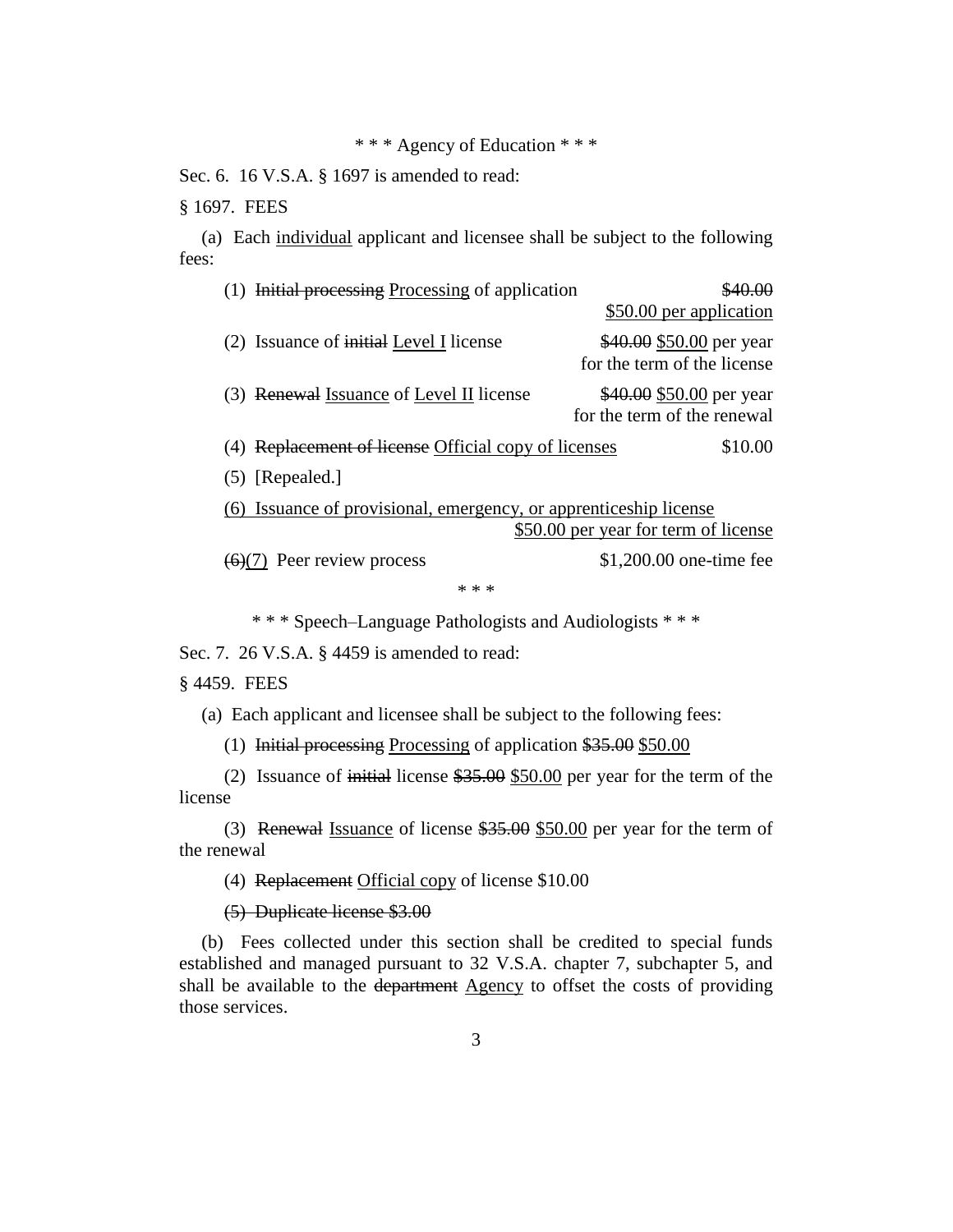\* \* \* Agency of Education \* \* \*

Sec. 6. 16 V.S.A. § 1697 is amended to read:

§ 1697. FEES

(a) Each <u>individual</u> applicant and licensee shall be subject to the following fees:

(1) ~~Initial processing~~ <u>Processing</u> of application ~~$40.00~~ <u>$50.00 per application</u>

(2) Issuance of ~~initial~~ <u>Level I</u> license ~~$40.00~~ <u>$50.00</u> per year for the term of the license

(3) ~~Renewal~~ <u>Issuance</u> of <u>Level II</u> license ~~$40.00~~ <u>$50.00</u> per year for the term of the renewal

(4) ~~Replacement of license~~ <u>Official copy of licenses</u> $10.00

(5) [Repealed.]

<u>(6) Issuance of provisional, emergency, or apprenticeship license $50.00 per year for term of license</u>

~~(6)~~<u>(7)</u> Peer review process $1,200.00 one-time fee

\* \* \*

\* \* \* Speech–Language Pathologists and Audiologists \* \* \*

Sec. 7. 26 V.S.A. § 4459 is amended to read:

§ 4459. FEES

(a) Each applicant and licensee shall be subject to the following fees:

(1) ~~Initial processing~~ <u>Processing</u> of application ~~$35.00~~ <u>$50.00</u>

(2) Issuance of ~~initial~~ license ~~$35.00~~ <u>$50.00</u> per year for the term of the license

(3) ~~Renewal~~ <u>Issuance</u> of license ~~$35.00~~ <u>$50.00</u> per year for the term of the renewal

(4) ~~Replacement~~ <u>Official copy</u> of license $10.00

~~(5) Duplicate license $3.00~~

(b) Fees collected under this section shall be credited to special funds established and managed pursuant to 32 V.S.A. chapter 7, subchapter 5, and shall be available to the ~~department~~ <u>Agency</u> to offset the costs of providing those services.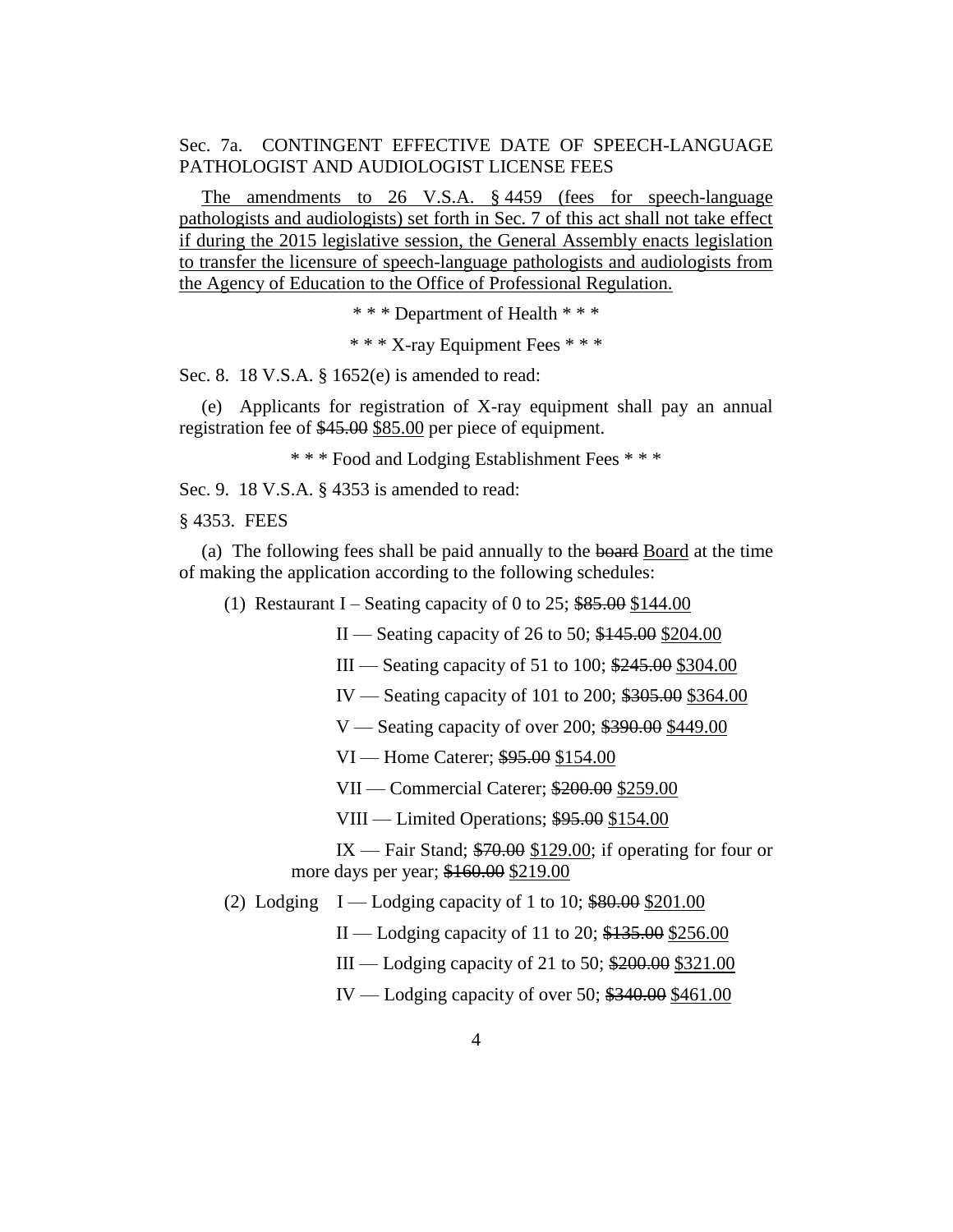Sec. 7a. CONTINGENT EFFECTIVE DATE OF SPEECH-LANGUAGE PATHOLOGIST AND AUDIOLOGIST LICENSE FEES

<u>The amendments to 26 V.S.A. § 4459 (fees for speech-language pathologists and audiologists) set forth in Sec. 7 of this act shall not take effect if during the 2015 legislative session, the General Assembly enacts legislation to transfer the licensure of speech-language pathologists and audiologists from the Agency of Education to the Office of Professional Regulation.</u>

\* \* \* Department of Health \* \* \*

\* \* \* X-ray Equipment Fees \* \* \*

Sec. 8. 18 V.S.A. § 1652(e) is amended to read:

(e) Applicants for registration of X-ray equipment shall pay an annual registration fee of ~~$45.00~~ <u>$85.00</u> per piece of equipment.

\* \* \* Food and Lodging Establishment Fees \* \* \*

Sec. 9. 18 V.S.A. § 4353 is amended to read:

§ 4353. FEES

(a) The following fees shall be paid annually to the ~~board~~ <u>Board</u> at the time of making the application according to the following schedules:

(1) Restaurant I – Seating capacity of 0 to 25; ~~$85.00~~ <u>$144.00</u>

II — Seating capacity of 26 to 50; ~~$145.00~~ <u>$204.00</u>

III — Seating capacity of 51 to 100; ~~$245.00~~ <u>$304.00</u>

IV — Seating capacity of 101 to 200; ~~$305.00~~ <u>$364.00</u>

V — Seating capacity of over 200; ~~$390.00~~ <u>$449.00</u>

VI — Home Caterer; ~~$95.00~~ <u>$154.00</u>

VII — Commercial Caterer; ~~$200.00~~ <u>$259.00</u>

VIII — Limited Operations; ~~$95.00~~ <u>$154.00</u>

IX — Fair Stand; ~~$70.00~~ <u>$129.00</u>; if operating for four or more days per year; ~~$160.00~~ <u>$219.00</u>

(2) Lodging I — Lodging capacity of 1 to 10; ~~$80.00~~ <u>$201.00</u>

II — Lodging capacity of 11 to 20; ~~$135.00~~ <u>$256.00</u>

III — Lodging capacity of 21 to 50; ~~$200.00~~ <u>$321.00</u>

IV — Lodging capacity of over 50; ~~$340.00~~ <u>$461.00</u>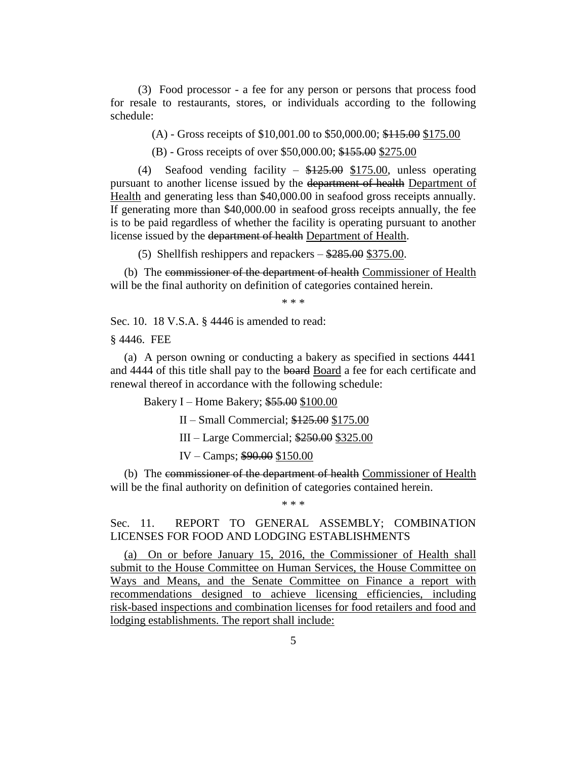(3) Food processor - a fee for any person or persons that process food for resale to restaurants, stores, or individuals according to the following schedule:

(A) - Gross receipts of $10,001.00 to $50,000.00; ~~$115.00~~ <u>$175.00</u>

(B) - Gross receipts of over $50,000.00; ~~$155.00~~ <u>$275.00</u>

(4) Seafood vending facility – ~~$125.00~~ <u>$175.00</u>, unless operating pursuant to another license issued by the ~~department of health~~ <u>Department of Health</u> and generating less than $40,000.00 in seafood gross receipts annually. If generating more than $40,000.00 in seafood gross receipts annually, the fee is to be paid regardless of whether the facility is operating pursuant to another license issued by the ~~department of health~~ <u>Department of Health</u>.

(5) Shellfish reshippers and repackers – ~~$285.00~~ <u>$375.00</u>.

(b) The ~~commissioner of the department of health~~ <u>Commissioner of Health</u> will be the final authority on definition of categories contained herein.

\* \* \*

Sec. 10. 18 V.S.A. § 4446 is amended to read:

§ 4446. FEE

(a) A person owning or conducting a bakery as specified in sections 4441 and 4444 of this title shall pay to the ~~board~~ <u>Board</u> a fee for each certificate and renewal thereof in accordance with the following schedule:

Bakery I – Home Bakery; ~~$55.00~~ <u>$100.00</u>

II – Small Commercial; ~~$125.00~~ <u>$175.00</u>

III – Large Commercial; ~~$250.00~~ <u>$325.00</u>

IV – Camps; ~~$90.00~~ <u>$150.00</u>

(b) The ~~commissioner of the department of health~~ <u>Commissioner of Health</u> will be the final authority on definition of categories contained herein.

\* \* \*

Sec. 11. REPORT TO GENERAL ASSEMBLY; COMBINATION LICENSES FOR FOOD AND LODGING ESTABLISHMENTS

<u>(a) On or before January 15, 2016, the Commissioner of Health shall submit to the House Committee on Human Services, the House Committee on Ways and Means, and the Senate Committee on Finance a report with recommendations designed to achieve licensing efficiencies, including risk-based inspections and combination licenses for food retailers and food and lodging establishments. The report shall include:</u>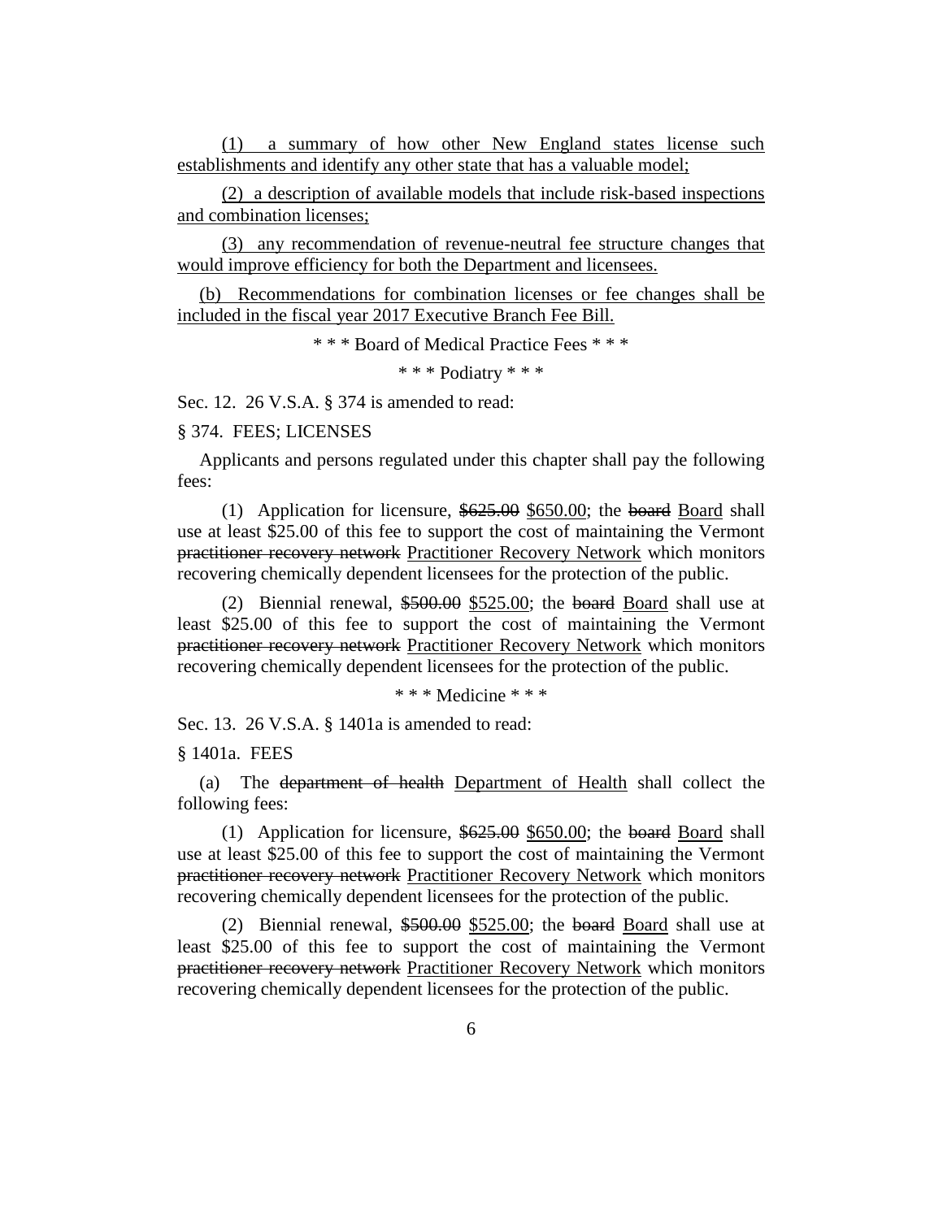(1) a summary of how other New England states license such establishments and identify any other state that has a valuable model;

(2) a description of available models that include risk-based inspections and combination licenses;

(3) any recommendation of revenue-neutral fee structure changes that would improve efficiency for both the Department and licensees.

(b) Recommendations for combination licenses or fee changes shall be included in the fiscal year 2017 Executive Branch Fee Bill.

\* \* \* Board of Medical Practice Fees \* \* \*

\* \* \* Podiatry \* \* \*

Sec. 12. 26 V.S.A. § 374 is amended to read:

§ 374. FEES; LICENSES

Applicants and persons regulated under this chapter shall pay the following fees:

(1) Application for licensure, ~~$625.00~~ $650.00; the ~~board~~ Board shall use at least $25.00 of this fee to support the cost of maintaining the Vermont ~~practitioner recovery network~~ Practitioner Recovery Network which monitors recovering chemically dependent licensees for the protection of the public.

(2) Biennial renewal, ~~$500.00~~ $525.00; the ~~board~~ Board shall use at least $25.00 of this fee to support the cost of maintaining the Vermont ~~practitioner recovery network~~ Practitioner Recovery Network which monitors recovering chemically dependent licensees for the protection of the public.

\* \* \* Medicine \* \* \*

Sec. 13. 26 V.S.A. § 1401a is amended to read:

§ 1401a. FEES

(a) The ~~department of health~~ Department of Health shall collect the following fees:

(1) Application for licensure, ~~$625.00~~ $650.00; the ~~board~~ Board shall use at least $25.00 of this fee to support the cost of maintaining the Vermont ~~practitioner recovery network~~ Practitioner Recovery Network which monitors recovering chemically dependent licensees for the protection of the public.

(2) Biennial renewal, ~~$500.00~~ $525.00; the ~~board~~ Board shall use at least $25.00 of this fee to support the cost of maintaining the Vermont ~~practitioner recovery network~~ Practitioner Recovery Network which monitors recovering chemically dependent licensees for the protection of the public.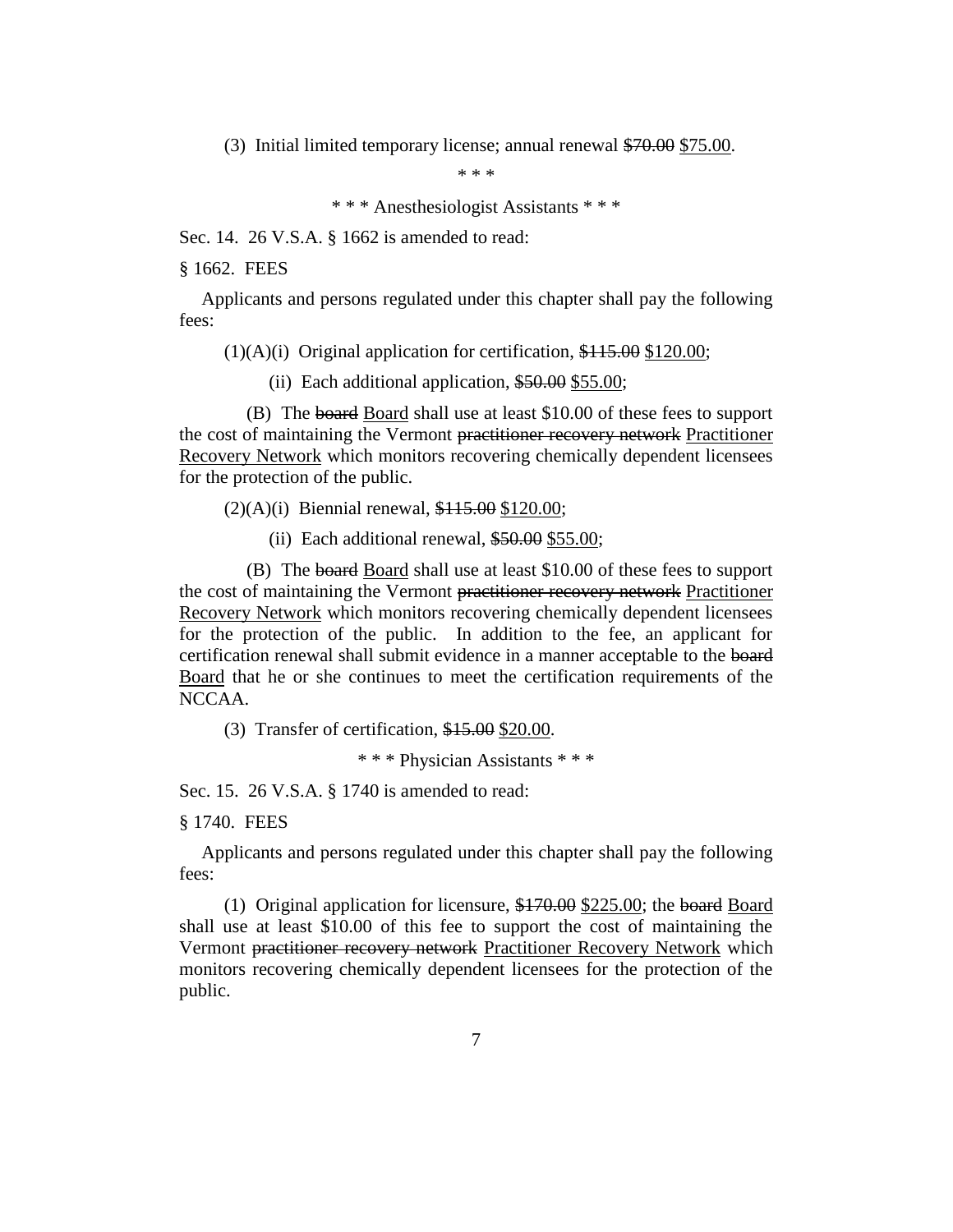(3) Initial limited temporary license; annual renewal ~~$70.00~~ <u>$75.00</u>.

\* \* \*

\* \* \* Anesthesiologist Assistants \* \* \*

Sec. 14. 26 V.S.A. § 1662 is amended to read:

§ 1662. FEES

Applicants and persons regulated under this chapter shall pay the following fees:

(1)(A)(i) Original application for certification, ~~$115.00~~ <u>$120.00</u>;

(ii) Each additional application, ~~$50.00~~ <u>$55.00</u>;

(B) The ~~board~~ <u>Board</u> shall use at least $10.00 of these fees to support the cost of maintaining the Vermont ~~practitioner recovery network~~ <u>Practitioner Recovery Network</u> which monitors recovering chemically dependent licensees for the protection of the public.

(2)(A)(i) Biennial renewal, ~~$115.00~~ <u>$120.00</u>;

(ii) Each additional renewal, ~~$50.00~~ <u>$55.00</u>;

(B) The ~~board~~ <u>Board</u> shall use at least $10.00 of these fees to support the cost of maintaining the Vermont ~~practitioner recovery network~~ <u>Practitioner Recovery Network</u> which monitors recovering chemically dependent licensees for the protection of the public. In addition to the fee, an applicant for certification renewal shall submit evidence in a manner acceptable to the ~~board~~ <u>Board</u> that he or she continues to meet the certification requirements of the NCCAA.

(3) Transfer of certification, ~~$15.00~~ <u>$20.00</u>.

\* \* \* Physician Assistants \* \* \*

Sec. 15. 26 V.S.A. § 1740 is amended to read:

§ 1740. FEES

Applicants and persons regulated under this chapter shall pay the following fees:

(1) Original application for licensure, ~~$170.00~~ <u>$225.00</u>; the ~~board~~ <u>Board</u> shall use at least $10.00 of this fee to support the cost of maintaining the Vermont ~~practitioner recovery network~~ <u>Practitioner Recovery Network</u> which monitors recovering chemically dependent licensees for the protection of the public.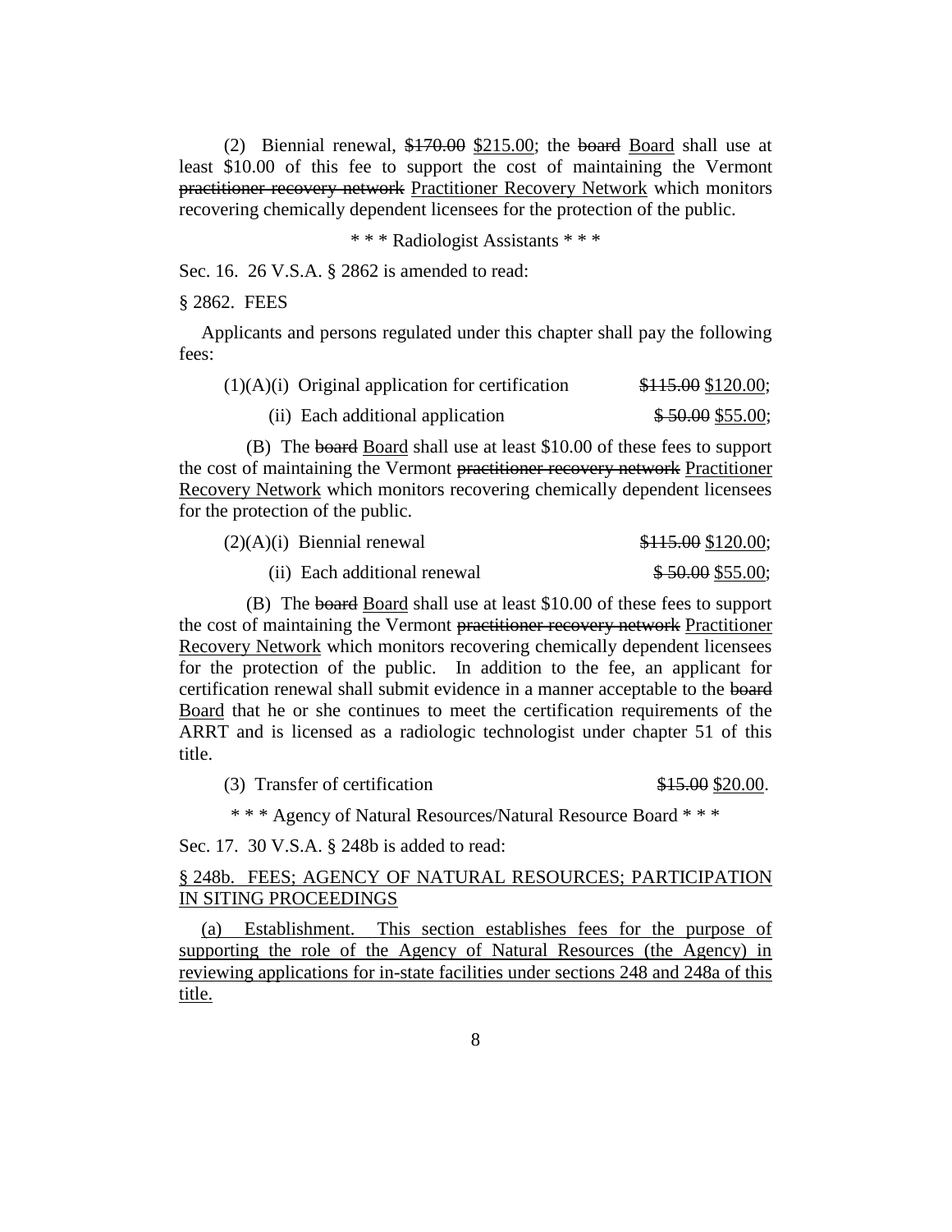(2) Biennial renewal, ~~$170.00~~ <u>$215.00</u>; the ~~board~~ <u>Board</u> shall use at least $10.00 of this fee to support the cost of maintaining the Vermont ~~practitioner recovery network~~ <u>Practitioner Recovery Network</u> which monitors recovering chemically dependent licensees for the protection of the public.

\* \* \* Radiologist Assistants \* \* \*

Sec. 16. 26 V.S.A. § 2862 is amended to read:

§ 2862. FEES

Applicants and persons regulated under this chapter shall pay the following fees:

(1)(A)(i) Original application for certification ~~$115.00~~ <u>$120.00</u>;

(ii) Each additional application ~~$ 50.00~~ <u>$55.00</u>;

(B) The ~~board~~ <u>Board</u> shall use at least $10.00 of these fees to support the cost of maintaining the Vermont ~~practitioner recovery network~~ <u>Practitioner Recovery Network</u> which monitors recovering chemically dependent licensees for the protection of the public.

(2)(A)(i) Biennial renewal ~~$115.00~~ <u>$120.00</u>;

(ii) Each additional renewal ~~$ 50.00~~ <u>$55.00</u>;

(B) The ~~board~~ <u>Board</u> shall use at least $10.00 of these fees to support the cost of maintaining the Vermont ~~practitioner recovery network~~ <u>Practitioner Recovery Network</u> which monitors recovering chemically dependent licensees for the protection of the public. In addition to the fee, an applicant for certification renewal shall submit evidence in a manner acceptable to the ~~board~~ <u>Board</u> that he or she continues to meet the certification requirements of the ARRT and is licensed as a radiologic technologist under chapter 51 of this title.

(3) Transfer of certification ~~$15.00~~ <u>$20.00</u>.

\* \* \* Agency of Natural Resources/Natural Resource Board \* \* \*

Sec. 17. 30 V.S.A. § 248b is added to read:

<u>§ 248b. FEES; AGENCY OF NATURAL RESOURCES; PARTICIPATION IN SITING PROCEEDINGS</u>

<u>(a) Establishment. This section establishes fees for the purpose of supporting the role of the Agency of Natural Resources (the Agency) in reviewing applications for in-state facilities under sections 248 and 248a of this title.</u>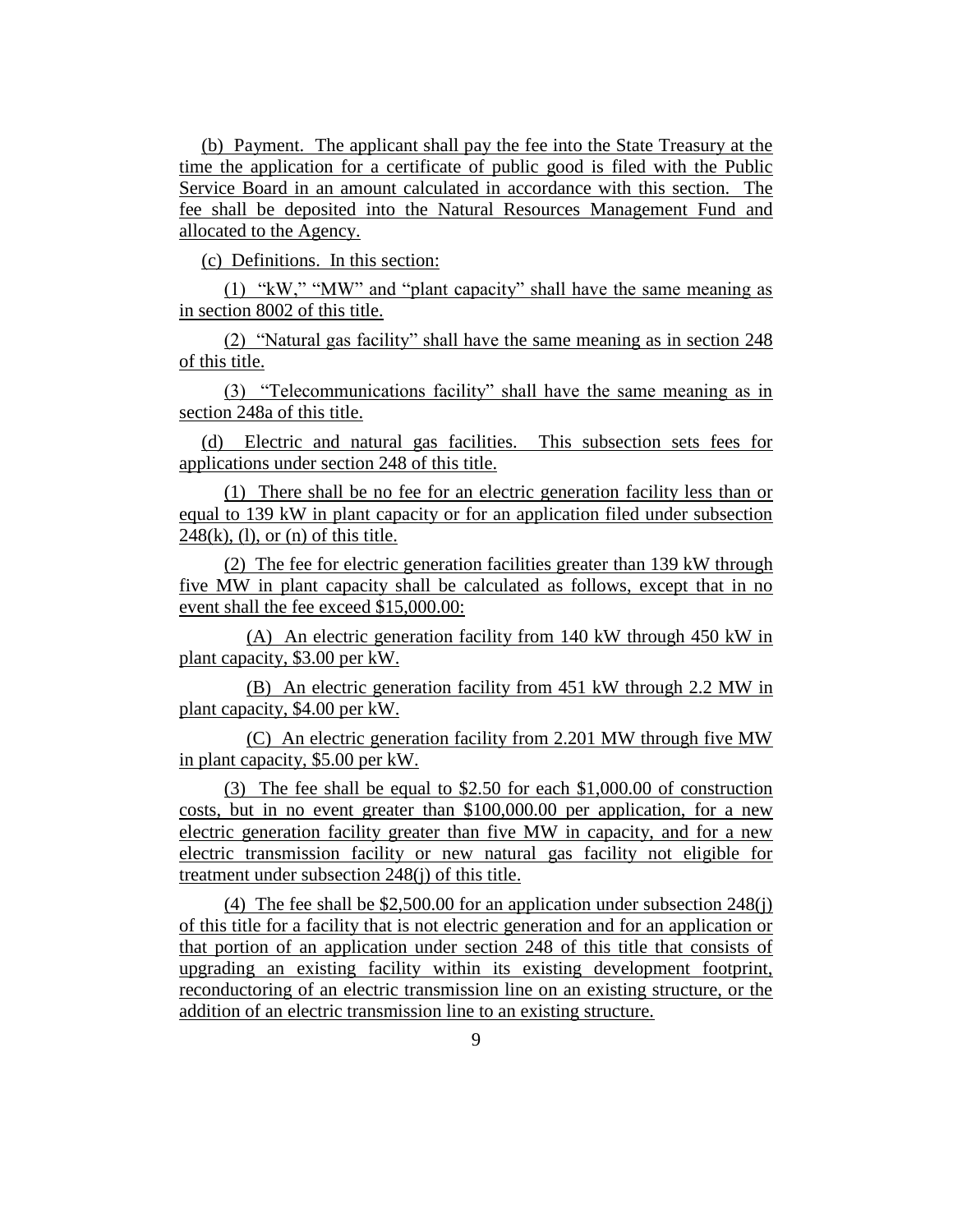(b) Payment. The applicant shall pay the fee into the State Treasury at the time the application for a certificate of public good is filed with the Public Service Board in an amount calculated in accordance with this section. The fee shall be deposited into the Natural Resources Management Fund and allocated to the Agency.

(c) Definitions. In this section:

(1) "kW," "MW" and "plant capacity" shall have the same meaning as in section 8002 of this title.

(2) "Natural gas facility" shall have the same meaning as in section 248 of this title.

(3) "Telecommunications facility" shall have the same meaning as in section 248a of this title.

(d) Electric and natural gas facilities. This subsection sets fees for applications under section 248 of this title.

(1) There shall be no fee for an electric generation facility less than or equal to 139 kW in plant capacity or for an application filed under subsection 248(k), (l), or (n) of this title.

(2) The fee for electric generation facilities greater than 139 kW through five MW in plant capacity shall be calculated as follows, except that in no event shall the fee exceed $15,000.00:

(A) An electric generation facility from 140 kW through 450 kW in plant capacity, $3.00 per kW.

(B) An electric generation facility from 451 kW through 2.2 MW in plant capacity, $4.00 per kW.

(C) An electric generation facility from 2.201 MW through five MW in plant capacity, $5.00 per kW.

(3) The fee shall be equal to $2.50 for each $1,000.00 of construction costs, but in no event greater than $100,000.00 per application, for a new electric generation facility greater than five MW in capacity, and for a new electric transmission facility or new natural gas facility not eligible for treatment under subsection 248(j) of this title.

(4) The fee shall be $2,500.00 for an application under subsection 248(j) of this title for a facility that is not electric generation and for an application or that portion of an application under section 248 of this title that consists of upgrading an existing facility within its existing development footprint, reconductoring of an electric transmission line on an existing structure, or the addition of an electric transmission line to an existing structure.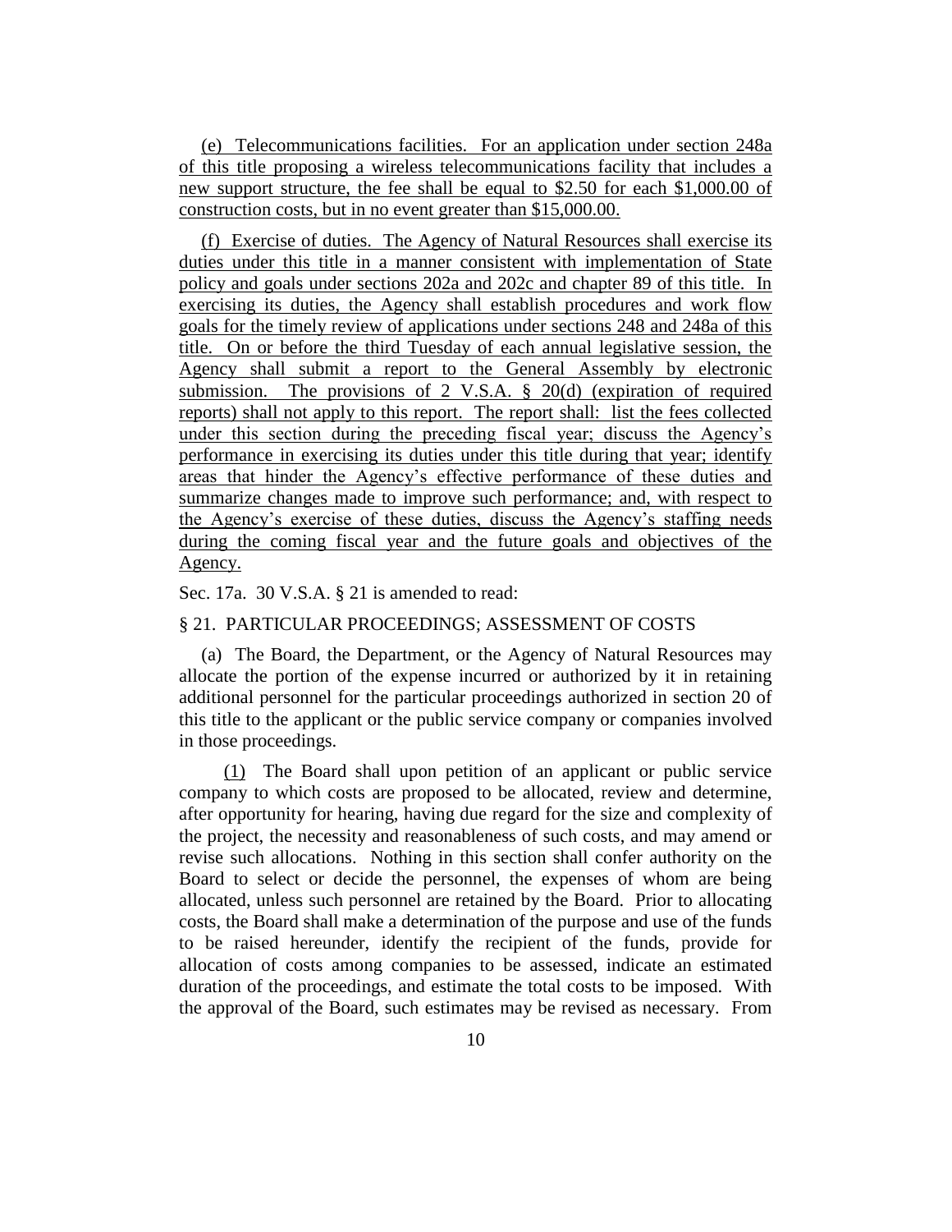(e) Telecommunications facilities. For an application under section 248a of this title proposing a wireless telecommunications facility that includes a new support structure, the fee shall be equal to $2.50 for each $1,000.00 of construction costs, but in no event greater than $15,000.00.

(f) Exercise of duties. The Agency of Natural Resources shall exercise its duties under this title in a manner consistent with implementation of State policy and goals under sections 202a and 202c and chapter 89 of this title. In exercising its duties, the Agency shall establish procedures and work flow goals for the timely review of applications under sections 248 and 248a of this title. On or before the third Tuesday of each annual legislative session, the Agency shall submit a report to the General Assembly by electronic submission. The provisions of 2 V.S.A. § 20(d) (expiration of required reports) shall not apply to this report. The report shall: list the fees collected under this section during the preceding fiscal year; discuss the Agency's performance in exercising its duties under this title during that year; identify areas that hinder the Agency's effective performance of these duties and summarize changes made to improve such performance; and, with respect to the Agency's exercise of these duties, discuss the Agency's staffing needs during the coming fiscal year and the future goals and objectives of the Agency.

Sec. 17a. 30 V.S.A. § 21 is amended to read:

§ 21. PARTICULAR PROCEEDINGS; ASSESSMENT OF COSTS

(a) The Board, the Department, or the Agency of Natural Resources may allocate the portion of the expense incurred or authorized by it in retaining additional personnel for the particular proceedings authorized in section 20 of this title to the applicant or the public service company or companies involved in those proceedings.

(1) The Board shall upon petition of an applicant or public service company to which costs are proposed to be allocated, review and determine, after opportunity for hearing, having due regard for the size and complexity of the project, the necessity and reasonableness of such costs, and may amend or revise such allocations. Nothing in this section shall confer authority on the Board to select or decide the personnel, the expenses of whom are being allocated, unless such personnel are retained by the Board. Prior to allocating costs, the Board shall make a determination of the purpose and use of the funds to be raised hereunder, identify the recipient of the funds, provide for allocation of costs among companies to be assessed, indicate an estimated duration of the proceedings, and estimate the total costs to be imposed. With the approval of the Board, such estimates may be revised as necessary. From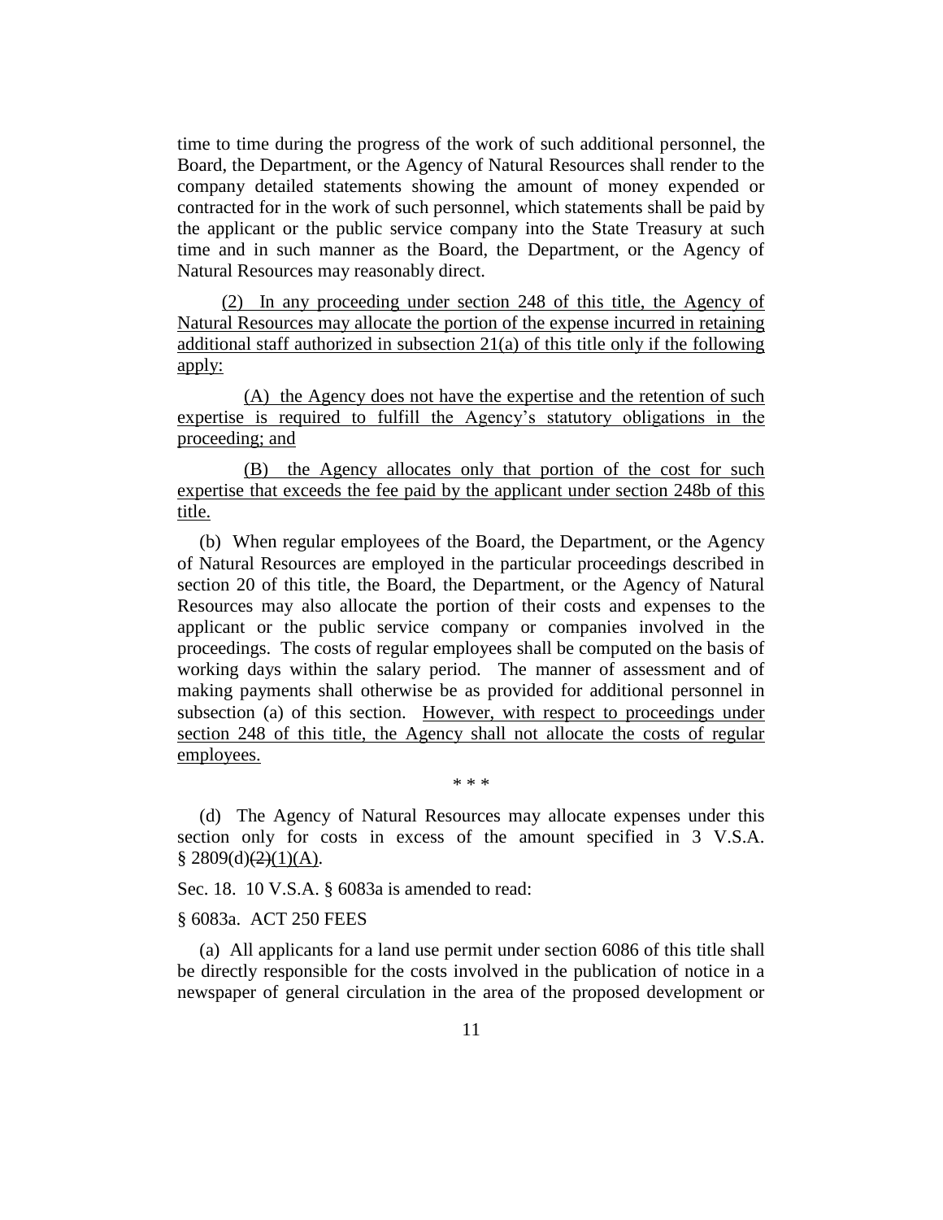time to time during the progress of the work of such additional personnel, the Board, the Department, or the Agency of Natural Resources shall render to the company detailed statements showing the amount of money expended or contracted for in the work of such personnel, which statements shall be paid by the applicant or the public service company into the State Treasury at such time and in such manner as the Board, the Department, or the Agency of Natural Resources may reasonably direct.

(2) In any proceeding under section 248 of this title, the Agency of Natural Resources may allocate the portion of the expense incurred in retaining additional staff authorized in subsection 21(a) of this title only if the following apply:

(A) the Agency does not have the expertise and the retention of such expertise is required to fulfill the Agency's statutory obligations in the proceeding; and

(B) the Agency allocates only that portion of the cost for such expertise that exceeds the fee paid by the applicant under section 248b of this title.

(b) When regular employees of the Board, the Department, or the Agency of Natural Resources are employed in the particular proceedings described in section 20 of this title, the Board, the Department, or the Agency of Natural Resources may also allocate the portion of their costs and expenses to the applicant or the public service company or companies involved in the proceedings. The costs of regular employees shall be computed on the basis of working days within the salary period. The manner of assessment and of making payments shall otherwise be as provided for additional personnel in subsection (a) of this section. However, with respect to proceedings under section 248 of this title, the Agency shall not allocate the costs of regular employees.

\* \* \*

(d) The Agency of Natural Resources may allocate expenses under this section only for costs in excess of the amount specified in 3 V.S.A. § 2809(d)~~(2)~~(1)(A).

Sec. 18. 10 V.S.A. § 6083a is amended to read:

§ 6083a. ACT 250 FEES

(a) All applicants for a land use permit under section 6086 of this title shall be directly responsible for the costs involved in the publication of notice in a newspaper of general circulation in the area of the proposed development or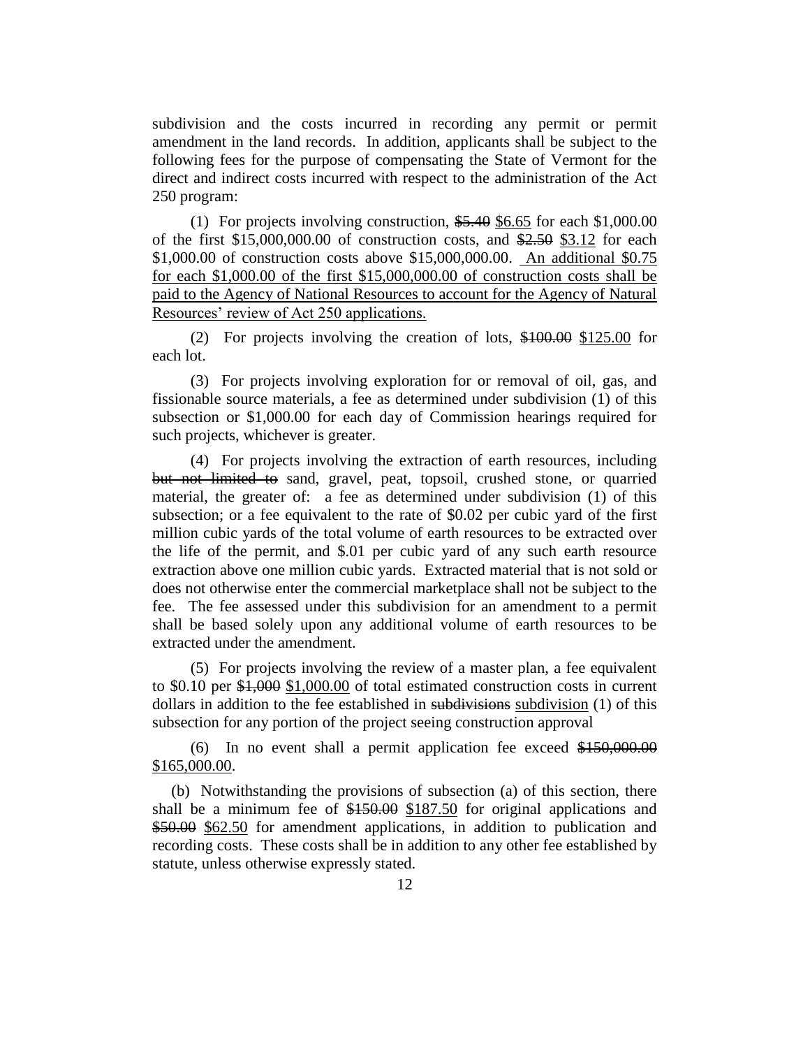subdivision and the costs incurred in recording any permit or permit amendment in the land records. In addition, applicants shall be subject to the following fees for the purpose of compensating the State of Vermont for the direct and indirect costs incurred with respect to the administration of the Act 250 program:

(1) For projects involving construction, ~~$5.40~~ <u>$6.65</u> for each $1,000.00 of the first $15,000,000.00 of construction costs, and ~~$2.50~~ <u>$3.12</u> for each $1,000.00 of construction costs above $15,000,000.00. <u>An additional $0.75 for each $1,000.00 of the first $15,000,000.00 of construction costs shall be paid to the Agency of National Resources to account for the Agency of Natural Resources' review of Act 250 applications.</u>

(2) For projects involving the creation of lots, ~~$100.00~~ <u>$125.00</u> for each lot.

(3) For projects involving exploration for or removal of oil, gas, and fissionable source materials, a fee as determined under subdivision (1) of this subsection or $1,000.00 for each day of Commission hearings required for such projects, whichever is greater.

(4) For projects involving the extraction of earth resources, including ~~but not limited to~~ sand, gravel, peat, topsoil, crushed stone, or quarried material, the greater of: a fee as determined under subdivision (1) of this subsection; or a fee equivalent to the rate of $0.02 per cubic yard of the first million cubic yards of the total volume of earth resources to be extracted over the life of the permit, and $.01 per cubic yard of any such earth resource extraction above one million cubic yards. Extracted material that is not sold or does not otherwise enter the commercial marketplace shall not be subject to the fee. The fee assessed under this subdivision for an amendment to a permit shall be based solely upon any additional volume of earth resources to be extracted under the amendment.

(5) For projects involving the review of a master plan, a fee equivalent to $0.10 per ~~$1,000~~ <u>$1,000.00</u> of total estimated construction costs in current dollars in addition to the fee established in ~~subdivisions~~ <u>subdivision</u> (1) of this subsection for any portion of the project seeing construction approval

(6) In no event shall a permit application fee exceed ~~$150,000.00~~ <u>$165,000.00</u>.

(b) Notwithstanding the provisions of subsection (a) of this section, there shall be a minimum fee of ~~$150.00~~ <u>$187.50</u> for original applications and ~~$50.00~~ <u>$62.50</u> for amendment applications, in addition to publication and recording costs. These costs shall be in addition to any other fee established by statute, unless otherwise expressly stated.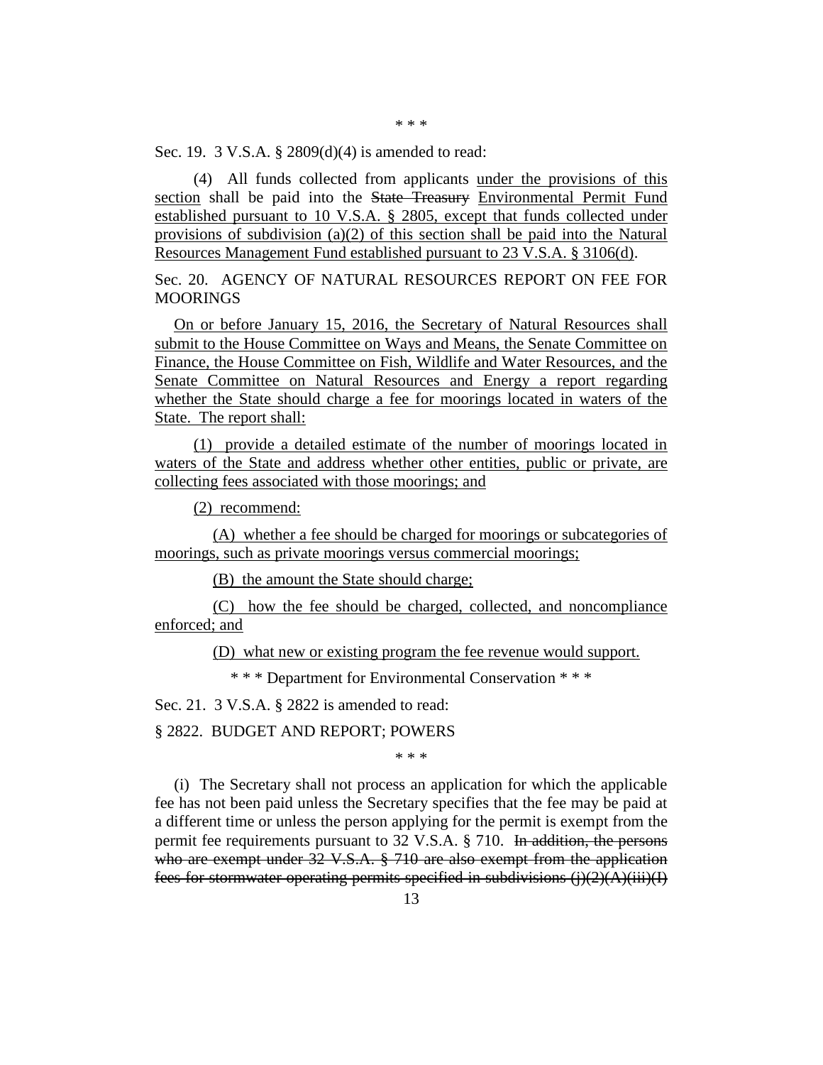\* \* \*

Sec. 19. 3 V.S.A. § 2809(d)(4) is amended to read:

(4) All funds collected from applicants <u>under the provisions of this section</u> shall be paid into the ~~State Treasury~~ <u>Environmental Permit Fund established pursuant to 10 V.S.A. § 2805, except that funds collected under provisions of subdivision (a)(2) of this section shall be paid into the Natural Resources Management Fund established pursuant to 23 V.S.A. § 3106(d)</u>.

Sec. 20. AGENCY OF NATURAL RESOURCES REPORT ON FEE FOR MOORINGS

<u>On or before January 15, 2016, the Secretary of Natural Resources shall submit to the House Committee on Ways and Means, the Senate Committee on Finance, the House Committee on Fish, Wildlife and Water Resources, and the Senate Committee on Natural Resources and Energy a report regarding whether the State should charge a fee for moorings located in waters of the State. The report shall:</u>

<u>(1) provide a detailed estimate of the number of moorings located in waters of the State and address whether other entities, public or private, are collecting fees associated with those moorings; and</u>

<u>(2) recommend:</u>

<u>(A) whether a fee should be charged for moorings or subcategories of moorings, such as private moorings versus commercial moorings;</u>

<u>(B) the amount the State should charge;</u>

<u>(C) how the fee should be charged, collected, and noncompliance enforced; and</u>

<u>(D) what new or existing program the fee revenue would support.</u>

\* \* \* Department for Environmental Conservation \* \* \*

Sec. 21. 3 V.S.A. § 2822 is amended to read:

§ 2822. BUDGET AND REPORT; POWERS

\* \* \*

(i) The Secretary shall not process an application for which the applicable fee has not been paid unless the Secretary specifies that the fee may be paid at a different time or unless the person applying for the permit is exempt from the permit fee requirements pursuant to 32 V.S.A. § 710. ~~In addition, the persons who are exempt under 32 V.S.A. § 710 are also exempt from the application fees for stormwater operating permits specified in subdivisions (j)(2)(A)(iii)(I)~~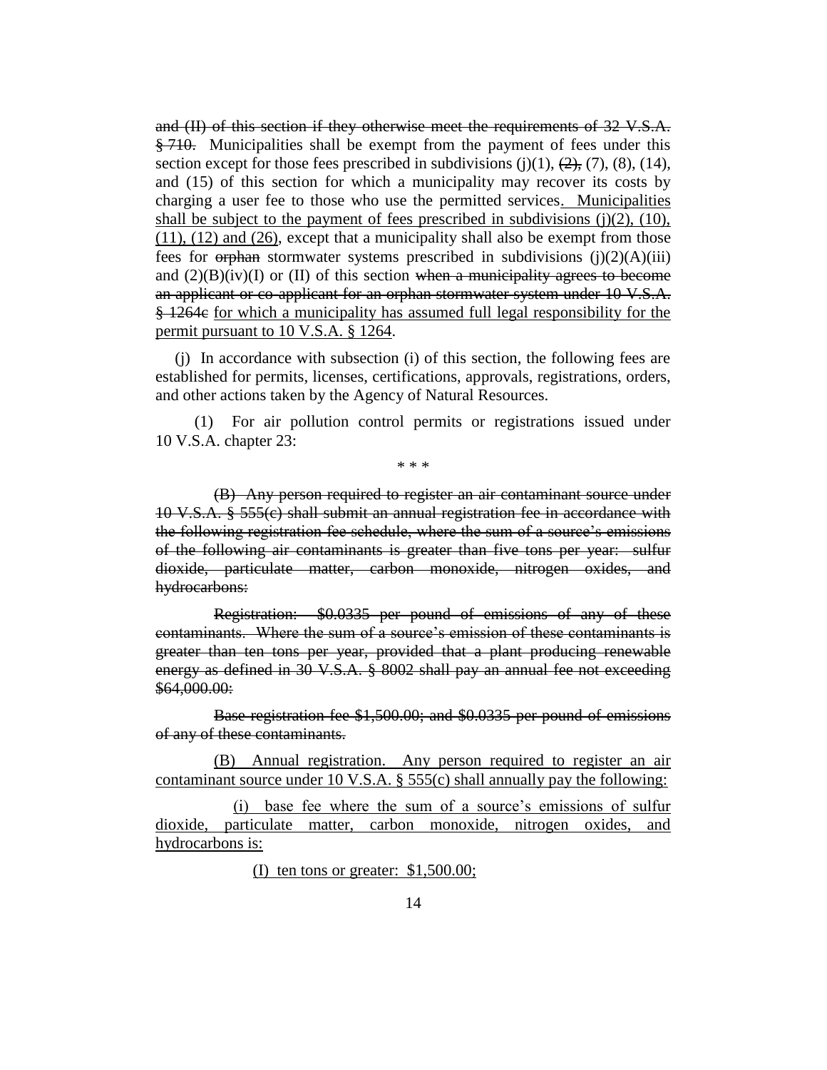~~and (II) of this section if they otherwise meet the requirements of 32 V.S.A. § 710.~~ Municipalities shall be exempt from the payment of fees under this section except for those fees prescribed in subdivisions (j)(1), ~~(2),~~ (7), (8), (14), and (15) of this section for which a municipality may recover its costs by charging a user fee to those who use the permitted services<u>. Municipalities shall be subject to the payment of fees prescribed in subdivisions (j)(2), (10), (11), (12) and (26)</u>, except that a municipality shall also be exempt from those fees for ~~orphan~~ stormwater systems prescribed in subdivisions (j)(2)(A)(iii) and (2)(B)(iv)(I) or (II) of this section ~~when a municipality agrees to become an applicant or co-applicant for an orphan stormwater system under 10 V.S.A. § 1264c~~ <u>for which a municipality has assumed full legal responsibility for the permit pursuant to 10 V.S.A. § 1264</u>.

(j) In accordance with subsection (i) of this section, the following fees are established for permits, licenses, certifications, approvals, registrations, orders, and other actions taken by the Agency of Natural Resources.

(1) For air pollution control permits or registrations issued under 10 V.S.A. chapter 23:

\* \* \*

~~(B) Any person required to register an air contaminant source under 10 V.S.A. § 555(c) shall submit an annual registration fee in accordance with the following registration fee schedule, where the sum of a source's emissions of the following air contaminants is greater than five tons per year: sulfur dioxide, particulate matter, carbon monoxide, nitrogen oxides, and hydrocarbons:~~

~~Registration: $0.0335 per pound of emissions of any of these contaminants. Where the sum of a source's emission of these contaminants is greater than ten tons per year, provided that a plant producing renewable energy as defined in 30 V.S.A. § 8002 shall pay an annual fee not exceeding $64,000.00:~~

~~Base registration fee $1,500.00; and $0.0335 per pound of emissions of any of these contaminants.~~

<u>(B) Annual registration. Any person required to register an air contaminant source under 10 V.S.A. § 555(c) shall annually pay the following:</u>

<u>(i) base fee where the sum of a source's emissions of sulfur dioxide, particulate matter, carbon monoxide, nitrogen oxides, and hydrocarbons is:</u>

<u>(I) ten tons or greater: $1,500.00;</u>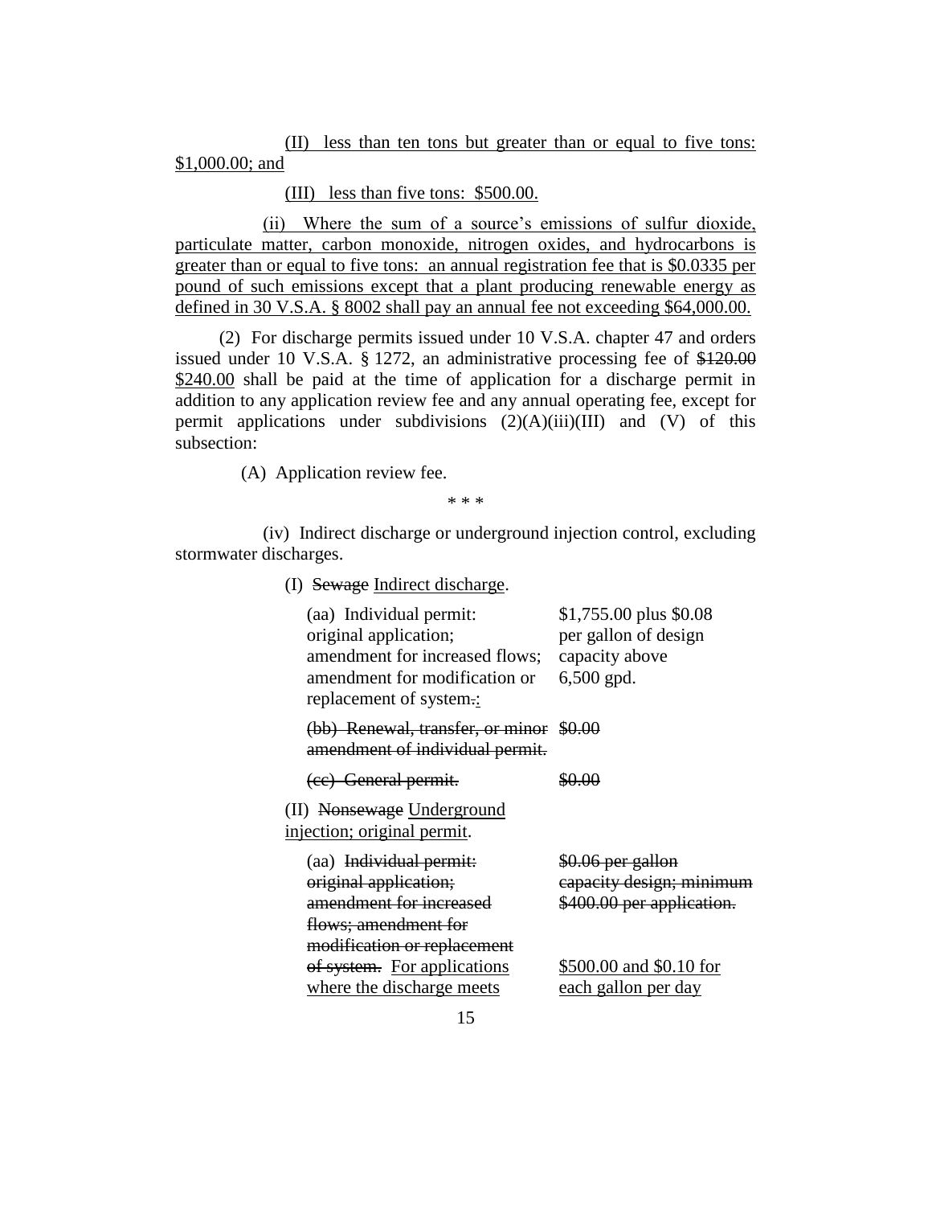(II) less than ten tons but greater than or equal to five tons: $1,000.00; and

(III) less than five tons: $500.00.

(ii) Where the sum of a source's emissions of sulfur dioxide, particulate matter, carbon monoxide, nitrogen oxides, and hydrocarbons is greater than or equal to five tons: an annual registration fee that is $0.0335 per pound of such emissions except that a plant producing renewable energy as defined in 30 V.S.A. § 8002 shall pay an annual fee not exceeding $64,000.00.

(2) For discharge permits issued under 10 V.S.A. chapter 47 and orders issued under 10 V.S.A. § 1272, an administrative processing fee of ~~$120.00~~ $240.00 shall be paid at the time of application for a discharge permit in addition to any application review fee and any annual operating fee, except for permit applications under subdivisions (2)(A)(iii)(III) and (V) of this subsection:

(A) Application review fee.

\* \* \*

(iv) Indirect discharge or underground injection control, excluding stormwater discharges.

(I) ~~Sewage~~ Indirect discharge.

| | |
|---|---|
| (aa) Individual permit: original application; amendment for increased flows; amendment for modification or replacement of system~~.~~: | $1,755.00 plus $0.08 per gallon of design capacity above 6,500 gpd. |
| ~~(bb) Renewal, transfer, or minor amendment of individual permit.~~ | ~~$0.00~~ |
| ~~(cc) General permit.~~ | ~~$0.00~~ |

(II) ~~Nonsewage~~ Underground injection; original permit.

| | |
|---|---|
| (aa) ~~Individual permit: original application; amendment for increased flows; amendment for modification or replacement of system.~~ | ~~$0.06 per gallon capacity design; minimum $400.00 per application.~~ |
| For applications where the discharge meets | $500.00 and $0.10 for each gallon per day |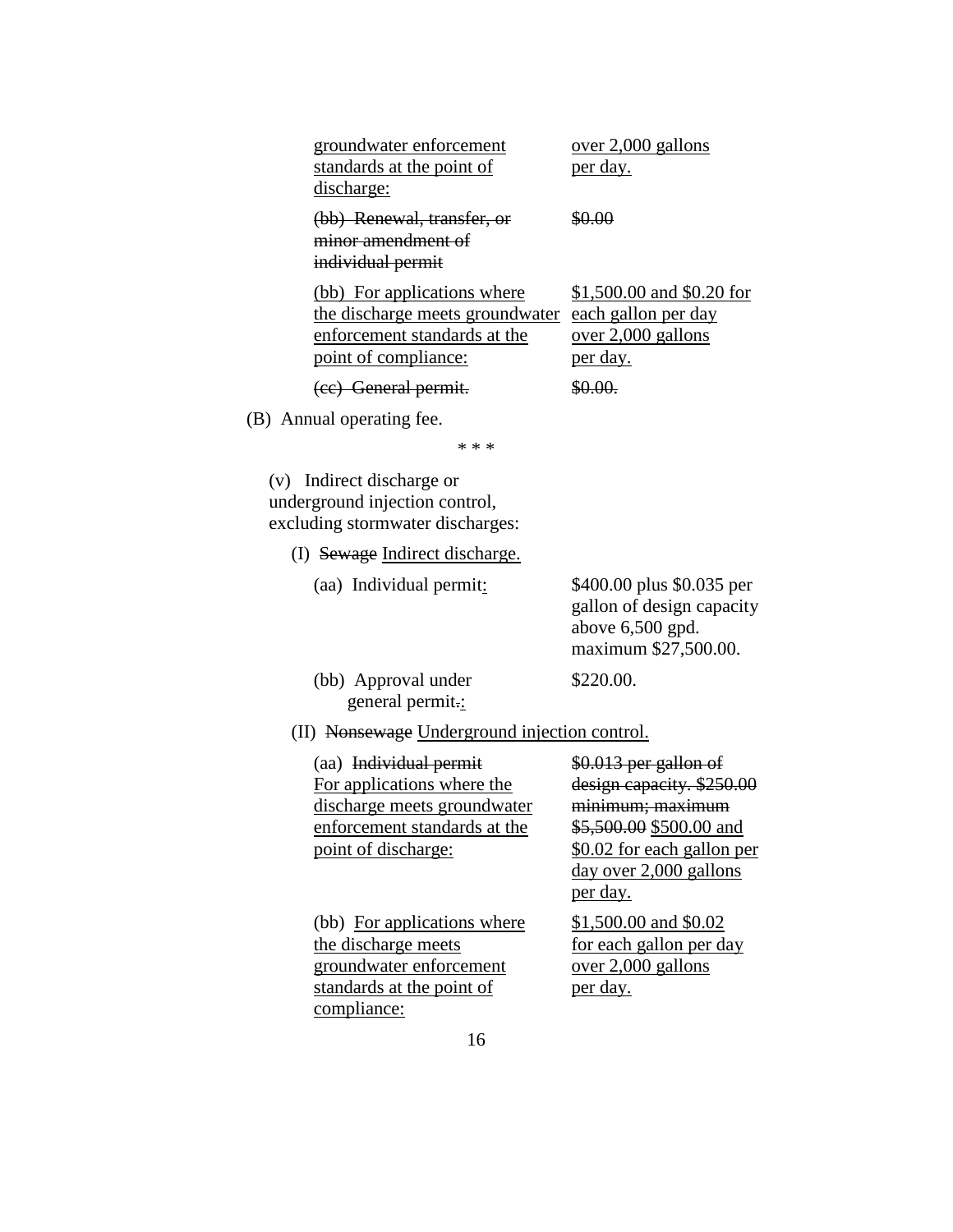| | |
|---|---|
| <u>groundwater enforcement standards at the point of discharge:</u> | <u>over 2,000 gallons per day.</u> |
| ~~(bb) Renewal, transfer, or minor amendment of individual permit~~ | ~~$0.00~~ |
| <u>(bb) For applications where the discharge meets groundwater enforcement standards at the point of compliance:</u> | <u>$1,500.00 and $0.20 for each gallon per day over 2,000 gallons per day.</u> |
| ~~(cc) General permit.~~ | ~~$0.00.~~ |

(B) Annual operating fee.

\* \* \*

(v) Indirect discharge or underground injection control, excluding stormwater discharges:

(I) ~~Sewage~~ <u>Indirect discharge.</u>

| | |
|---|---|
| (aa) Individual permit<u>:</u> | $400.00 plus $0.035 per gallon of design capacity above 6,500 gpd. maximum $27,500.00. |
| (bb) Approval under general permit~~.~~<u>:</u> | $220.00. |

(II) ~~Nonsewage~~ <u>Underground injection control.</u>

| | |
|---|---|
| (aa) ~~Individual permit~~ <u>For applications where the discharge meets groundwater enforcement standards at the point of discharge:</u> | ~~$0.013 per gallon of design capacity. $250.00 minimum; maximum $5,500.00~~ <u>$500.00 and $0.02 for each gallon per day over 2,000 gallons per day.</u> |
| (bb) <u>For applications where the discharge meets groundwater enforcement standards at the point of compliance:</u> | <u>$1,500.00 and $0.02 for each gallon per day over 2,000 gallons per day.</u> |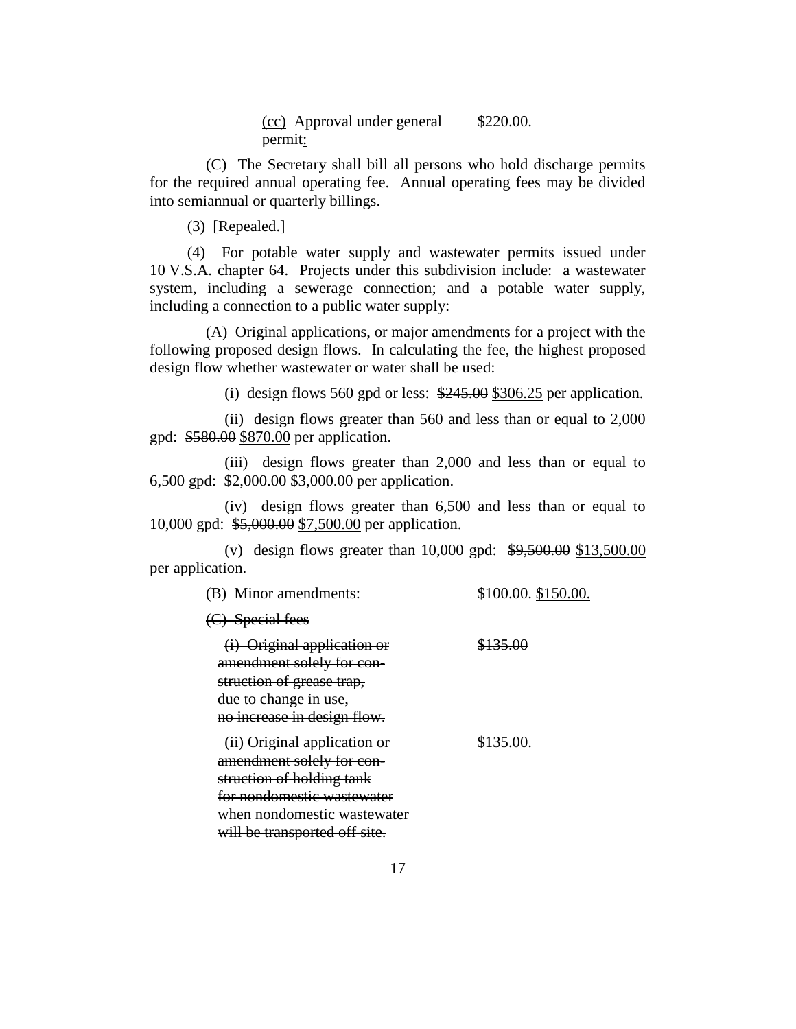(cc) Approval under general permit: $220.00.

(C) The Secretary shall bill all persons who hold discharge permits for the required annual operating fee. Annual operating fees may be divided into semiannual or quarterly billings.

(3) [Repealed.]

(4) For potable water supply and wastewater permits issued under 10 V.S.A. chapter 64. Projects under this subdivision include: a wastewater system, including a sewerage connection; and a potable water supply, including a connection to a public water supply:

(A) Original applications, or major amendments for a project with the following proposed design flows. In calculating the fee, the highest proposed design flow whether wastewater or water shall be used:

(i) design flows 560 gpd or less: ~~$245.00~~ $306.25 per application.

(ii) design flows greater than 560 and less than or equal to 2,000 gpd: ~~$580.00~~ $870.00 per application.

(iii) design flows greater than 2,000 and less than or equal to 6,500 gpd: ~~$2,000.00~~ $3,000.00 per application.

(iv) design flows greater than 6,500 and less than or equal to 10,000 gpd: ~~$5,000.00~~ $7,500.00 per application.

(v) design flows greater than 10,000 gpd: ~~$9,500.00~~ $13,500.00 per application.

(B) Minor amendments: ~~$100.00.~~ $150.00.

~~(C) Special fees~~

~~(i) Original application or amendment solely for construction of grease trap, due to change in use, no increase in design flow.~~ ~~$135.00~~

~~(ii) Original application or amendment solely for construction of holding tank for nondomestic wastewater when nondomestic wastewater will be transported off site.~~ ~~$135.00.~~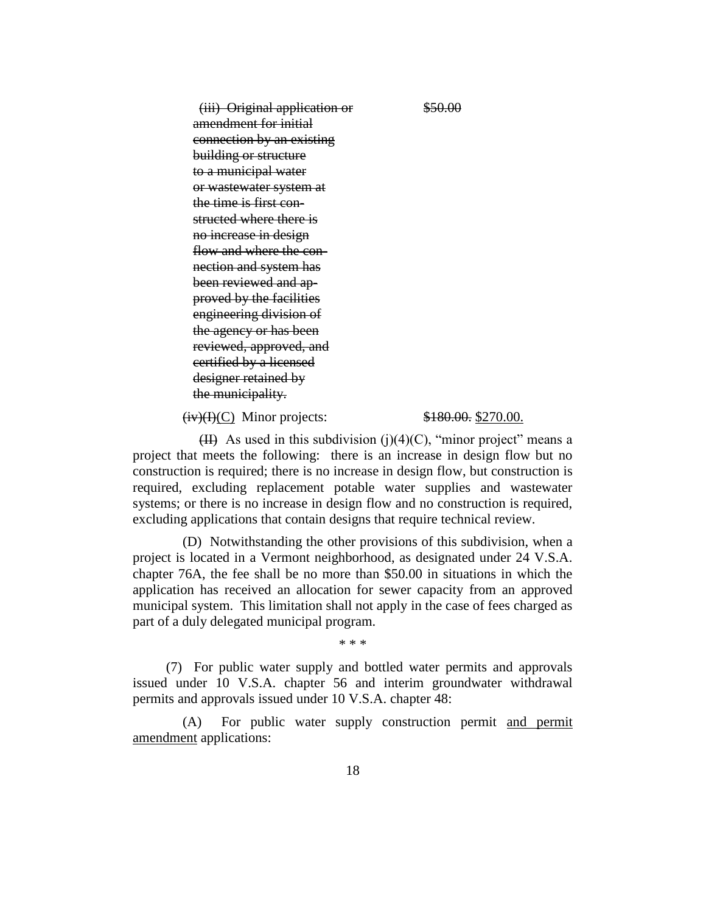~~(iii) Original application or amendment for initial connection by an existing building or structure to a municipal water or wastewater system at the time is first constructed where there is no increase in design flow and where the connection and system has been reviewed and approved by the facilities engineering division of the agency or has been reviewed, approved, and certified by a licensed designer retained by the municipality.~~ ~~$50.00~~

~~(iv)(I)~~<u>(C)</u> Minor projects: ~~$180.00.~~ <u>$270.00.</u>

~~(II)~~ As used in this subdivision (j)(4)(C), "minor project" means a project that meets the following: there is an increase in design flow but no construction is required; there is no increase in design flow, but construction is required, excluding replacement potable water supplies and wastewater systems; or there is no increase in design flow and no construction is required, excluding applications that contain designs that require technical review.

(D) Notwithstanding the other provisions of this subdivision, when a project is located in a Vermont neighborhood, as designated under 24 V.S.A. chapter 76A, the fee shall be no more than $50.00 in situations in which the application has received an allocation for sewer capacity from an approved municipal system. This limitation shall not apply in the case of fees charged as part of a duly delegated municipal program.

\* \* \*

(7) For public water supply and bottled water permits and approvals issued under 10 V.S.A. chapter 56 and interim groundwater withdrawal permits and approvals issued under 10 V.S.A. chapter 48:

(A) For public water supply construction permit <u>and permit amendment</u> applications: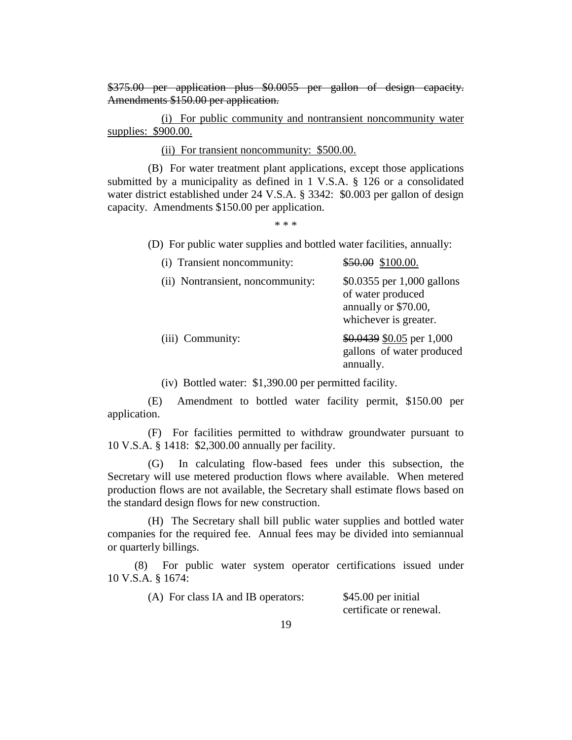~~$375.00 per application plus $0.0055 per gallon of design capacity. Amendments $150.00 per application.~~

(i) For public community and nontransient noncommunity water supplies: $900.00.

(ii) For transient noncommunity: $500.00.

(B) For water treatment plant applications, except those applications submitted by a municipality as defined in 1 V.S.A. § 126 or a consolidated water district established under 24 V.S.A. § 3342: $0.003 per gallon of design capacity. Amendments $150.00 per application.

\* \* \*

(D) For public water supplies and bottled water facilities, annually:

| | |
|---|---|
| (i) Transient noncommunity: | ~~$50.00~~ $100.00. |
| (ii) Nontransient, noncommunity: | $0.0355 per 1,000 gallons of water produced annually or $70.00, whichever is greater. |
| (iii) Community: | ~~$0.0439~~ $0.05 per 1,000 gallons of water produced annually. |

(iv) Bottled water: $1,390.00 per permitted facility.

(E) Amendment to bottled water facility permit, $150.00 per application.

(F) For facilities permitted to withdraw groundwater pursuant to 10 V.S.A. § 1418: $2,300.00 annually per facility.

(G) In calculating flow-based fees under this subsection, the Secretary will use metered production flows where available. When metered production flows are not available, the Secretary shall estimate flows based on the standard design flows for new construction.

(H) The Secretary shall bill public water supplies and bottled water companies for the required fee. Annual fees may be divided into semiannual or quarterly billings.

(8) For public water system operator certifications issued under 10 V.S.A. § 1674:

| | |
|---|---|
| (A) For class IA and IB operators: | $45.00 per initial certificate or renewal. |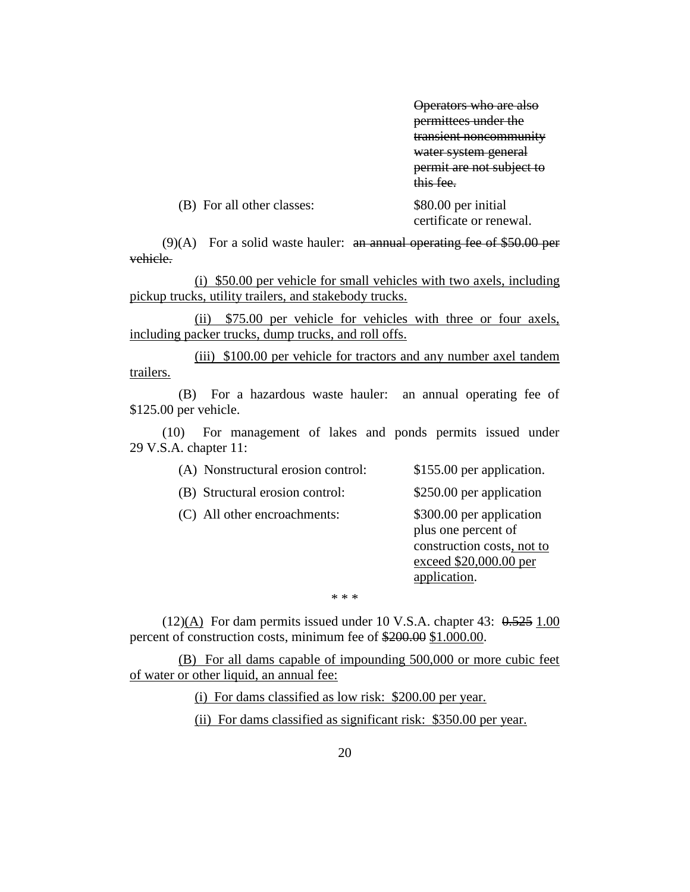~~Operators who are also permittees under the transient noncommunity water system general permit are not subject to this fee.~~

(B) For all other classes: $80.00 per initial certificate or renewal.

(9)(A) For a solid waste hauler: ~~an annual operating fee of $50.00 per vehicle.~~

<u>(i) $50.00 per vehicle for small vehicles with two axels, including pickup trucks, utility trailers, and stakebody trucks.</u>

<u>(ii) $75.00 per vehicle for vehicles with three or four axels, including packer trucks, dump trucks, and roll offs.</u>

<u>(iii) $100.00 per vehicle for tractors and any number axel tandem trailers.</u>

(B) For a hazardous waste hauler: an annual operating fee of $125.00 per vehicle.

(10) For management of lakes and ponds permits issued under 29 V.S.A. chapter 11:

(A) Nonstructural erosion control: $155.00 per application.

(B) Structural erosion control: $250.00 per application

(C) All other encroachments: $300.00 per application plus one percent of construction costs<u>, not to exceed $20,000.00 per application</u>.

* * *

(12)<u>(A)</u> For dam permits issued under 10 V.S.A. chapter 43: ~~0.525~~ <u>1.00</u> percent of construction costs, minimum fee of ~~$200.00~~ <u>$1.000.00</u>.

<u>(B) For all dams capable of impounding 500,000 or more cubic feet of water or other liquid, an annual fee:</u>

<u>(i) For dams classified as low risk: $200.00 per year.</u>

<u>(ii) For dams classified as significant risk: $350.00 per year.</u>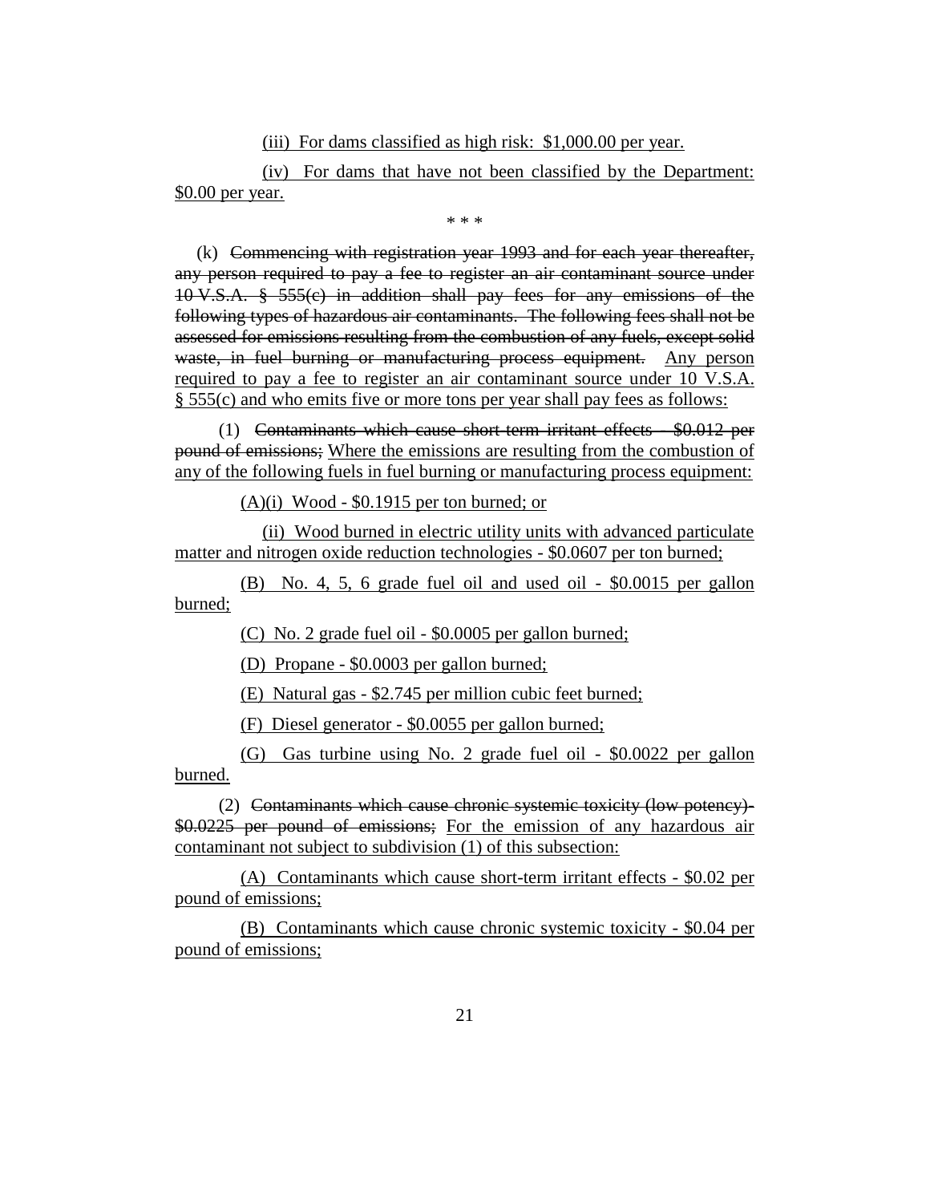(iii) For dams classified as high risk: $1,000.00 per year.

(iv) For dams that have not been classified by the Department: $0.00 per year.

\* \* \*

(k) ~~Commencing with registration year 1993 and for each year thereafter, any person required to pay a fee to register an air contaminant source under 10 V.S.A. § 555(c) in addition shall pay fees for any emissions of the following types of hazardous air contaminants. The following fees shall not be assessed for emissions resulting from the combustion of any fuels, except solid waste, in fuel burning or manufacturing process equipment.~~ Any person required to pay a fee to register an air contaminant source under 10 V.S.A. § 555(c) and who emits five or more tons per year shall pay fees as follows:

(1) ~~Contaminants which cause short-term irritant effects - $0.012 per pound of emissions;~~ Where the emissions are resulting from the combustion of any of the following fuels in fuel burning or manufacturing process equipment:

(A)(i) Wood - $0.1915 per ton burned; or

(ii) Wood burned in electric utility units with advanced particulate matter and nitrogen oxide reduction technologies - $0.0607 per ton burned;

(B) No. 4, 5, 6 grade fuel oil and used oil - $0.0015 per gallon burned;

(C) No. 2 grade fuel oil - $0.0005 per gallon burned;

(D) Propane - $0.0003 per gallon burned;

(E) Natural gas - $2.745 per million cubic feet burned;

(F) Diesel generator - $0.0055 per gallon burned;

(G) Gas turbine using No. 2 grade fuel oil - $0.0022 per gallon burned.

(2) ~~Contaminants which cause chronic systemic toxicity (low potency) - $0.0225 per pound of emissions;~~ For the emission of any hazardous air contaminant not subject to subdivision (1) of this subsection:

(A) Contaminants which cause short-term irritant effects - $0.02 per pound of emissions;

(B) Contaminants which cause chronic systemic toxicity - $0.04 per pound of emissions;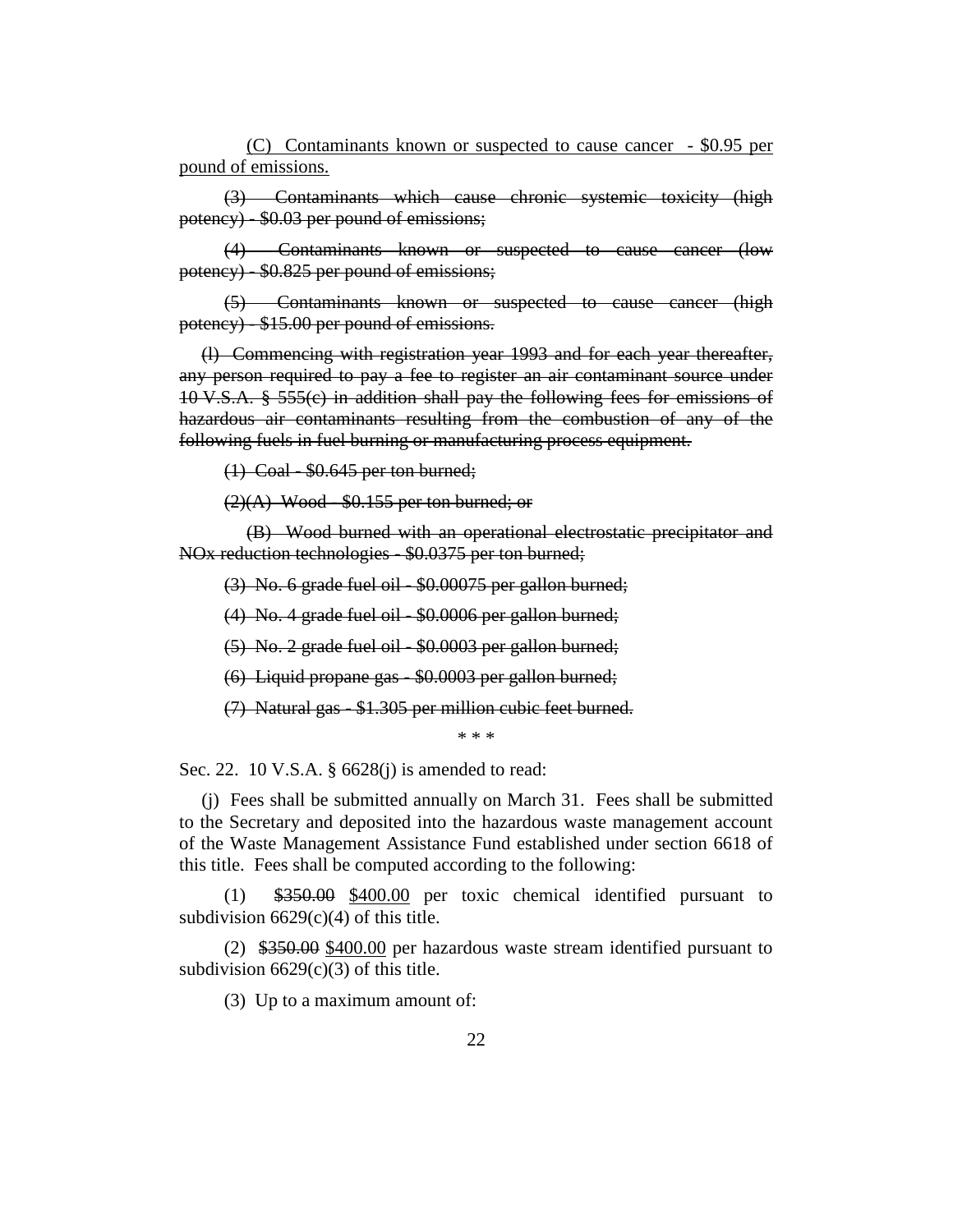<u>(C) Contaminants known or suspected to cause cancer - $0.95 per pound of emissions.</u>

~~(3) Contaminants which cause chronic systemic toxicity (high potency) - $0.03 per pound of emissions;~~

~~(4) Contaminants known or suspected to cause cancer (low potency) - $0.825 per pound of emissions;~~

~~(5) Contaminants known or suspected to cause cancer (high potency) - $15.00 per pound of emissions.~~

~~(l) Commencing with registration year 1993 and for each year thereafter, any person required to pay a fee to register an air contaminant source under 10 V.S.A. § 555(c) in addition shall pay the following fees for emissions of hazardous air contaminants resulting from the combustion of any of the following fuels in fuel burning or manufacturing process equipment.~~

~~(1) Coal - $0.645 per ton burned;~~

~~(2)(A) Wood - $0.155 per ton burned; or~~

~~(B) Wood burned with an operational electrostatic precipitator and NOx reduction technologies - $0.0375 per ton burned;~~

~~(3) No. 6 grade fuel oil - $0.00075 per gallon burned;~~

~~(4) No. 4 grade fuel oil - $0.0006 per gallon burned;~~

~~(5) No. 2 grade fuel oil - $0.0003 per gallon burned;~~

~~(6) Liquid propane gas - $0.0003 per gallon burned;~~

~~(7) Natural gas - $1.305 per million cubic feet burned.~~

\* \* \*

Sec. 22. 10 V.S.A. § 6628(j) is amended to read:

(j) Fees shall be submitted annually on March 31. Fees shall be submitted to the Secretary and deposited into the hazardous waste management account of the Waste Management Assistance Fund established under section 6618 of this title. Fees shall be computed according to the following:

(1) ~~$350.00~~ <u>$400.00</u> per toxic chemical identified pursuant to subdivision 6629(c)(4) of this title.

(2) ~~$350.00~~ <u>$400.00</u> per hazardous waste stream identified pursuant to subdivision 6629(c)(3) of this title.

(3) Up to a maximum amount of: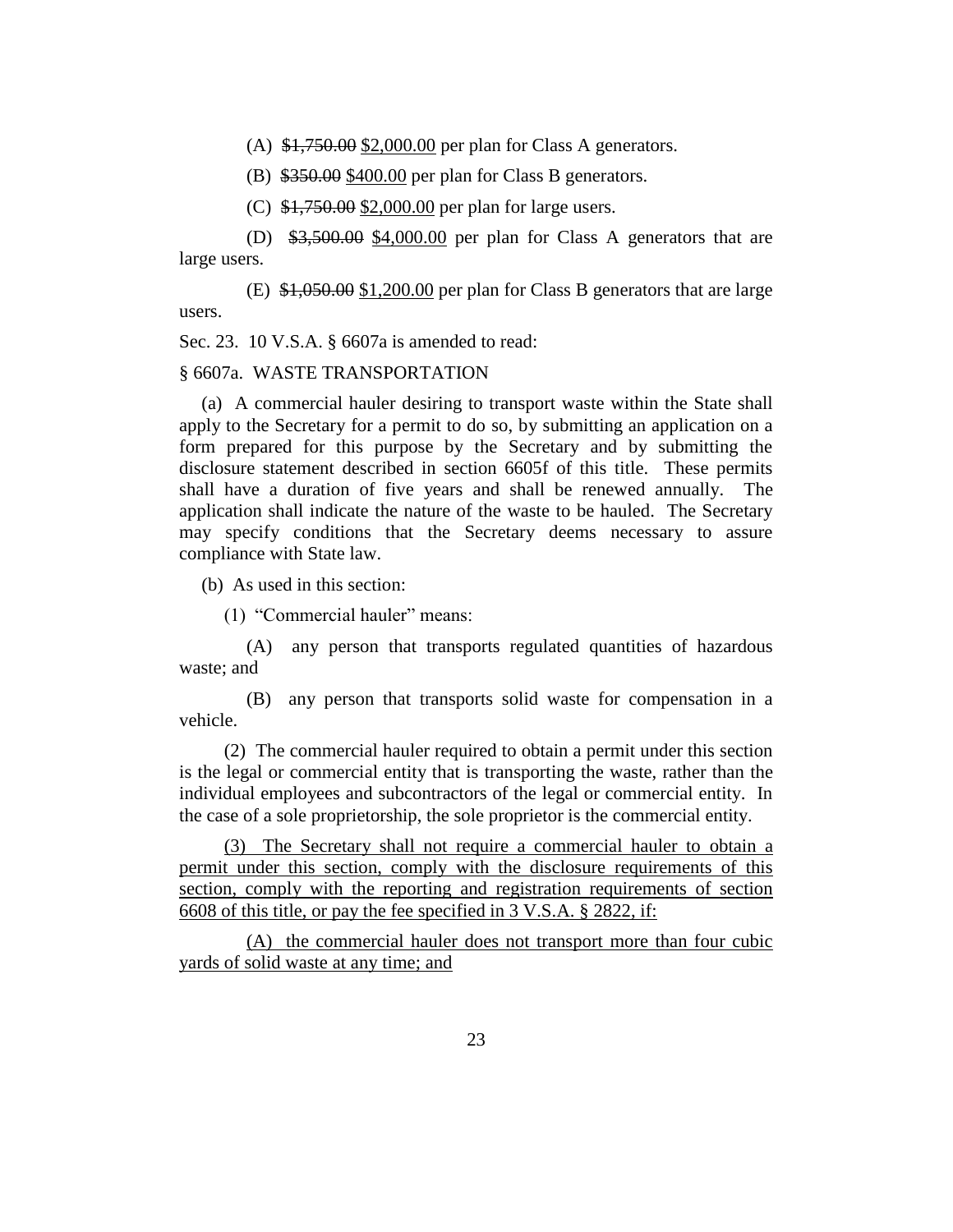(A) ~~$1,750.00~~ <u>$2,000.00</u> per plan for Class A generators.

(B) ~~$350.00~~ <u>$400.00</u> per plan for Class B generators.

(C) ~~$1,750.00~~ <u>$2,000.00</u> per plan for large users.

(D) ~~$3,500.00~~ <u>$4,000.00</u> per plan for Class A generators that are large users.

(E) ~~$1,050.00~~ <u>$1,200.00</u> per plan for Class B generators that are large users.

Sec. 23. 10 V.S.A. § 6607a is amended to read:

§ 6607a. WASTE TRANSPORTATION

(a) A commercial hauler desiring to transport waste within the State shall apply to the Secretary for a permit to do so, by submitting an application on a form prepared for this purpose by the Secretary and by submitting the disclosure statement described in section 6605f of this title. These permits shall have a duration of five years and shall be renewed annually. The application shall indicate the nature of the waste to be hauled. The Secretary may specify conditions that the Secretary deems necessary to assure compliance with State law.

(b) As used in this section:

(1) "Commercial hauler" means:

(A) any person that transports regulated quantities of hazardous waste; and

(B) any person that transports solid waste for compensation in a vehicle.

(2) The commercial hauler required to obtain a permit under this section is the legal or commercial entity that is transporting the waste, rather than the individual employees and subcontractors of the legal or commercial entity. In the case of a sole proprietorship, the sole proprietor is the commercial entity.

<u>(3) The Secretary shall not require a commercial hauler to obtain a permit under this section, comply with the disclosure requirements of this section, comply with the reporting and registration requirements of section 6608 of this title, or pay the fee specified in 3 V.S.A. § 2822, if:</u>

<u>(A) the commercial hauler does not transport more than four cubic yards of solid waste at any time; and</u>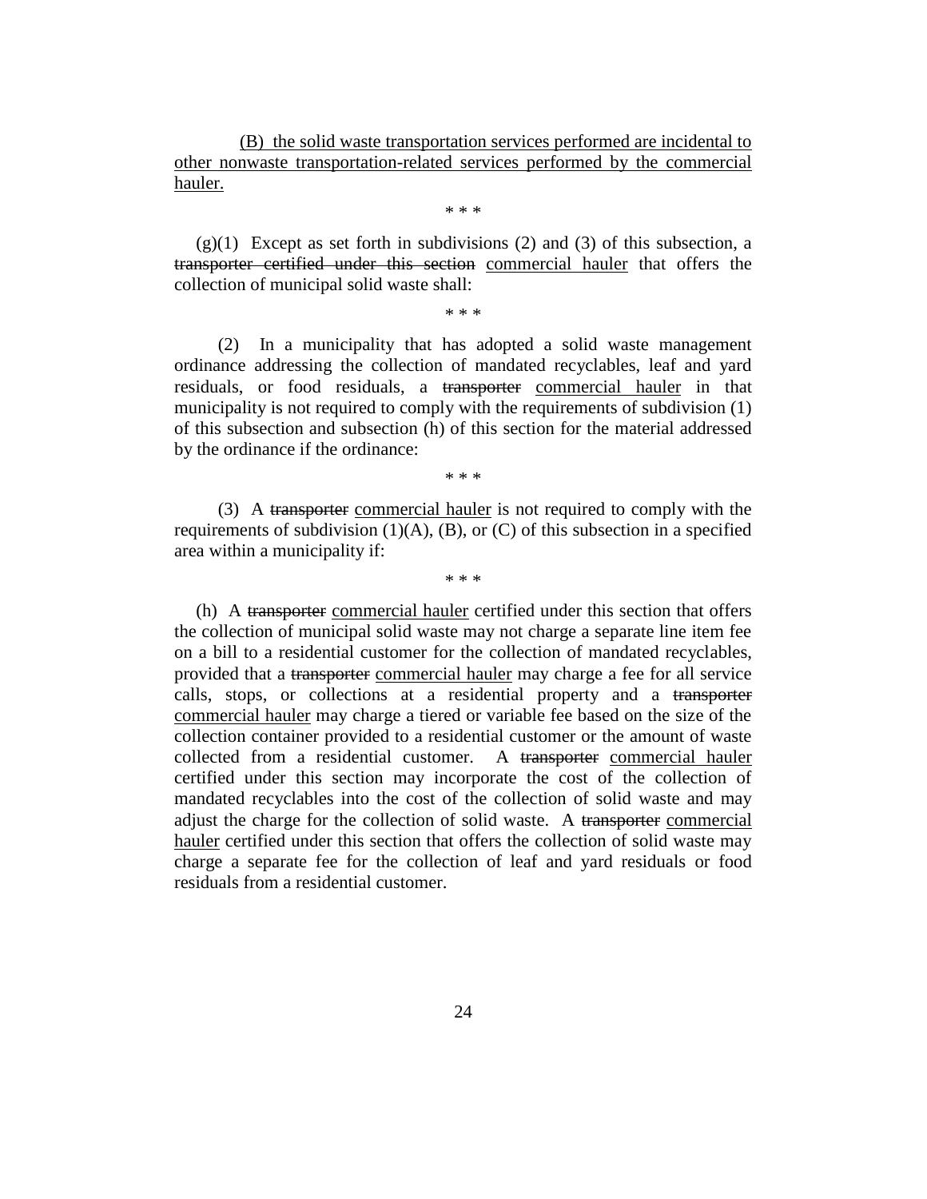(B) the solid waste transportation services performed are incidental to other nonwaste transportation-related services performed by the commercial hauler.

\* \* \*

(g)(1) Except as set forth in subdivisions (2) and (3) of this subsection, a ~~transporter certified under this section~~ commercial hauler that offers the collection of municipal solid waste shall:

\* \* \*

(2) In a municipality that has adopted a solid waste management ordinance addressing the collection of mandated recyclables, leaf and yard residuals, or food residuals, a ~~transporter~~ commercial hauler in that municipality is not required to comply with the requirements of subdivision (1) of this subsection and subsection (h) of this section for the material addressed by the ordinance if the ordinance:

\* \* \*

(3) A ~~transporter~~ commercial hauler is not required to comply with the requirements of subdivision (1)(A), (B), or (C) of this subsection in a specified area within a municipality if:

\* \* \*

(h) A ~~transporter~~ commercial hauler certified under this section that offers the collection of municipal solid waste may not charge a separate line item fee on a bill to a residential customer for the collection of mandated recyclables, provided that a ~~transporter~~ commercial hauler may charge a fee for all service calls, stops, or collections at a residential property and a ~~transporter~~ commercial hauler may charge a tiered or variable fee based on the size of the collection container provided to a residential customer or the amount of waste collected from a residential customer. A ~~transporter~~ commercial hauler certified under this section may incorporate the cost of the collection of mandated recyclables into the cost of the collection of solid waste and may adjust the charge for the collection of solid waste. A ~~transporter~~ commercial hauler certified under this section that offers the collection of solid waste may charge a separate fee for the collection of leaf and yard residuals or food residuals from a residential customer.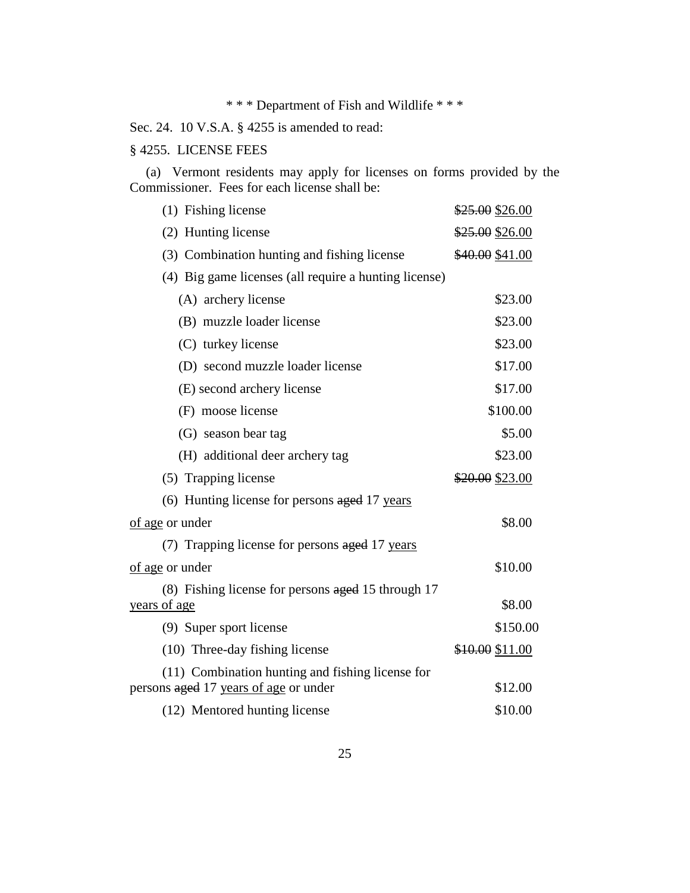\* \* \* Department of Fish and Wildlife \* \* \*

Sec. 24. 10 V.S.A. § 4255 is amended to read:

§ 4255. LICENSE FEES

(a) Vermont residents may apply for licenses on forms provided by the Commissioner. Fees for each license shall be:

| | |
|---|---|
| (1) Fishing license | ~~$25.00~~ <u>$26.00</u> |
| (2) Hunting license | ~~$25.00~~ <u>$26.00</u> |
| (3) Combination hunting and fishing license | ~~$40.00~~ <u>$41.00</u> |
| (4) Big game licenses (all require a hunting license) | |
| (A) archery license | $23.00 |
| (B) muzzle loader license | $23.00 |
| (C) turkey license | $23.00 |
| (D) second muzzle loader license | $17.00 |
| (E) second archery license | $17.00 |
| (F) moose license | $100.00 |
| (G) season bear tag | $5.00 |
| (H) additional deer archery tag | $23.00 |
| (5) Trapping license | ~~$20.00~~ <u>$23.00</u> |
| (6) Hunting license for persons ~~aged~~ 17 <u>years of age</u> or under | $8.00 |
| (7) Trapping license for persons ~~aged~~ 17 <u>years of age</u> or under | $10.00 |
| (8) Fishing license for persons ~~aged~~ 15 through 17 <u>years of age</u> | $8.00 |
| (9) Super sport license | $150.00 |
| (10) Three-day fishing license | ~~$10.00~~ <u>$11.00</u> |
| (11) Combination hunting and fishing license for persons ~~aged~~ 17 <u>years of age</u> or under | $12.00 |
| (12) Mentored hunting license | $10.00 |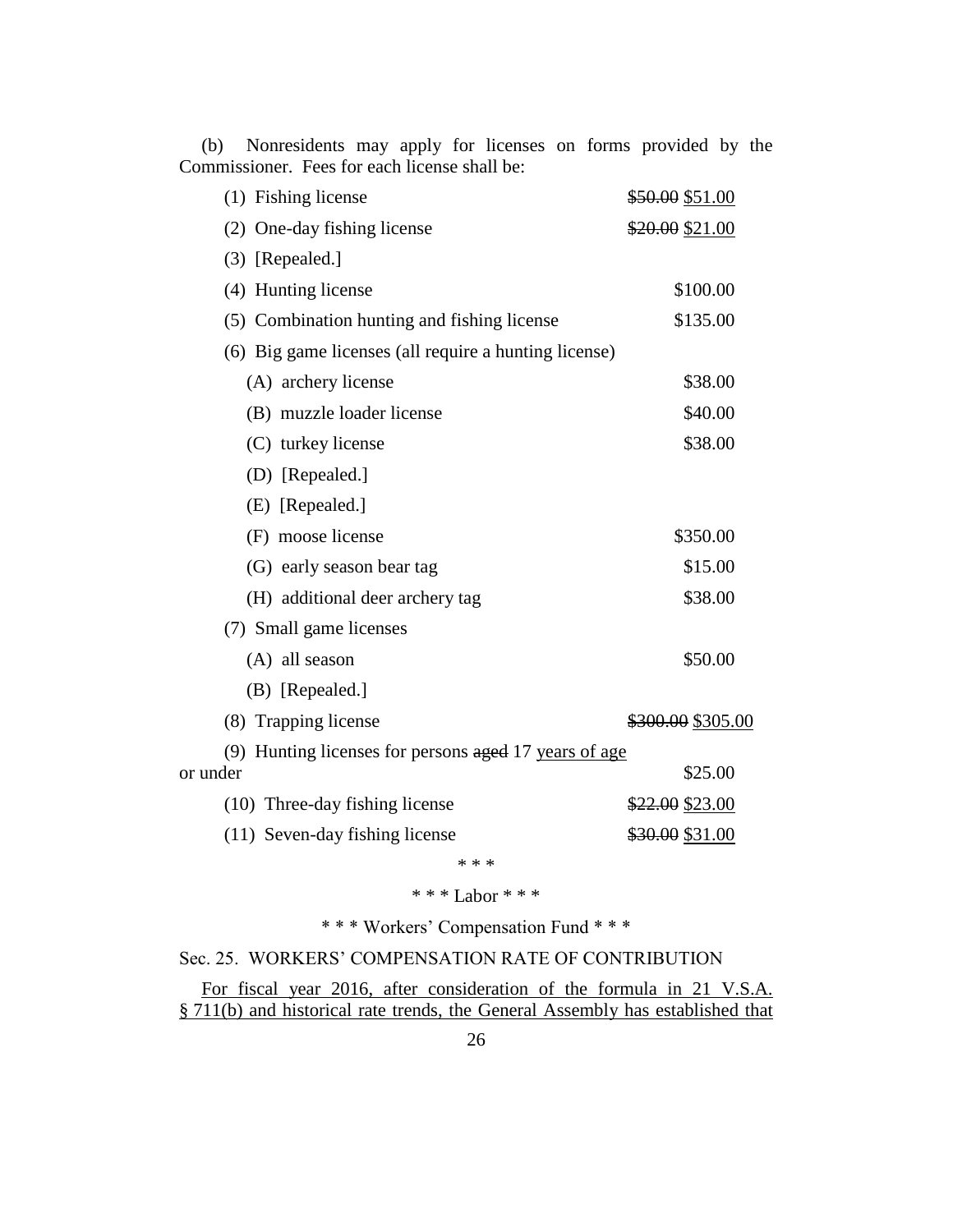(b) Nonresidents may apply for licenses on forms provided by the Commissioner. Fees for each license shall be:

| | |
|---|---|
| (1) Fishing license | ~~$50.00~~ <u>$51.00</u> |
| (2) One-day fishing license | ~~$20.00~~ <u>$21.00</u> |
| (3) [Repealed.] | |
| (4) Hunting license | $100.00 |
| (5) Combination hunting and fishing license | $135.00 |
| (6) Big game licenses (all require a hunting license) | |
| (A) archery license | $38.00 |
| (B) muzzle loader license | $40.00 |
| (C) turkey license | $38.00 |
| (D) [Repealed.] | |
| (E) [Repealed.] | |
| (F) moose license | $350.00 |
| (G) early season bear tag | $15.00 |
| (H) additional deer archery tag | $38.00 |
| (7) Small game licenses | |
| (A) all season | $50.00 |
| (B) [Repealed.] | |
| (8) Trapping license | ~~$300.00~~ <u>$305.00</u> |
| (9) Hunting licenses for persons ~~aged~~ 17 <u>years of age</u> or under | $25.00 |
| (10) Three-day fishing license | ~~$22.00~~ <u>$23.00</u> |
| (11) Seven-day fishing license | ~~$30.00~~ <u>$31.00</u> |

\* \* \*

\* \* \* Labor \* \* \*

\* \* \* Workers' Compensation Fund \* \* \*

Sec. 25. WORKERS' COMPENSATION RATE OF CONTRIBUTION

<u>For fiscal year 2016, after consideration of the formula in 21 V.S.A. § 711(b) and historical rate trends, the General Assembly has established that</u>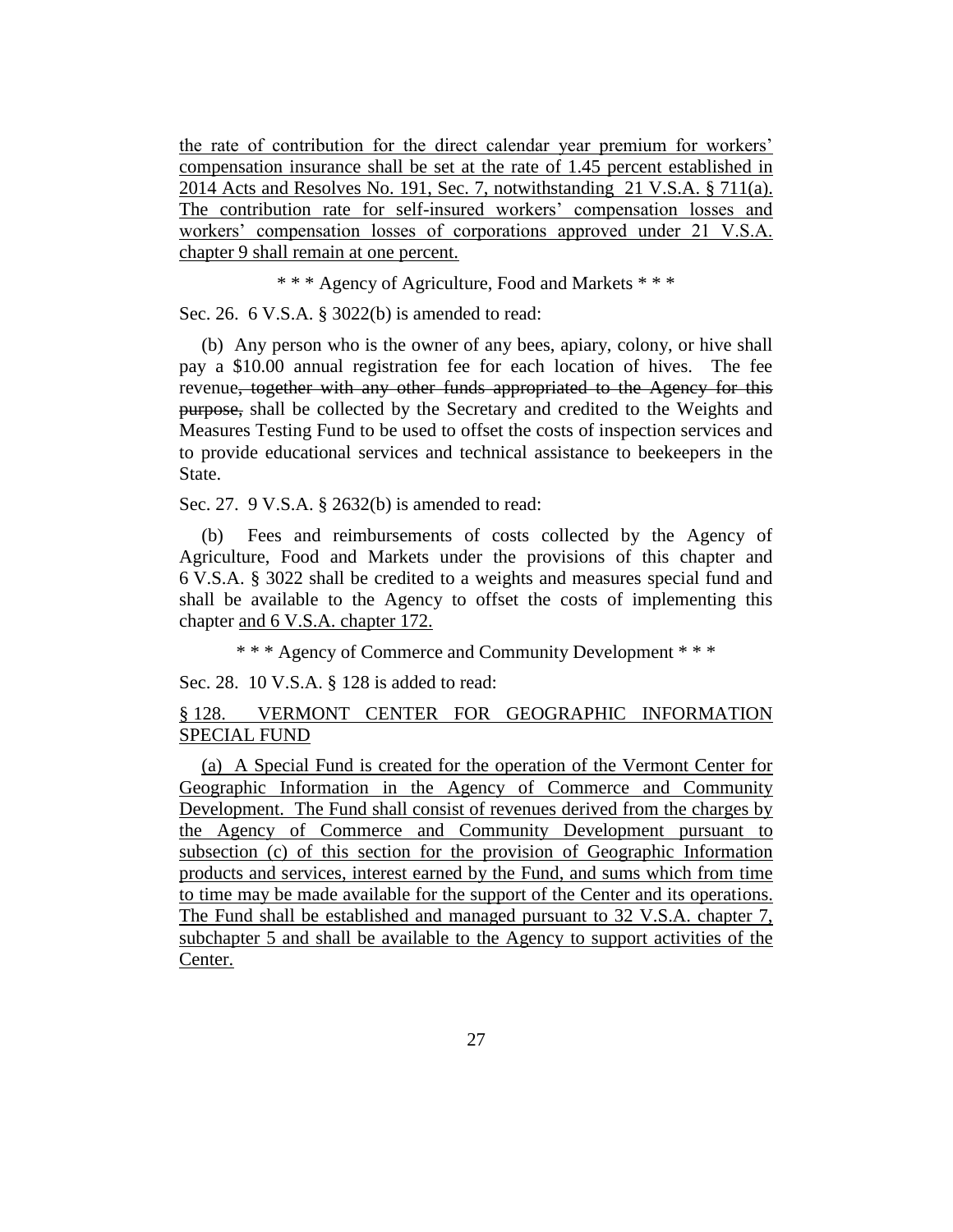the rate of contribution for the direct calendar year premium for workers' compensation insurance shall be set at the rate of 1.45 percent established in 2014 Acts and Resolves No. 191, Sec. 7, notwithstanding 21 V.S.A. § 711(a). The contribution rate for self-insured workers' compensation losses and workers' compensation losses of corporations approved under 21 V.S.A. chapter 9 shall remain at one percent.

\* \* \* Agency of Agriculture, Food and Markets \* \* \*

Sec. 26. 6 V.S.A. § 3022(b) is amended to read:

(b) Any person who is the owner of any bees, apiary, colony, or hive shall pay a $10.00 annual registration fee for each location of hives. The fee revenue~~, together with any other funds appropriated to the Agency for this purpose,~~ shall be collected by the Secretary and credited to the Weights and Measures Testing Fund to be used to offset the costs of inspection services and to provide educational services and technical assistance to beekeepers in the State.

Sec. 27. 9 V.S.A. § 2632(b) is amended to read:

(b) Fees and reimbursements of costs collected by the Agency of Agriculture, Food and Markets under the provisions of this chapter and 6 V.S.A. § 3022 shall be credited to a weights and measures special fund and shall be available to the Agency to offset the costs of implementing this chapter and 6 V.S.A. chapter 172.

\* \* \* Agency of Commerce and Community Development \* \* \*

Sec. 28. 10 V.S.A. § 128 is added to read:

§ 128. VERMONT CENTER FOR GEOGRAPHIC INFORMATION SPECIAL FUND

(a) A Special Fund is created for the operation of the Vermont Center for Geographic Information in the Agency of Commerce and Community Development. The Fund shall consist of revenues derived from the charges by the Agency of Commerce and Community Development pursuant to subsection (c) of this section for the provision of Geographic Information products and services, interest earned by the Fund, and sums which from time to time may be made available for the support of the Center and its operations. The Fund shall be established and managed pursuant to 32 V.S.A. chapter 7, subchapter 5 and shall be available to the Agency to support activities of the Center.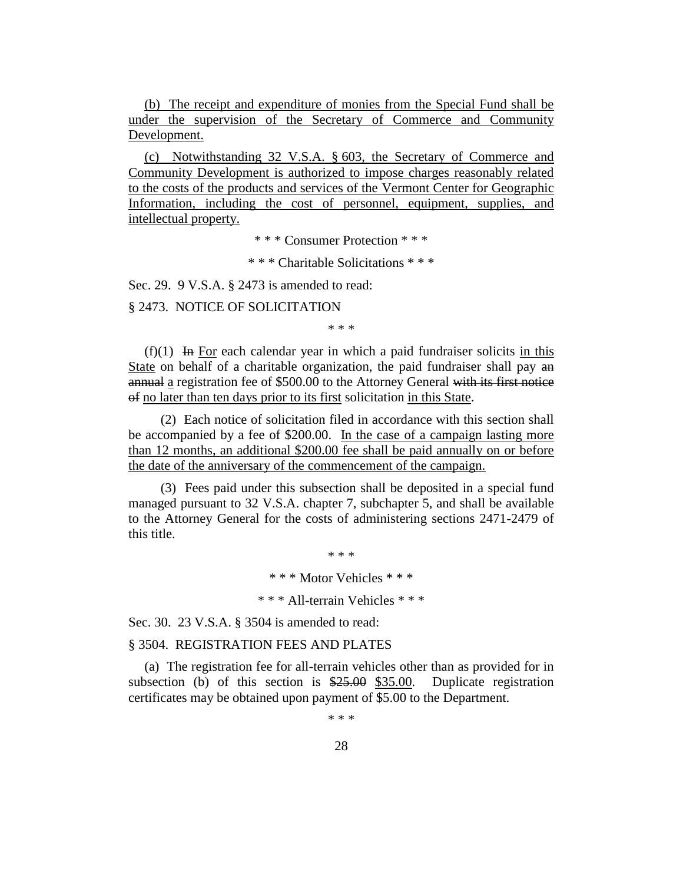(b) The receipt and expenditure of monies from the Special Fund shall be under the supervision of the Secretary of Commerce and Community Development.

(c) Notwithstanding 32 V.S.A. § 603, the Secretary of Commerce and Community Development is authorized to impose charges reasonably related to the costs of the products and services of the Vermont Center for Geographic Information, including the cost of personnel, equipment, supplies, and intellectual property.

\* \* \* Consumer Protection \* \* \*

\* \* \* Charitable Solicitations \* \* \*

Sec. 29. 9 V.S.A. § 2473 is amended to read:

§ 2473. NOTICE OF SOLICITATION

\* \* \*

(f)(1) ~~In~~ For each calendar year in which a paid fundraiser solicits in this State on behalf of a charitable organization, the paid fundraiser shall pay ~~an annual~~ a registration fee of $500.00 to the Attorney General ~~with its first notice of~~ no later than ten days prior to its first solicitation in this State.

(2) Each notice of solicitation filed in accordance with this section shall be accompanied by a fee of $200.00. In the case of a campaign lasting more than 12 months, an additional $200.00 fee shall be paid annually on or before the date of the anniversary of the commencement of the campaign.

(3) Fees paid under this subsection shall be deposited in a special fund managed pursuant to 32 V.S.A. chapter 7, subchapter 5, and shall be available to the Attorney General for the costs of administering sections 2471-2479 of this title.

\* \* \*

\* \* \* Motor Vehicles \* \* \*

\* \* \* All-terrain Vehicles \* \* \*

Sec. 30. 23 V.S.A. § 3504 is amended to read:

§ 3504. REGISTRATION FEES AND PLATES

(a) The registration fee for all-terrain vehicles other than as provided for in subsection (b) of this section is ~~$25.00~~ $35.00. Duplicate registration certificates may be obtained upon payment of $5.00 to the Department.

\* \* \*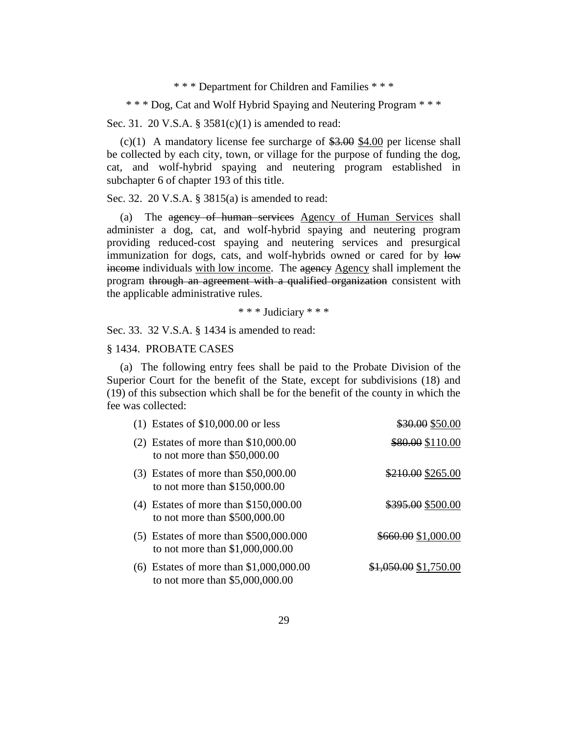\* \* \* Department for Children and Families \* \* \*

\* \* \* Dog, Cat and Wolf Hybrid Spaying and Neutering Program \* \* \*

Sec. 31. 20 V.S.A. § 3581(c)(1) is amended to read:

(c)(1) A mandatory license fee surcharge of ~~$3.00~~ <u>$4.00</u> per license shall be collected by each city, town, or village for the purpose of funding the dog, cat, and wolf-hybrid spaying and neutering program established in subchapter 6 of chapter 193 of this title.

Sec. 32. 20 V.S.A. § 3815(a) is amended to read:

(a) The ~~agency of human services~~ <u>Agency of Human Services</u> shall administer a dog, cat, and wolf-hybrid spaying and neutering program providing reduced-cost spaying and neutering services and presurgical immunization for dogs, cats, and wolf-hybrids owned or cared for by ~~low income~~ individuals <u>with low income</u>. The ~~agency~~ <u>Agency</u> shall implement the program ~~through an agreement with a qualified organization~~ consistent with the applicable administrative rules.

\* \* \* Judiciary \* \* \*

Sec. 33. 32 V.S.A. § 1434 is amended to read:

§ 1434. PROBATE CASES

(a) The following entry fees shall be paid to the Probate Division of the Superior Court for the benefit of the State, except for subdivisions (18) and (19) of this subsection which shall be for the benefit of the county in which the fee was collected:

| | |
|---|---|
| (1) Estates of $10,000.00 or less | ~~$30.00~~ <u>$50.00</u> |
| (2) Estates of more than $10,000.00 to not more than $50,000.00 | ~~$80.00~~ <u>$110.00</u> |
| (3) Estates of more than $50,000.00 to not more than $150,000.00 | ~~$210.00~~ <u>$265.00</u> |
| (4) Estates of more than $150,000.00 to not more than $500,000.00 | ~~$395.00~~ <u>$500.00</u> |
| (5) Estates of more than $500,000.000 to not more than $1,000,000.00 | ~~$660.00~~ <u>$1,000.00</u> |
| (6) Estates of more than $1,000,000.00 to not more than $5,000,000.00 | ~~$1,050.00~~ <u>$1,750.00</u> |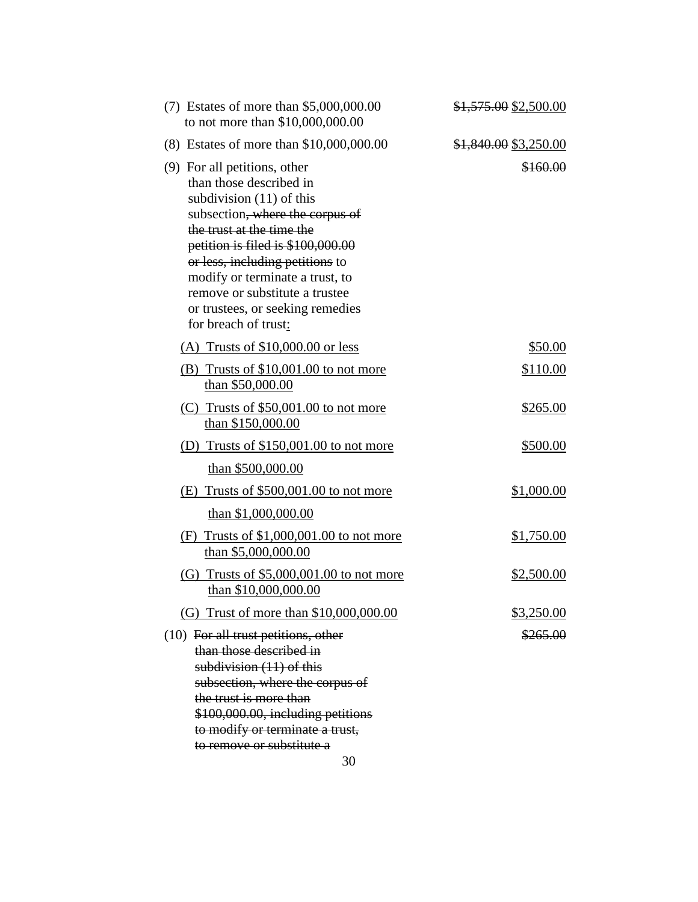(7) Estates of more than $5,000,000.00 to not more than $10,000,000.00 ~~$1,575.00~~ <u>$2,500.00</u>

(8) Estates of more than $10,000,000.00 ~~$1,840.00~~ <u>$3,250.00</u>

(9) For all petitions, other than those described in subdivision (11) of this subsection~~, where the corpus of the trust at the time the petition is filed is $100,000.00 or less, including petitions~~ to modify or terminate a trust, to remove or substitute a trustee or trustees, or seeking remedies for breach of trust<u>:</u> ~~$160.00~~

<u>(A) Trusts of $10,000.00 or less</u> <u>$50.00</u>

<u>(B) Trusts of $10,001.00 to not more than $50,000.00</u> <u>$110.00</u>

<u>(C) Trusts of $50,001.00 to not more than $150,000.00</u> <u>$265.00</u>

<u>(D) Trusts of $150,001.00 to not more than $500,000.00</u> <u>$500.00</u>

<u>(E) Trusts of $500,001.00 to not more than $1,000,000.00</u> <u>$1,000.00</u>

<u>(F) Trusts of $1,000,001.00 to not more than $5,000,000.00</u> <u>$1,750.00</u>

<u>(G) Trusts of $5,000,001.00 to not more than $10,000,000.00</u> <u>$2,500.00</u>

<u>(G) Trust of more than $10,000,000.00</u> <u>$3,250.00</u>

(10) ~~For all trust petitions, other than those described in subdivision (11) of this subsection, where the corpus of the trust is more than $100,000.00, including petitions to modify or terminate a trust, to remove or substitute a~~ ~~$265.00~~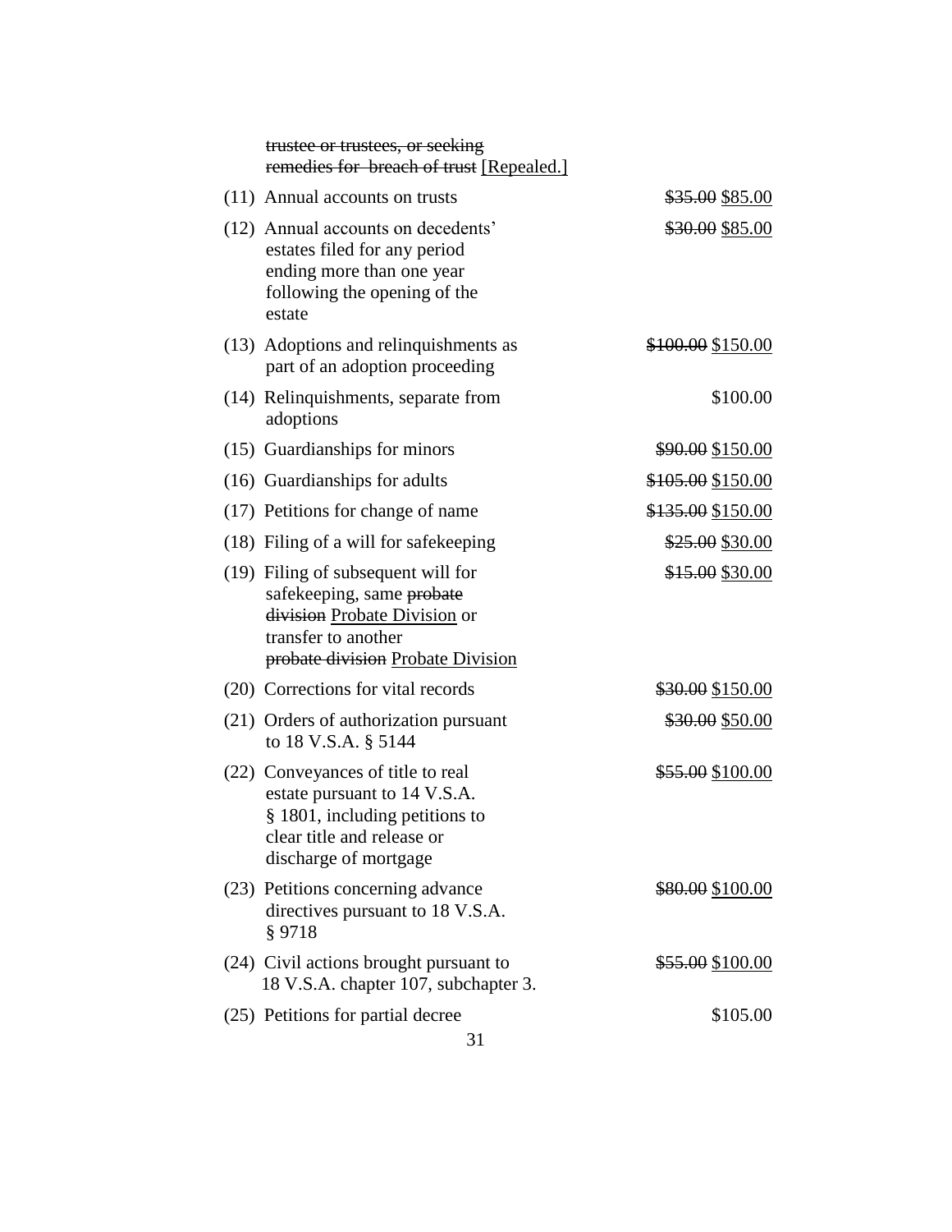~~trustee or trustees, or seeking remedies for breach of trust~~ <u>[Repealed.]</u>

| | |
|---|---|
| (11) Annual accounts on trusts | ~~$35.00~~ <u>$85.00</u> |
| (12) Annual accounts on decedents' estates filed for any period ending more than one year following the opening of the estate | ~~$30.00~~ <u>$85.00</u> |
| (13) Adoptions and relinquishments as part of an adoption proceeding | ~~$100.00~~ <u>$150.00</u> |
| (14) Relinquishments, separate from adoptions | $100.00 |
| (15) Guardianships for minors | ~~$90.00~~ <u>$150.00</u> |
| (16) Guardianships for adults | ~~$105.00~~ <u>$150.00</u> |
| (17) Petitions for change of name | ~~$135.00~~ <u>$150.00</u> |
| (18) Filing of a will for safekeeping | ~~$25.00~~ <u>$30.00</u> |
| (19) Filing of subsequent will for safekeeping, same ~~probate division~~ <u>Probate Division</u> or transfer to another ~~probate division~~ <u>Probate Division</u> | ~~$15.00~~ <u>$30.00</u> |
| (20) Corrections for vital records | ~~$30.00~~ <u>$150.00</u> |
| (21) Orders of authorization pursuant to 18 V.S.A. § 5144 | ~~$30.00~~ <u>$50.00</u> |
| (22) Conveyances of title to real estate pursuant to 14 V.S.A. § 1801, including petitions to clear title and release or discharge of mortgage | ~~$55.00~~ <u>$100.00</u> |
| (23) Petitions concerning advance directives pursuant to 18 V.S.A. § 9718 | ~~$80.00~~ <u>$100.00</u> |
| (24) Civil actions brought pursuant to 18 V.S.A. chapter 107, subchapter 3. | ~~$55.00~~ <u>$100.00</u> |
| (25) Petitions for partial decree | $105.00 |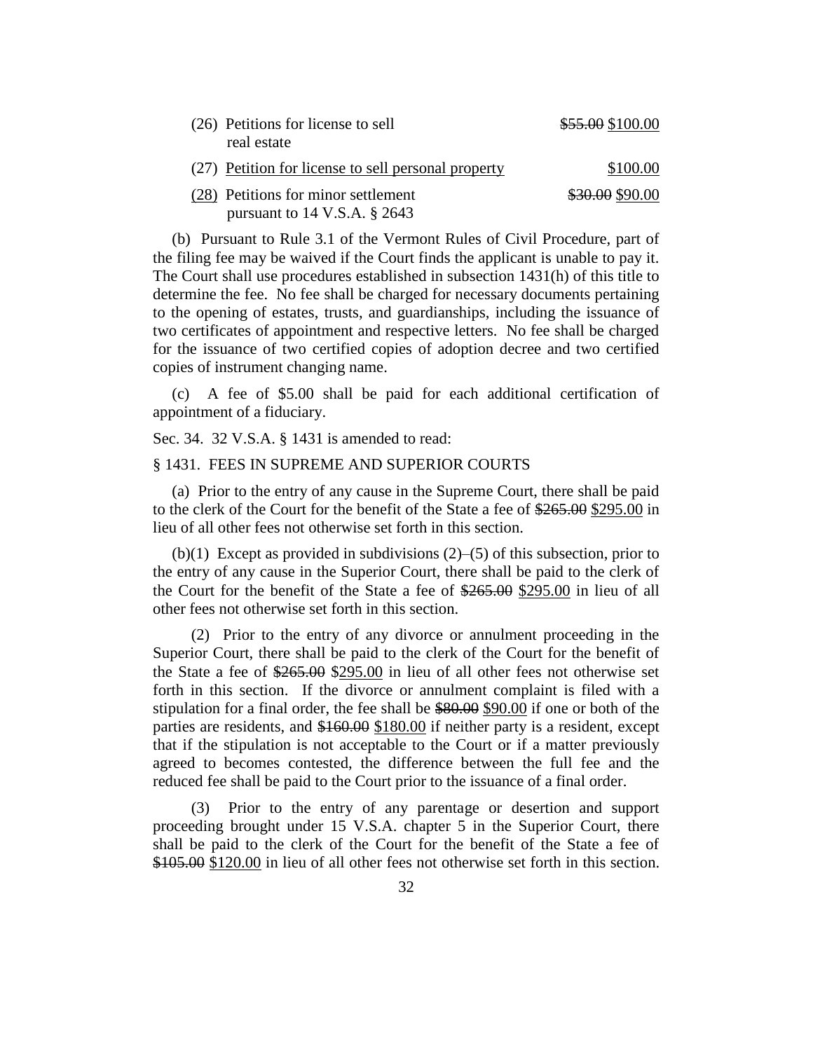(26) Petitions for license to sell real estate ~~$55.00~~ <u>$100.00</u>

(27) <u>Petition for license to sell personal property</u> <u>$100.00</u>

<u>(28)</u> Petitions for minor settlement pursuant to 14 V.S.A. § 2643 ~~$30.00~~ <u>$90.00</u>

(b) Pursuant to Rule 3.1 of the Vermont Rules of Civil Procedure, part of the filing fee may be waived if the Court finds the applicant is unable to pay it. The Court shall use procedures established in subsection 1431(h) of this title to determine the fee. No fee shall be charged for necessary documents pertaining to the opening of estates, trusts, and guardianships, including the issuance of two certificates of appointment and respective letters. No fee shall be charged for the issuance of two certified copies of adoption decree and two certified copies of instrument changing name.

(c) A fee of $5.00 shall be paid for each additional certification of appointment of a fiduciary.

Sec. 34. 32 V.S.A. § 1431 is amended to read:

§ 1431. FEES IN SUPREME AND SUPERIOR COURTS

(a) Prior to the entry of any cause in the Supreme Court, there shall be paid to the clerk of the Court for the benefit of the State a fee of ~~$265.00~~ <u>$295.00</u> in lieu of all other fees not otherwise set forth in this section.

(b)(1) Except as provided in subdivisions (2)–(5) of this subsection, prior to the entry of any cause in the Superior Court, there shall be paid to the clerk of the Court for the benefit of the State a fee of ~~$265.00~~ <u>$295.00</u> in lieu of all other fees not otherwise set forth in this section.

(2) Prior to the entry of any divorce or annulment proceeding in the Superior Court, there shall be paid to the clerk of the Court for the benefit of the State a fee of ~~$265.00~~ <u>$295.00</u> in lieu of all other fees not otherwise set forth in this section. If the divorce or annulment complaint is filed with a stipulation for a final order, the fee shall be ~~$80.00~~ <u>$90.00</u> if one or both of the parties are residents, and ~~$160.00~~ <u>$180.00</u> if neither party is a resident, except that if the stipulation is not acceptable to the Court or if a matter previously agreed to becomes contested, the difference between the full fee and the reduced fee shall be paid to the Court prior to the issuance of a final order.

(3) Prior to the entry of any parentage or desertion and support proceeding brought under 15 V.S.A. chapter 5 in the Superior Court, there shall be paid to the clerk of the Court for the benefit of the State a fee of ~~$105.00~~ <u>$120.00</u> in lieu of all other fees not otherwise set forth in this section.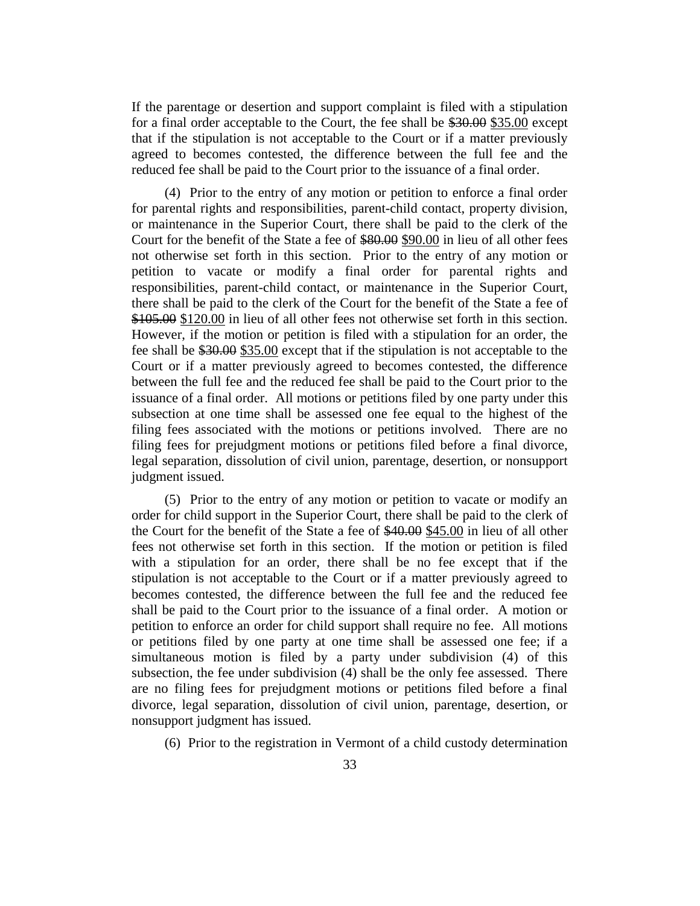If the parentage or desertion and support complaint is filed with a stipulation for a final order acceptable to the Court, the fee shall be ~~$30.00~~ <u>$35.00</u> except that if the stipulation is not acceptable to the Court or if a matter previously agreed to becomes contested, the difference between the full fee and the reduced fee shall be paid to the Court prior to the issuance of a final order.

(4) Prior to the entry of any motion or petition to enforce a final order for parental rights and responsibilities, parent-child contact, property division, or maintenance in the Superior Court, there shall be paid to the clerk of the Court for the benefit of the State a fee of ~~$80.00~~ <u>$90.00</u> in lieu of all other fees not otherwise set forth in this section. Prior to the entry of any motion or petition to vacate or modify a final order for parental rights and responsibilities, parent-child contact, or maintenance in the Superior Court, there shall be paid to the clerk of the Court for the benefit of the State a fee of ~~$105.00~~ <u>$120.00</u> in lieu of all other fees not otherwise set forth in this section. However, if the motion or petition is filed with a stipulation for an order, the fee shall be ~~$30.00~~ <u>$35.00</u> except that if the stipulation is not acceptable to the Court or if a matter previously agreed to becomes contested, the difference between the full fee and the reduced fee shall be paid to the Court prior to the issuance of a final order. All motions or petitions filed by one party under this subsection at one time shall be assessed one fee equal to the highest of the filing fees associated with the motions or petitions involved. There are no filing fees for prejudgment motions or petitions filed before a final divorce, legal separation, dissolution of civil union, parentage, desertion, or nonsupport judgment issued.

(5) Prior to the entry of any motion or petition to vacate or modify an order for child support in the Superior Court, there shall be paid to the clerk of the Court for the benefit of the State a fee of ~~$40.00~~ <u>$45.00</u> in lieu of all other fees not otherwise set forth in this section. If the motion or petition is filed with a stipulation for an order, there shall be no fee except that if the stipulation is not acceptable to the Court or if a matter previously agreed to becomes contested, the difference between the full fee and the reduced fee shall be paid to the Court prior to the issuance of a final order. A motion or petition to enforce an order for child support shall require no fee. All motions or petitions filed by one party at one time shall be assessed one fee; if a simultaneous motion is filed by a party under subdivision (4) of this subsection, the fee under subdivision (4) shall be the only fee assessed. There are no filing fees for prejudgment motions or petitions filed before a final divorce, legal separation, dissolution of civil union, parentage, desertion, or nonsupport judgment has issued.

(6) Prior to the registration in Vermont of a child custody determination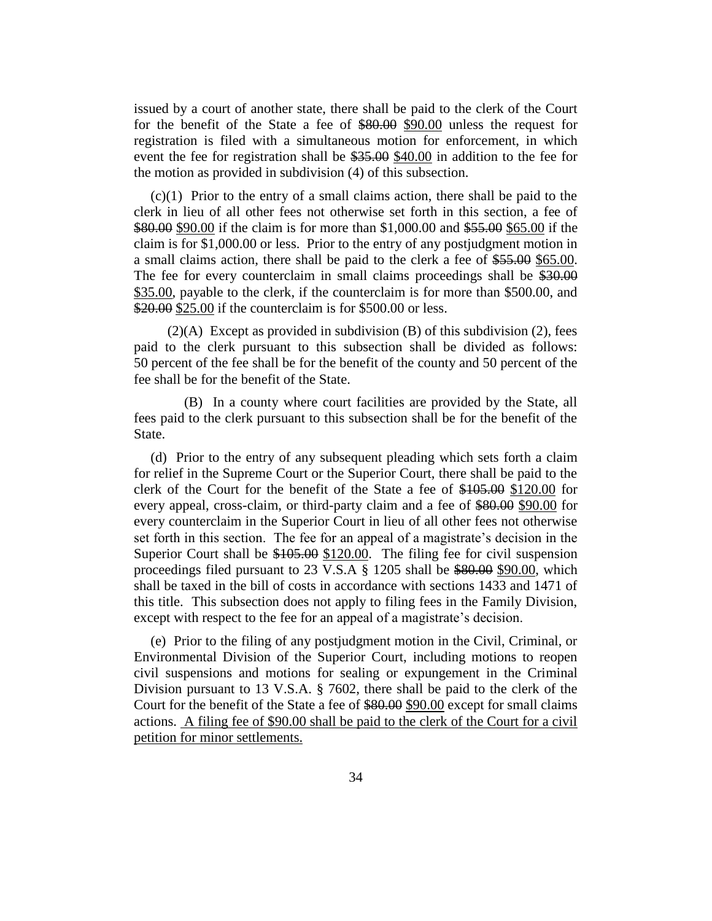issued by a court of another state, there shall be paid to the clerk of the Court for the benefit of the State a fee of ~~$80.00~~ <u>$90.00</u> unless the request for registration is filed with a simultaneous motion for enforcement, in which event the fee for registration shall be ~~$35.00~~ <u>$40.00</u> in addition to the fee for the motion as provided in subdivision (4) of this subsection.

(c)(1) Prior to the entry of a small claims action, there shall be paid to the clerk in lieu of all other fees not otherwise set forth in this section, a fee of ~~$80.00~~ <u>$90.00</u> if the claim is for more than $1,000.00 and ~~$55.00~~ <u>$65.00</u> if the claim is for $1,000.00 or less. Prior to the entry of any postjudgment motion in a small claims action, there shall be paid to the clerk a fee of ~~$55.00~~ <u>$65.00</u>. The fee for every counterclaim in small claims proceedings shall be ~~$30.00~~ <u>$35.00</u>, payable to the clerk, if the counterclaim is for more than $500.00, and ~~$20.00~~ <u>$25.00</u> if the counterclaim is for $500.00 or less.

(2)(A) Except as provided in subdivision (B) of this subdivision (2), fees paid to the clerk pursuant to this subsection shall be divided as follows: 50 percent of the fee shall be for the benefit of the county and 50 percent of the fee shall be for the benefit of the State.

(B) In a county where court facilities are provided by the State, all fees paid to the clerk pursuant to this subsection shall be for the benefit of the State.

(d) Prior to the entry of any subsequent pleading which sets forth a claim for relief in the Supreme Court or the Superior Court, there shall be paid to the clerk of the Court for the benefit of the State a fee of ~~$105.00~~ <u>$120.00</u> for every appeal, cross-claim, or third-party claim and a fee of ~~$80.00~~ <u>$90.00</u> for every counterclaim in the Superior Court in lieu of all other fees not otherwise set forth in this section. The fee for an appeal of a magistrate's decision in the Superior Court shall be ~~$105.00~~ <u>$120.00</u>. The filing fee for civil suspension proceedings filed pursuant to 23 V.S.A § 1205 shall be ~~$80.00~~ <u>$90.00</u>, which shall be taxed in the bill of costs in accordance with sections 1433 and 1471 of this title. This subsection does not apply to filing fees in the Family Division, except with respect to the fee for an appeal of a magistrate's decision.

(e) Prior to the filing of any postjudgment motion in the Civil, Criminal, or Environmental Division of the Superior Court, including motions to reopen civil suspensions and motions for sealing or expungement in the Criminal Division pursuant to 13 V.S.A. § 7602, there shall be paid to the clerk of the Court for the benefit of the State a fee of ~~$80.00~~ <u>$90.00</u> except for small claims actions. <u>A filing fee of $90.00 shall be paid to the clerk of the Court for a civil petition for minor settlements.</u>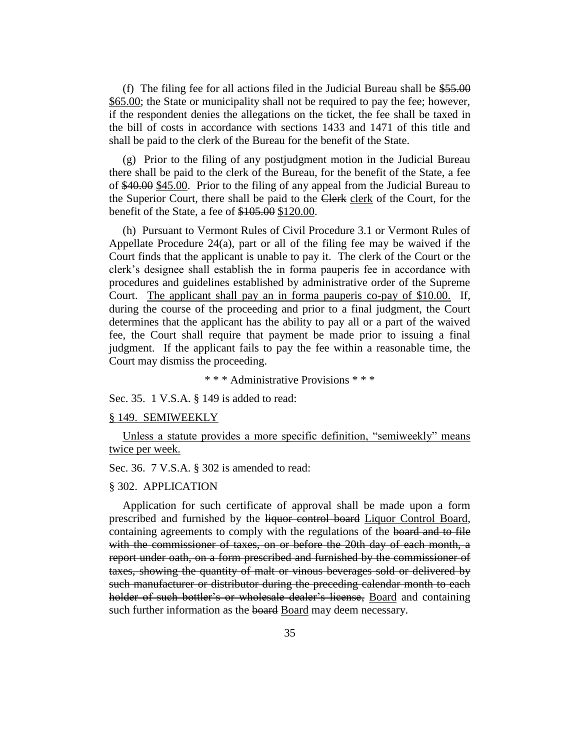(f) The filing fee for all actions filed in the Judicial Bureau shall be ~~$55.00~~ <u>$65.00</u>; the State or municipality shall not be required to pay the fee; however, if the respondent denies the allegations on the ticket, the fee shall be taxed in the bill of costs in accordance with sections 1433 and 1471 of this title and shall be paid to the clerk of the Bureau for the benefit of the State.

(g) Prior to the filing of any postjudgment motion in the Judicial Bureau there shall be paid to the clerk of the Bureau, for the benefit of the State, a fee of ~~$40.00~~ <u>$45.00</u>. Prior to the filing of any appeal from the Judicial Bureau to the Superior Court, there shall be paid to the ~~Clerk~~ <u>clerk</u> of the Court, for the benefit of the State, a fee of ~~$105.00~~ <u>$120.00</u>.

(h) Pursuant to Vermont Rules of Civil Procedure 3.1 or Vermont Rules of Appellate Procedure 24(a), part or all of the filing fee may be waived if the Court finds that the applicant is unable to pay it. The clerk of the Court or the clerk's designee shall establish the in forma pauperis fee in accordance with procedures and guidelines established by administrative order of the Supreme Court. <u>The applicant shall pay an in forma pauperis co-pay of $10.00.</u> If, during the course of the proceeding and prior to a final judgment, the Court determines that the applicant has the ability to pay all or a part of the waived fee, the Court shall require that payment be made prior to issuing a final judgment. If the applicant fails to pay the fee within a reasonable time, the Court may dismiss the proceeding.

\* \* \* Administrative Provisions \* \* \*

Sec. 35. 1 V.S.A. § 149 is added to read:

<u>§ 149. SEMIWEEKLY</u>

<u>Unless a statute provides a more specific definition, "semiweekly" means twice per week.</u>

Sec. 36. 7 V.S.A. § 302 is amended to read:

§ 302. APPLICATION

Application for such certificate of approval shall be made upon a form prescribed and furnished by the ~~liquor control board~~ <u>Liquor Control Board</u>, containing agreements to comply with the regulations of the ~~board and to file with the commissioner of taxes, on or before the 20th day of each month, a report under oath, on a form prescribed and furnished by the commissioner of taxes, showing the quantity of malt or vinous beverages sold or delivered by such manufacturer or distributor during the preceding calendar month to each holder of such bottler's or wholesale dealer's license,~~ <u>Board</u> and containing such further information as the ~~board~~ <u>Board</u> may deem necessary.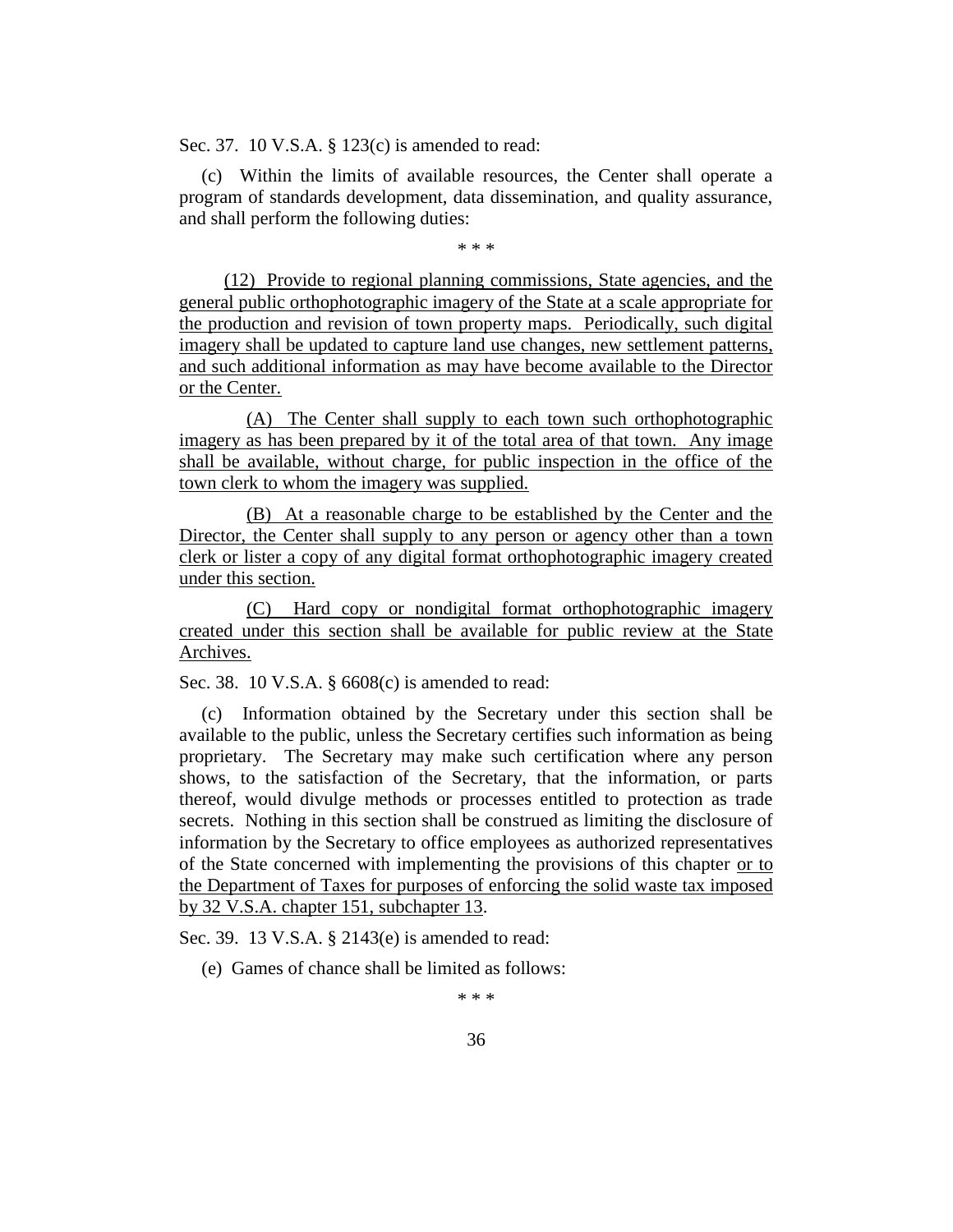Sec. 37. 10 V.S.A. § 123(c) is amended to read:

(c) Within the limits of available resources, the Center shall operate a program of standards development, data dissemination, and quality assurance, and shall perform the following duties:

\* \* \*

<u>(12) Provide to regional planning commissions, State agencies, and the general public orthophotographic imagery of the State at a scale appropriate for the production and revision of town property maps. Periodically, such digital imagery shall be updated to capture land use changes, new settlement patterns, and such additional information as may have become available to the Director or the Center.</u>

<u>(A) The Center shall supply to each town such orthophotographic imagery as has been prepared by it of the total area of that town. Any image shall be available, without charge, for public inspection in the office of the town clerk to whom the imagery was supplied.</u>

<u>(B) At a reasonable charge to be established by the Center and the Director, the Center shall supply to any person or agency other than a town clerk or lister a copy of any digital format orthophotographic imagery created under this section.</u>

<u>(C) Hard copy or nondigital format orthophotographic imagery created under this section shall be available for public review at the State Archives.</u>

Sec. 38. 10 V.S.A. § 6608(c) is amended to read:

(c) Information obtained by the Secretary under this section shall be available to the public, unless the Secretary certifies such information as being proprietary. The Secretary may make such certification where any person shows, to the satisfaction of the Secretary, that the information, or parts thereof, would divulge methods or processes entitled to protection as trade secrets. Nothing in this section shall be construed as limiting the disclosure of information by the Secretary to office employees as authorized representatives of the State concerned with implementing the provisions of this chapter <u>or to the Department of Taxes for purposes of enforcing the solid waste tax imposed by 32 V.S.A. chapter 151, subchapter 13</u>.

Sec. 39. 13 V.S.A. § 2143(e) is amended to read:

(e) Games of chance shall be limited as follows:

\* \* \*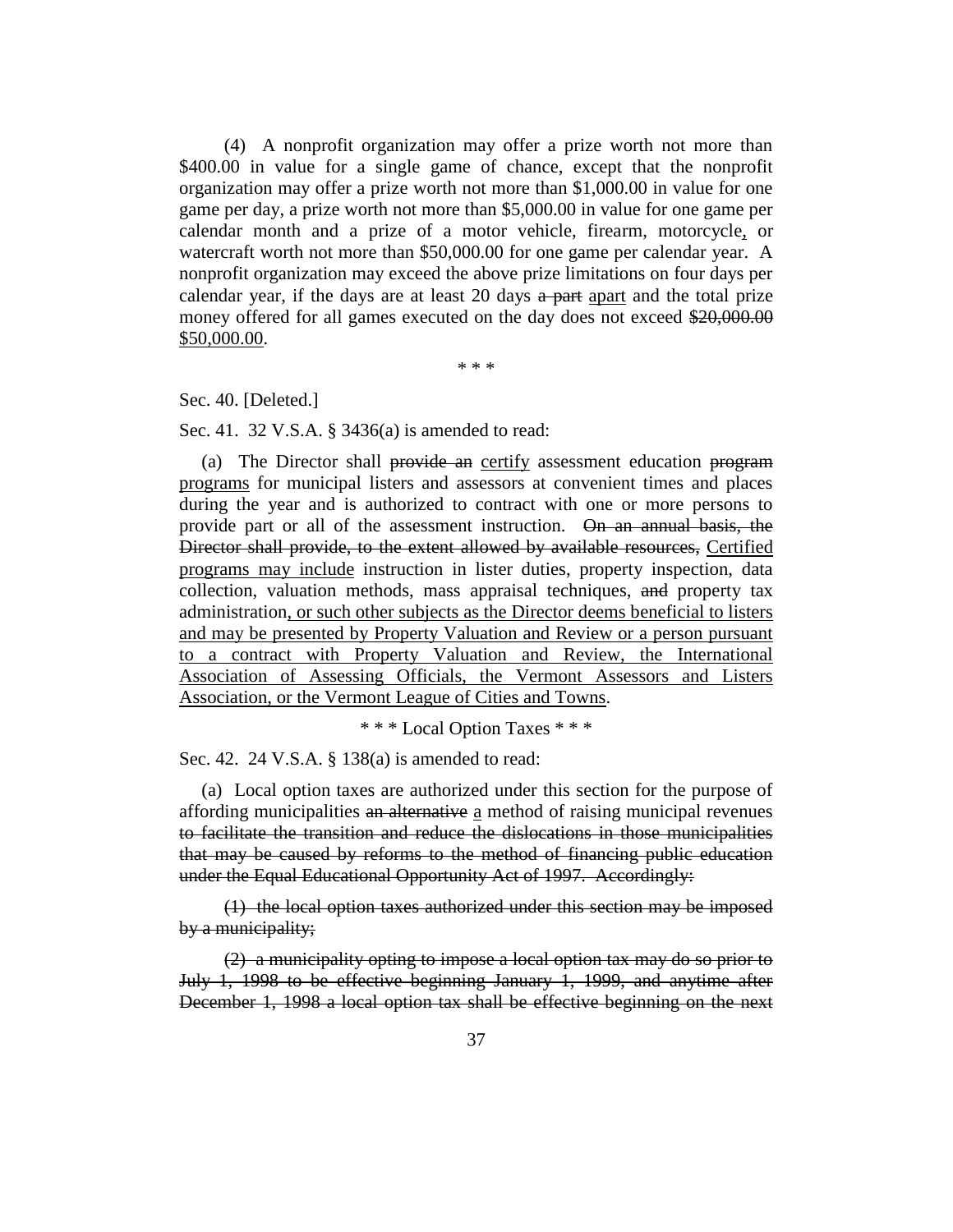(4) A nonprofit organization may offer a prize worth not more than $400.00 in value for a single game of chance, except that the nonprofit organization may offer a prize worth not more than $1,000.00 in value for one game per day, a prize worth not more than $5,000.00 in value for one game per calendar month and a prize of a motor vehicle, firearm, motorcycle<u>,</u> or watercraft worth not more than $50,000.00 for one game per calendar year. A nonprofit organization may exceed the above prize limitations on four days per calendar year, if the days are at least 20 days ~~a part~~ <u>apart</u> and the total prize money offered for all games executed on the day does not exceed ~~$20,000.00~~ <u>$50,000.00</u>.

\* \* \*

Sec. 40. [Deleted.]

Sec. 41. 32 V.S.A. § 3436(a) is amended to read:

(a) The Director shall ~~provide an~~ <u>certify</u> assessment education ~~program~~ <u>programs</u> for municipal listers and assessors at convenient times and places during the year and is authorized to contract with one or more persons to provide part or all of the assessment instruction. ~~On an annual basis, the Director shall provide, to the extent allowed by available resources,~~ <u>Certified programs may include</u> instruction in lister duties, property inspection, data collection, valuation methods, mass appraisal techniques, ~~and~~ property tax administration<u>, or such other subjects as the Director deems beneficial to listers and may be presented by Property Valuation and Review or a person pursuant to a contract with Property Valuation and Review, the International Association of Assessing Officials, the Vermont Assessors and Listers Association, or the Vermont League of Cities and Towns</u>.

\* \* \* Local Option Taxes \* \* \*

Sec. 42. 24 V.S.A. § 138(a) is amended to read:

(a) Local option taxes are authorized under this section for the purpose of affording municipalities ~~an alternative~~ <u>a</u> method of raising municipal revenues ~~to facilitate the transition and reduce the dislocations in those municipalities that may be caused by reforms to the method of financing public education under the Equal Educational Opportunity Act of 1997. Accordingly:~~

~~(1) the local option taxes authorized under this section may be imposed by a municipality;~~

~~(2) a municipality opting to impose a local option tax may do so prior to July 1, 1998 to be effective beginning January 1, 1999, and anytime after December 1, 1998 a local option tax shall be effective beginning on the next~~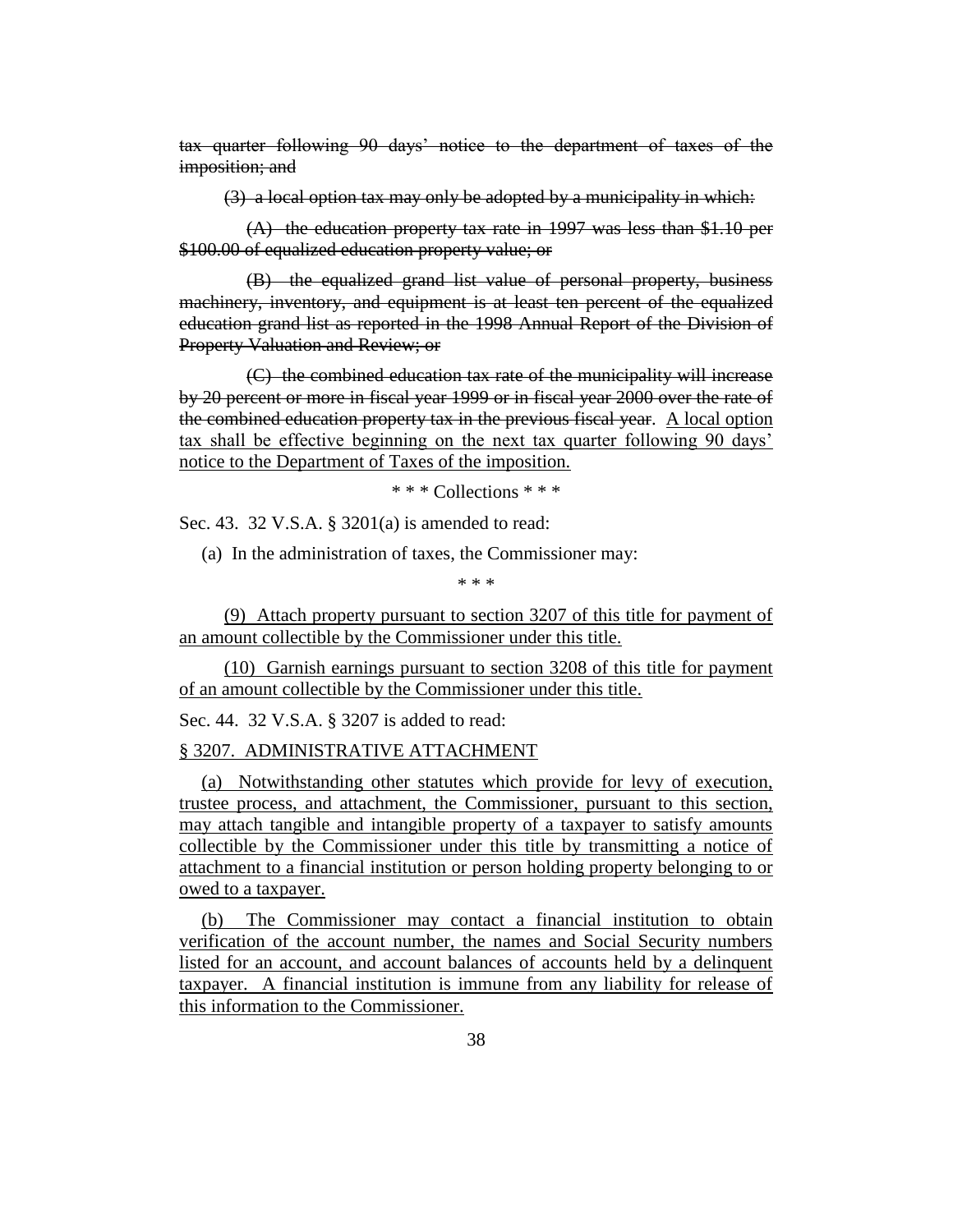~~tax quarter following 90 days' notice to the department of taxes of the imposition; and~~

~~(3) a local option tax may only be adopted by a municipality in which:~~

~~(A) the education property tax rate in 1997 was less than $1.10 per $100.00 of equalized education property value; or~~

~~(B) the equalized grand list value of personal property, business machinery, inventory, and equipment is at least ten percent of the equalized education grand list as reported in the 1998 Annual Report of the Division of Property Valuation and Review; or~~

~~(C) the combined education tax rate of the municipality will increase by 20 percent or more in fiscal year 1999 or in fiscal year 2000 over the rate of the combined education property tax in the previous fiscal year.~~ <u>A local option tax shall be effective beginning on the next tax quarter following 90 days' notice to the Department of Taxes of the imposition.</u>

\* \* \* Collections \* \* \*

Sec. 43. 32 V.S.A. § 3201(a) is amended to read:

(a) In the administration of taxes, the Commissioner may:

\* \* \*

<u>(9) Attach property pursuant to section 3207 of this title for payment of an amount collectible by the Commissioner under this title.</u>

<u>(10) Garnish earnings pursuant to section 3208 of this title for payment of an amount collectible by the Commissioner under this title.</u>

Sec. 44. 32 V.S.A. § 3207 is added to read:

<u>§ 3207. ADMINISTRATIVE ATTACHMENT</u>

<u>(a) Notwithstanding other statutes which provide for levy of execution, trustee process, and attachment, the Commissioner, pursuant to this section, may attach tangible and intangible property of a taxpayer to satisfy amounts collectible by the Commissioner under this title by transmitting a notice of attachment to a financial institution or person holding property belonging to or owed to a taxpayer.</u>

<u>(b) The Commissioner may contact a financial institution to obtain verification of the account number, the names and Social Security numbers listed for an account, and account balances of accounts held by a delinquent taxpayer. A financial institution is immune from any liability for release of this information to the Commissioner.</u>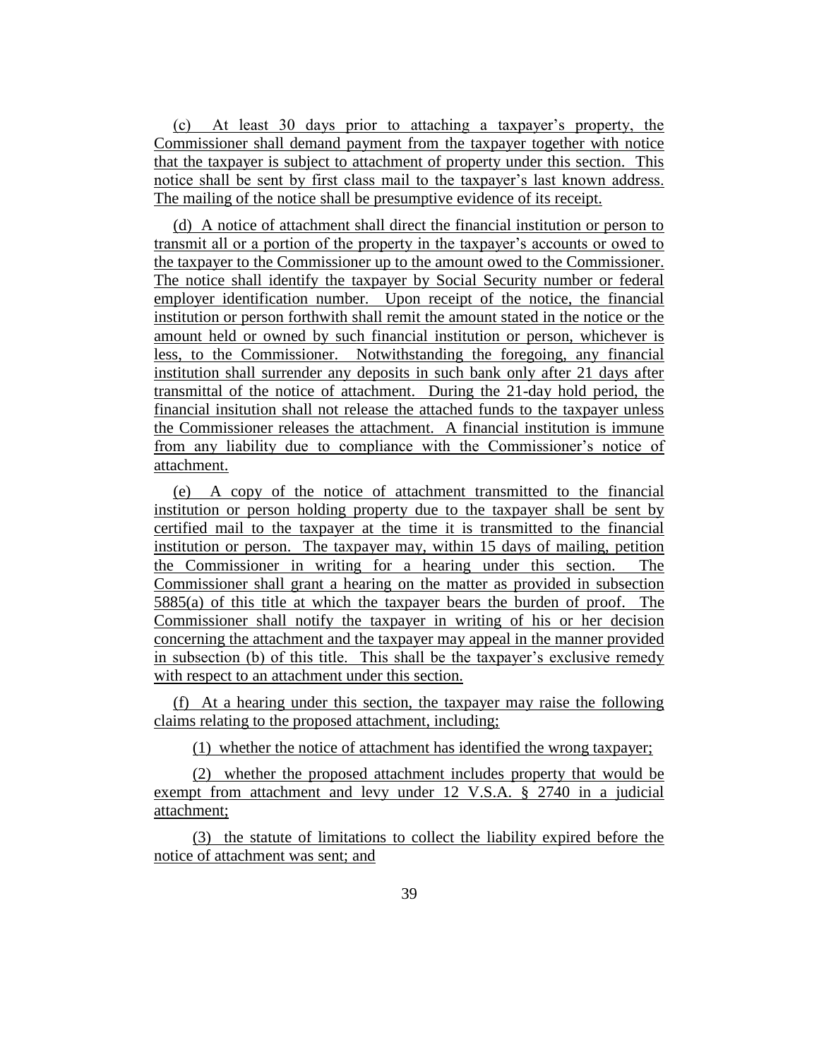(c) At least 30 days prior to attaching a taxpayer's property, the Commissioner shall demand payment from the taxpayer together with notice that the taxpayer is subject to attachment of property under this section. This notice shall be sent by first class mail to the taxpayer's last known address. The mailing of the notice shall be presumptive evidence of its receipt.

(d) A notice of attachment shall direct the financial institution or person to transmit all or a portion of the property in the taxpayer's accounts or owed to the taxpayer to the Commissioner up to the amount owed to the Commissioner. The notice shall identify the taxpayer by Social Security number or federal employer identification number. Upon receipt of the notice, the financial institution or person forthwith shall remit the amount stated in the notice or the amount held or owned by such financial institution or person, whichever is less, to the Commissioner. Notwithstanding the foregoing, any financial institution shall surrender any deposits in such bank only after 21 days after transmittal of the notice of attachment. During the 21-day hold period, the financial insitution shall not release the attached funds to the taxpayer unless the Commissioner releases the attachment. A financial institution is immune from any liability due to compliance with the Commissioner's notice of attachment.

(e) A copy of the notice of attachment transmitted to the financial institution or person holding property due to the taxpayer shall be sent by certified mail to the taxpayer at the time it is transmitted to the financial institution or person. The taxpayer may, within 15 days of mailing, petition the Commissioner in writing for a hearing under this section. The Commissioner shall grant a hearing on the matter as provided in subsection 5885(a) of this title at which the taxpayer bears the burden of proof. The Commissioner shall notify the taxpayer in writing of his or her decision concerning the attachment and the taxpayer may appeal in the manner provided in subsection (b) of this title. This shall be the taxpayer's exclusive remedy with respect to an attachment under this section.

(f) At a hearing under this section, the taxpayer may raise the following claims relating to the proposed attachment, including;

(1) whether the notice of attachment has identified the wrong taxpayer;

(2) whether the proposed attachment includes property that would be exempt from attachment and levy under 12 V.S.A. § 2740 in a judicial attachment;

(3) the statute of limitations to collect the liability expired before the notice of attachment was sent; and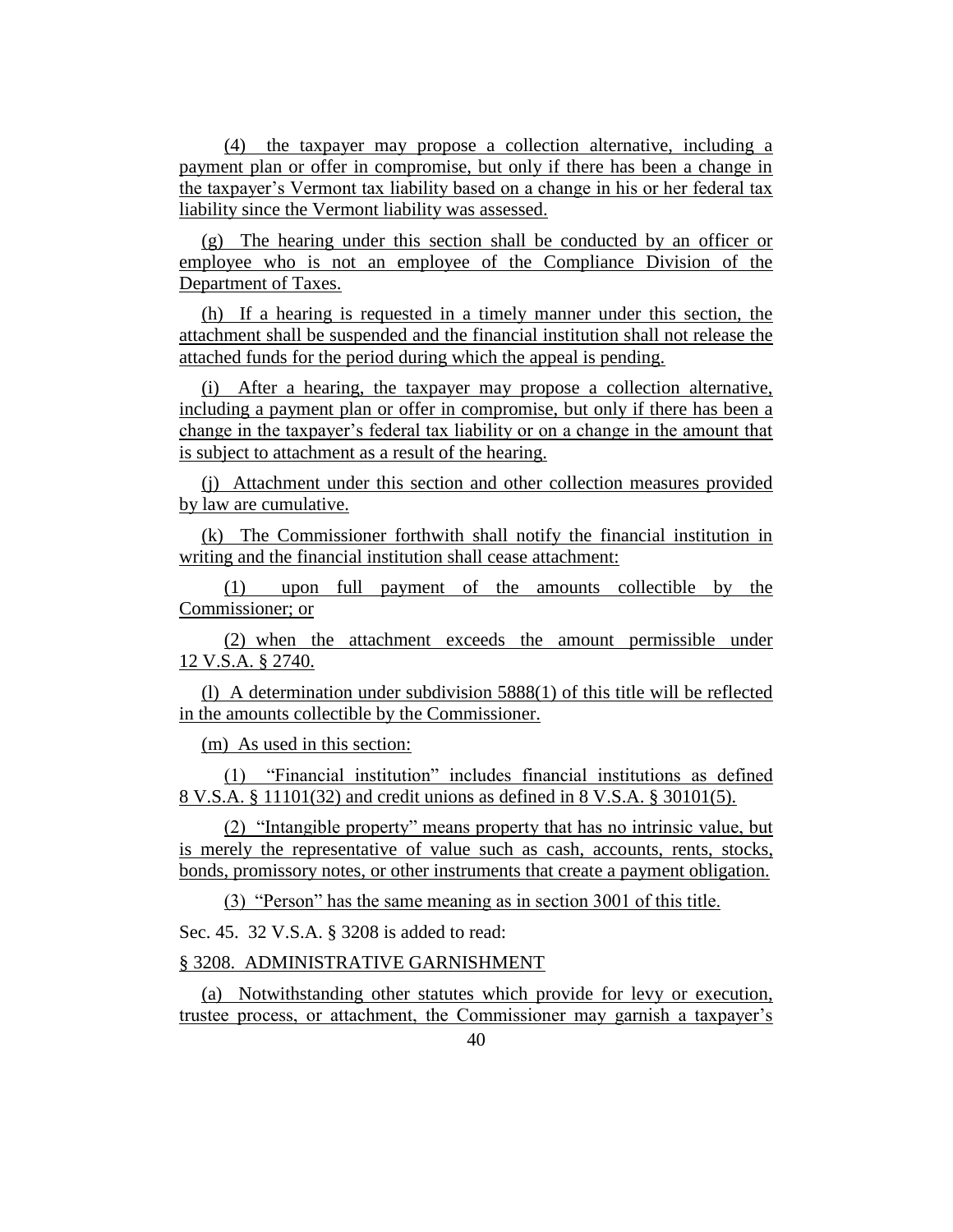(4) the taxpayer may propose a collection alternative, including a payment plan or offer in compromise, but only if there has been a change in the taxpayer's Vermont tax liability based on a change in his or her federal tax liability since the Vermont liability was assessed.

(g) The hearing under this section shall be conducted by an officer or employee who is not an employee of the Compliance Division of the Department of Taxes.

(h) If a hearing is requested in a timely manner under this section, the attachment shall be suspended and the financial institution shall not release the attached funds for the period during which the appeal is pending.

(i) After a hearing, the taxpayer may propose a collection alternative, including a payment plan or offer in compromise, but only if there has been a change in the taxpayer's federal tax liability or on a change in the amount that is subject to attachment as a result of the hearing.

(j) Attachment under this section and other collection measures provided by law are cumulative.

(k) The Commissioner forthwith shall notify the financial institution in writing and the financial institution shall cease attachment:

(1) upon full payment of the amounts collectible by the Commissioner; or

(2) when the attachment exceeds the amount permissible under 12 V.S.A. § 2740.

(l) A determination under subdivision 5888(1) of this title will be reflected in the amounts collectible by the Commissioner.

(m) As used in this section:

(1) "Financial institution" includes financial institutions as defined 8 V.S.A. § 11101(32) and credit unions as defined in 8 V.S.A. § 30101(5).

(2) "Intangible property" means property that has no intrinsic value, but is merely the representative of value such as cash, accounts, rents, stocks, bonds, promissory notes, or other instruments that create a payment obligation.

(3) "Person" has the same meaning as in section 3001 of this title.

Sec. 45. 32 V.S.A. § 3208 is added to read:

§ 3208. ADMINISTRATIVE GARNISHMENT

(a) Notwithstanding other statutes which provide for levy or execution, trustee process, or attachment, the Commissioner may garnish a taxpayer's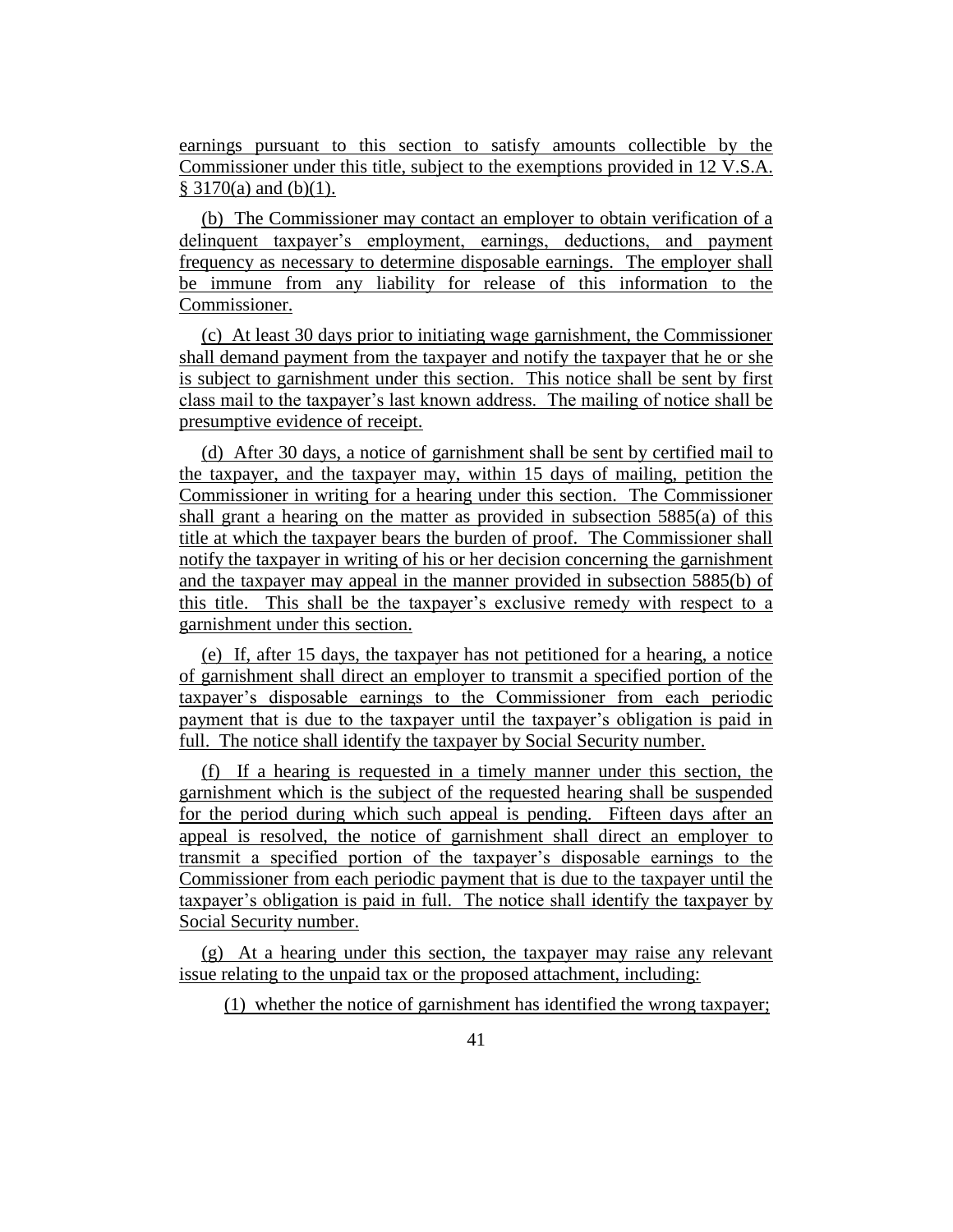earnings pursuant to this section to satisfy amounts collectible by the Commissioner under this title, subject to the exemptions provided in 12 V.S.A. § 3170(a) and (b)(1).

(b) The Commissioner may contact an employer to obtain verification of a delinquent taxpayer's employment, earnings, deductions, and payment frequency as necessary to determine disposable earnings. The employer shall be immune from any liability for release of this information to the Commissioner.

(c) At least 30 days prior to initiating wage garnishment, the Commissioner shall demand payment from the taxpayer and notify the taxpayer that he or she is subject to garnishment under this section. This notice shall be sent by first class mail to the taxpayer's last known address. The mailing of notice shall be presumptive evidence of receipt.

(d) After 30 days, a notice of garnishment shall be sent by certified mail to the taxpayer, and the taxpayer may, within 15 days of mailing, petition the Commissioner in writing for a hearing under this section. The Commissioner shall grant a hearing on the matter as provided in subsection 5885(a) of this title at which the taxpayer bears the burden of proof. The Commissioner shall notify the taxpayer in writing of his or her decision concerning the garnishment and the taxpayer may appeal in the manner provided in subsection 5885(b) of this title. This shall be the taxpayer's exclusive remedy with respect to a garnishment under this section.

(e) If, after 15 days, the taxpayer has not petitioned for a hearing, a notice of garnishment shall direct an employer to transmit a specified portion of the taxpayer's disposable earnings to the Commissioner from each periodic payment that is due to the taxpayer until the taxpayer's obligation is paid in full. The notice shall identify the taxpayer by Social Security number.

(f) If a hearing is requested in a timely manner under this section, the garnishment which is the subject of the requested hearing shall be suspended for the period during which such appeal is pending. Fifteen days after an appeal is resolved, the notice of garnishment shall direct an employer to transmit a specified portion of the taxpayer's disposable earnings to the Commissioner from each periodic payment that is due to the taxpayer until the taxpayer's obligation is paid in full. The notice shall identify the taxpayer by Social Security number.

(g) At a hearing under this section, the taxpayer may raise any relevant issue relating to the unpaid tax or the proposed attachment, including:

(1) whether the notice of garnishment has identified the wrong taxpayer;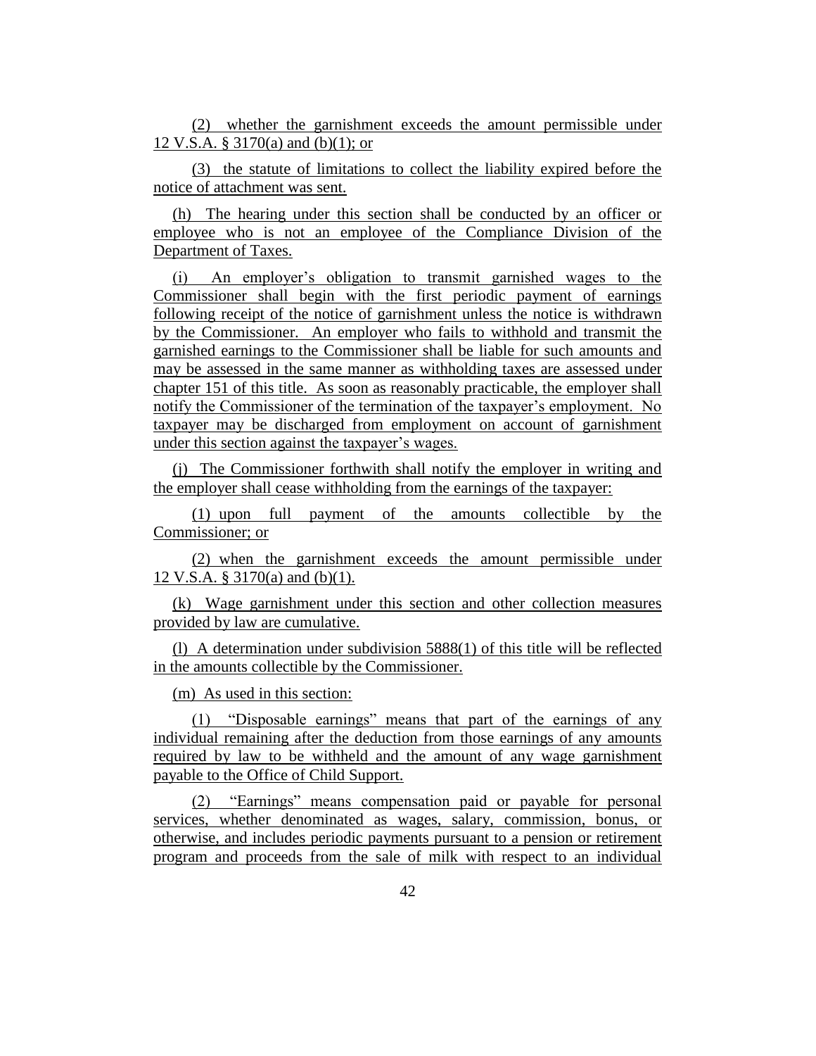(2) whether the garnishment exceeds the amount permissible under 12 V.S.A. § 3170(a) and (b)(1); or

(3) the statute of limitations to collect the liability expired before the notice of attachment was sent.

(h) The hearing under this section shall be conducted by an officer or employee who is not an employee of the Compliance Division of the Department of Taxes.

(i) An employer's obligation to transmit garnished wages to the Commissioner shall begin with the first periodic payment of earnings following receipt of the notice of garnishment unless the notice is withdrawn by the Commissioner. An employer who fails to withhold and transmit the garnished earnings to the Commissioner shall be liable for such amounts and may be assessed in the same manner as withholding taxes are assessed under chapter 151 of this title. As soon as reasonably practicable, the employer shall notify the Commissioner of the termination of the taxpayer's employment. No taxpayer may be discharged from employment on account of garnishment under this section against the taxpayer's wages.

(j) The Commissioner forthwith shall notify the employer in writing and the employer shall cease withholding from the earnings of the taxpayer:

(1) upon full payment of the amounts collectible by the Commissioner; or

(2) when the garnishment exceeds the amount permissible under 12 V.S.A. § 3170(a) and (b)(1).

(k) Wage garnishment under this section and other collection measures provided by law are cumulative.

(l) A determination under subdivision 5888(1) of this title will be reflected in the amounts collectible by the Commissioner.

(m) As used in this section:

(1) "Disposable earnings" means that part of the earnings of any individual remaining after the deduction from those earnings of any amounts required by law to be withheld and the amount of any wage garnishment payable to the Office of Child Support.

(2) "Earnings" means compensation paid or payable for personal services, whether denominated as wages, salary, commission, bonus, or otherwise, and includes periodic payments pursuant to a pension or retirement program and proceeds from the sale of milk with respect to an individual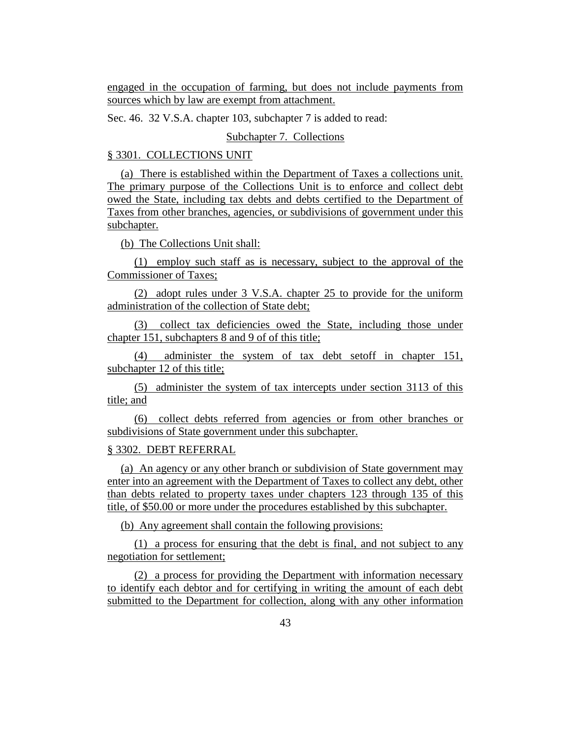engaged in the occupation of farming, but does not include payments from sources which by law are exempt from attachment.

Sec. 46. 32 V.S.A. chapter 103, subchapter 7 is added to read:

Subchapter 7. Collections

§ 3301. COLLECTIONS UNIT

(a) There is established within the Department of Taxes a collections unit. The primary purpose of the Collections Unit is to enforce and collect debt owed the State, including tax debts and debts certified to the Department of Taxes from other branches, agencies, or subdivisions of government under this subchapter.

(b) The Collections Unit shall:

(1) employ such staff as is necessary, subject to the approval of the Commissioner of Taxes;

(2) adopt rules under 3 V.S.A. chapter 25 to provide for the uniform administration of the collection of State debt;

(3) collect tax deficiencies owed the State, including those under chapter 151, subchapters 8 and 9 of of this title;

(4) administer the system of tax debt setoff in chapter 151, subchapter 12 of this title;

(5) administer the system of tax intercepts under section 3113 of this title; and

(6) collect debts referred from agencies or from other branches or subdivisions of State government under this subchapter.

§ 3302. DEBT REFERRAL

(a) An agency or any other branch or subdivision of State government may enter into an agreement with the Department of Taxes to collect any debt, other than debts related to property taxes under chapters 123 through 135 of this title, of $50.00 or more under the procedures established by this subchapter.

(b) Any agreement shall contain the following provisions:

(1) a process for ensuring that the debt is final, and not subject to any negotiation for settlement;

(2) a process for providing the Department with information necessary to identify each debtor and for certifying in writing the amount of each debt submitted to the Department for collection, along with any other information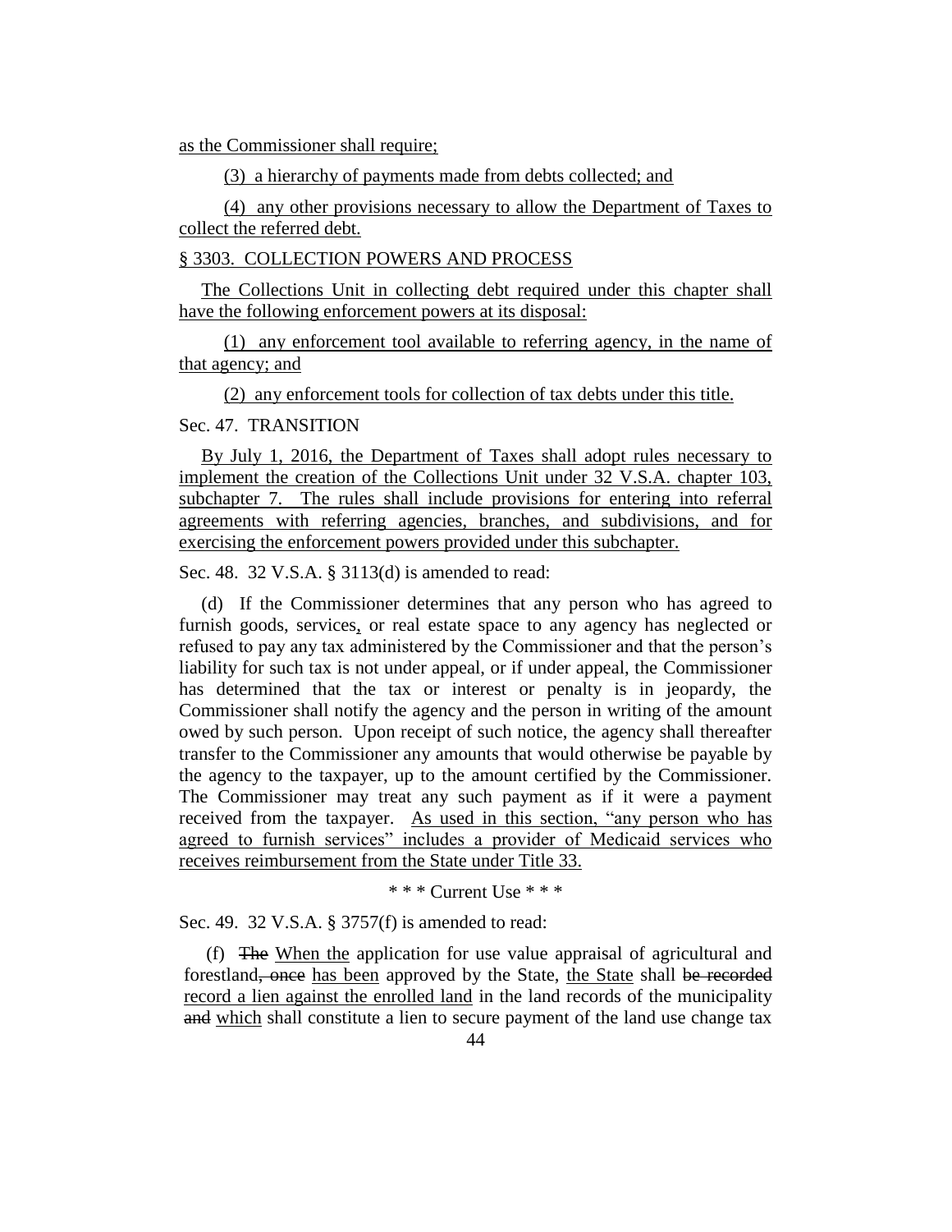as the Commissioner shall require;

(3) a hierarchy of payments made from debts collected; and

(4) any other provisions necessary to allow the Department of Taxes to collect the referred debt.

§ 3303. COLLECTION POWERS AND PROCESS

The Collections Unit in collecting debt required under this chapter shall have the following enforcement powers at its disposal:

(1) any enforcement tool available to referring agency, in the name of that agency; and

(2) any enforcement tools for collection of tax debts under this title.

Sec. 47. TRANSITION

By July 1, 2016, the Department of Taxes shall adopt rules necessary to implement the creation of the Collections Unit under 32 V.S.A. chapter 103, subchapter 7. The rules shall include provisions for entering into referral agreements with referring agencies, branches, and subdivisions, and for exercising the enforcement powers provided under this subchapter.

Sec. 48. 32 V.S.A. § 3113(d) is amended to read:

(d) If the Commissioner determines that any person who has agreed to furnish goods, services, or real estate space to any agency has neglected or refused to pay any tax administered by the Commissioner and that the person's liability for such tax is not under appeal, or if under appeal, the Commissioner has determined that the tax or interest or penalty is in jeopardy, the Commissioner shall notify the agency and the person in writing of the amount owed by such person. Upon receipt of such notice, the agency shall thereafter transfer to the Commissioner any amounts that would otherwise be payable by the agency to the taxpayer, up to the amount certified by the Commissioner. The Commissioner may treat any such payment as if it were a payment received from the taxpayer. As used in this section, "any person who has agreed to furnish services" includes a provider of Medicaid services who receives reimbursement from the State under Title 33.

\* \* \* Current Use \* \* \*

Sec. 49. 32 V.S.A. § 3757(f) is amended to read:

(f) ~~The~~ When the application for use value appraisal of agricultural and forestland~~, once~~ has been approved by the State, the State shall ~~be recorded~~ record a lien against the enrolled land in the land records of the municipality ~~and~~ which shall constitute a lien to secure payment of the land use change tax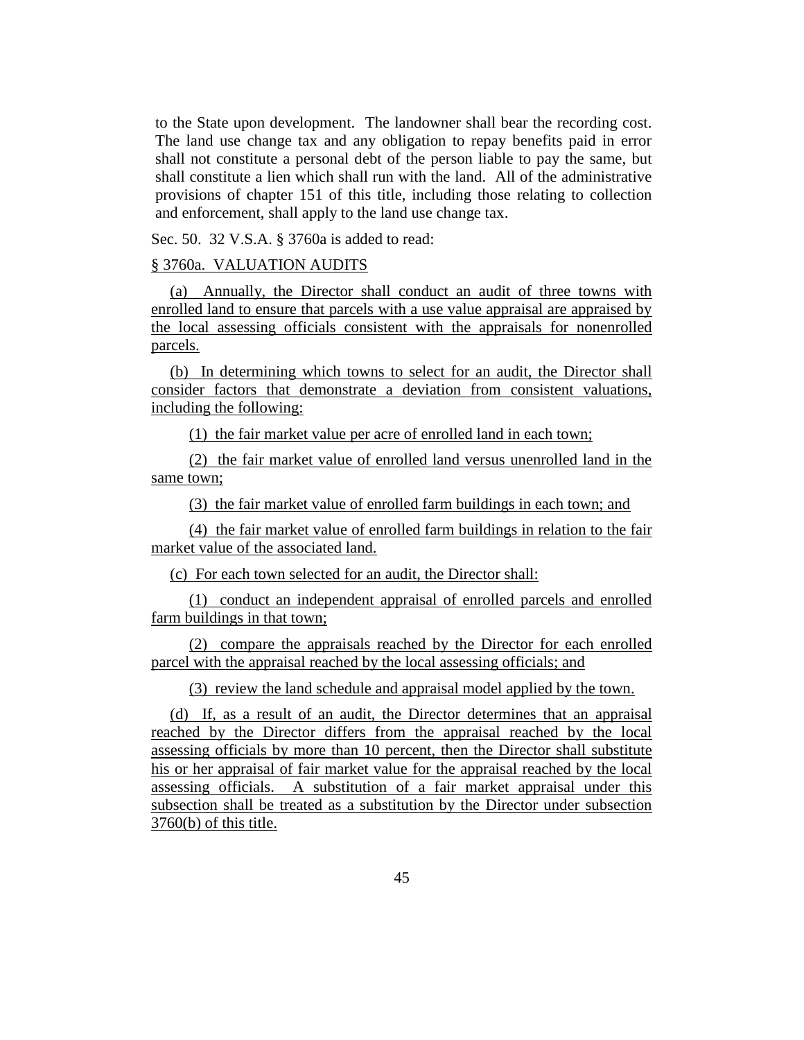to the State upon development. The landowner shall bear the recording cost. The land use change tax and any obligation to repay benefits paid in error shall not constitute a personal debt of the person liable to pay the same, but shall constitute a lien which shall run with the land. All of the administrative provisions of chapter 151 of this title, including those relating to collection and enforcement, shall apply to the land use change tax.

Sec. 50. 32 V.S.A. § 3760a is added to read:

§ 3760a. VALUATION AUDITS

(a) Annually, the Director shall conduct an audit of three towns with enrolled land to ensure that parcels with a use value appraisal are appraised by the local assessing officials consistent with the appraisals for nonenrolled parcels.

(b) In determining which towns to select for an audit, the Director shall consider factors that demonstrate a deviation from consistent valuations, including the following:

(1) the fair market value per acre of enrolled land in each town;

(2) the fair market value of enrolled land versus unenrolled land in the same town;

(3) the fair market value of enrolled farm buildings in each town; and

(4) the fair market value of enrolled farm buildings in relation to the fair market value of the associated land.

(c) For each town selected for an audit, the Director shall:

(1) conduct an independent appraisal of enrolled parcels and enrolled farm buildings in that town;

(2) compare the appraisals reached by the Director for each enrolled parcel with the appraisal reached by the local assessing officials; and

(3) review the land schedule and appraisal model applied by the town.

(d) If, as a result of an audit, the Director determines that an appraisal reached by the Director differs from the appraisal reached by the local assessing officials by more than 10 percent, then the Director shall substitute his or her appraisal of fair market value for the appraisal reached by the local assessing officials. A substitution of a fair market appraisal under this subsection shall be treated as a substitution by the Director under subsection 3760(b) of this title.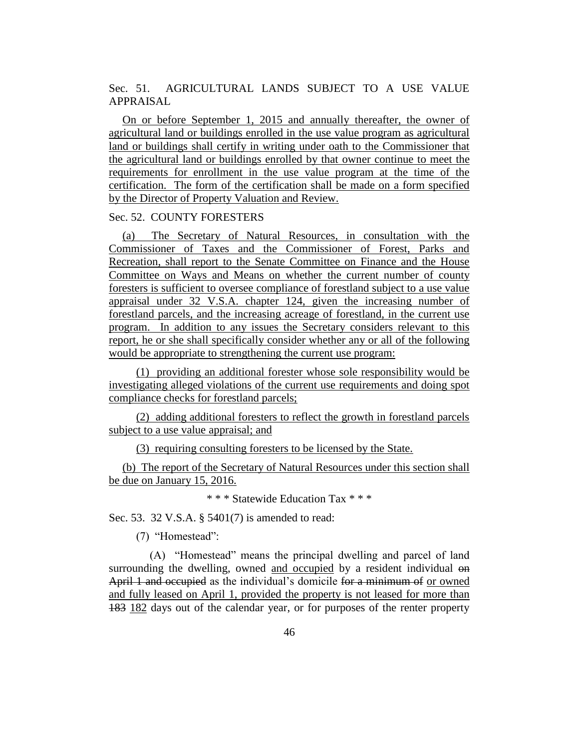Sec. 51. AGRICULTURAL LANDS SUBJECT TO A USE VALUE APPRAISAL

On or before September 1, 2015 and annually thereafter, the owner of agricultural land or buildings enrolled in the use value program as agricultural land or buildings shall certify in writing under oath to the Commissioner that the agricultural land or buildings enrolled by that owner continue to meet the requirements for enrollment in the use value program at the time of the certification. The form of the certification shall be made on a form specified by the Director of Property Valuation and Review.

Sec. 52. COUNTY FORESTERS

(a) The Secretary of Natural Resources, in consultation with the Commissioner of Taxes and the Commissioner of Forest, Parks and Recreation, shall report to the Senate Committee on Finance and the House Committee on Ways and Means on whether the current number of county foresters is sufficient to oversee compliance of forestland subject to a use value appraisal under 32 V.S.A. chapter 124, given the increasing number of forestland parcels, and the increasing acreage of forestland, in the current use program. In addition to any issues the Secretary considers relevant to this report, he or she shall specifically consider whether any or all of the following would be appropriate to strengthening the current use program:

(1) providing an additional forester whose sole responsibility would be investigating alleged violations of the current use requirements and doing spot compliance checks for forestland parcels;

(2) adding additional foresters to reflect the growth in forestland parcels subject to a use value appraisal; and

(3) requiring consulting foresters to be licensed by the State.

(b) The report of the Secretary of Natural Resources under this section shall be due on January 15, 2016.

\* \* \* Statewide Education Tax \* \* \*

Sec. 53. 32 V.S.A. § 5401(7) is amended to read:

(7) "Homestead":

(A) "Homestead" means the principal dwelling and parcel of land surrounding the dwelling, owned and occupied by a resident individual ~~on April 1 and occupied~~ as the individual's domicile ~~for a minimum of~~ or owned and fully leased on April 1, provided the property is not leased for more than ~~183~~ 182 days out of the calendar year, or for purposes of the renter property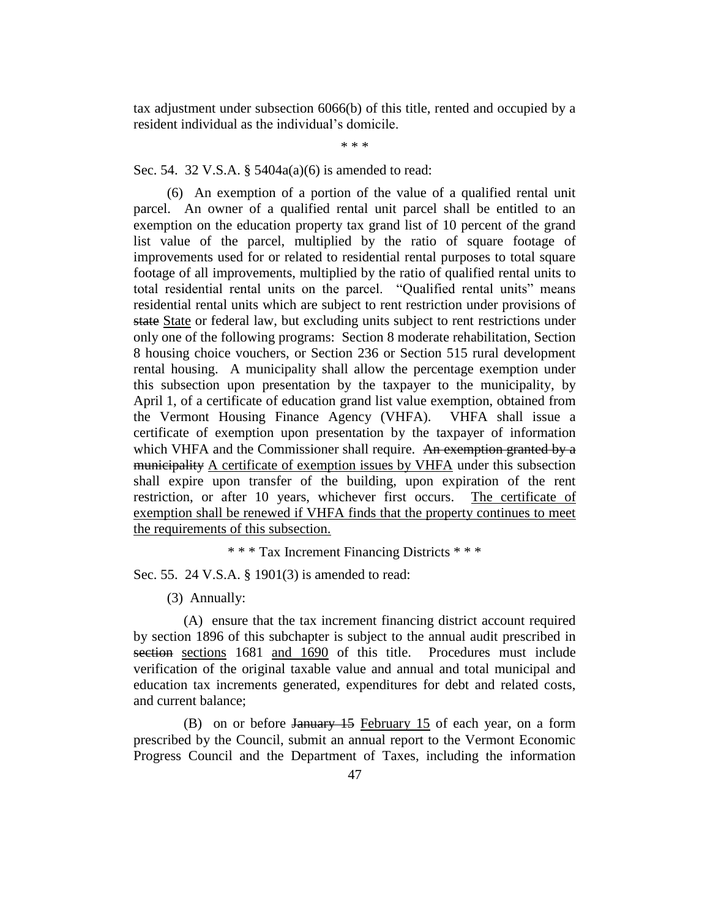tax adjustment under subsection 6066(b) of this title, rented and occupied by a resident individual as the individual's domicile.

\* \* \*

Sec. 54. 32 V.S.A. § 5404a(a)(6) is amended to read:

(6) An exemption of a portion of the value of a qualified rental unit parcel. An owner of a qualified rental unit parcel shall be entitled to an exemption on the education property tax grand list of 10 percent of the grand list value of the parcel, multiplied by the ratio of square footage of improvements used for or related to residential rental purposes to total square footage of all improvements, multiplied by the ratio of qualified rental units to total residential rental units on the parcel. "Qualified rental units" means residential rental units which are subject to rent restriction under provisions of ~~state~~ State or federal law, but excluding units subject to rent restrictions under only one of the following programs: Section 8 moderate rehabilitation, Section 8 housing choice vouchers, or Section 236 or Section 515 rural development rental housing. A municipality shall allow the percentage exemption under this subsection upon presentation by the taxpayer to the municipality, by April 1, of a certificate of education grand list value exemption, obtained from the Vermont Housing Finance Agency (VHFA). VHFA shall issue a certificate of exemption upon presentation by the taxpayer of information which VHFA and the Commissioner shall require. ~~An exemption granted by a municipality~~ A certificate of exemption issues by VHFA under this subsection shall expire upon transfer of the building, upon expiration of the rent restriction, or after 10 years, whichever first occurs. The certificate of exemption shall be renewed if VHFA finds that the property continues to meet the requirements of this subsection.

\* \* \* Tax Increment Financing Districts \* \* \*

Sec. 55. 24 V.S.A. § 1901(3) is amended to read:

(3) Annually:

(A) ensure that the tax increment financing district account required by section 1896 of this subchapter is subject to the annual audit prescribed in ~~section~~ sections 1681 and 1690 of this title. Procedures must include verification of the original taxable value and annual and total municipal and education tax increments generated, expenditures for debt and related costs, and current balance;

(B) on or before ~~January 15~~ February 15 of each year, on a form prescribed by the Council, submit an annual report to the Vermont Economic Progress Council and the Department of Taxes, including the information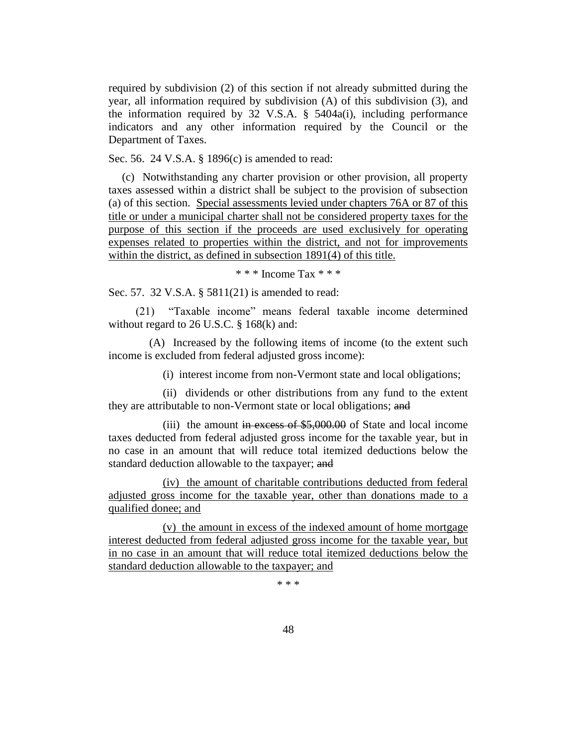required by subdivision (2) of this section if not already submitted during the year, all information required by subdivision (A) of this subdivision (3), and the information required by 32 V.S.A. § 5404a(i), including performance indicators and any other information required by the Council or the Department of Taxes.

Sec. 56. 24 V.S.A. § 1896(c) is amended to read:

(c) Notwithstanding any charter provision or other provision, all property taxes assessed within a district shall be subject to the provision of subsection (a) of this section. <u>Special assessments levied under chapters 76A or 87 of this title or under a municipal charter shall not be considered property taxes for the purpose of this section if the proceeds are used exclusively for operating expenses related to properties within the district, and not for improvements within the district, as defined in subsection 1891(4) of this title.</u>

\* \* \* Income Tax \* \* \*

Sec. 57. 32 V.S.A. § 5811(21) is amended to read:

(21) "Taxable income" means federal taxable income determined without regard to 26 U.S.C. § 168(k) and:

(A) Increased by the following items of income (to the extent such income is excluded from federal adjusted gross income):

(i) interest income from non-Vermont state and local obligations;

(ii) dividends or other distributions from any fund to the extent they are attributable to non-Vermont state or local obligations; ~~and~~

(iii) the amount ~~in excess of $5,000.00~~ of State and local income taxes deducted from federal adjusted gross income for the taxable year, but in no case in an amount that will reduce total itemized deductions below the standard deduction allowable to the taxpayer; ~~and~~

<u>(iv) the amount of charitable contributions deducted from federal adjusted gross income for the taxable year, other than donations made to a qualified donee; and</u>

<u>(v) the amount in excess of the indexed amount of home mortgage interest deducted from federal adjusted gross income for the taxable year, but in no case in an amount that will reduce total itemized deductions below the standard deduction allowable to the taxpayer; and</u>

\* \* \*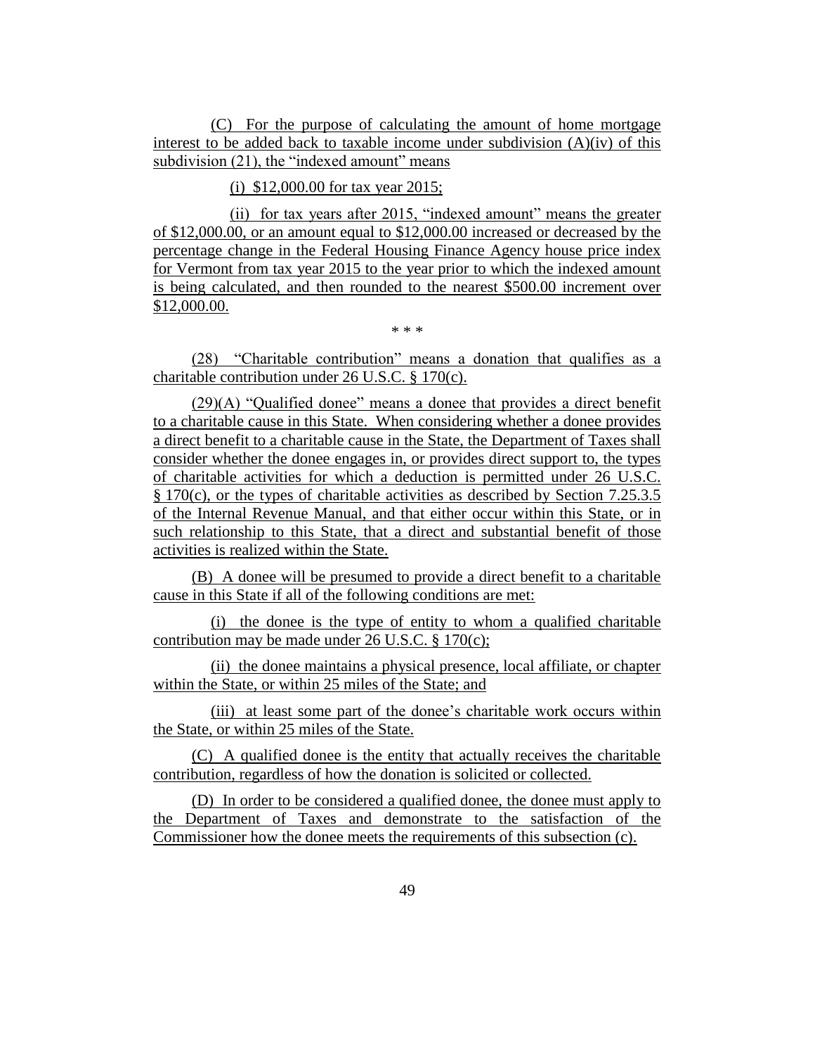(C) For the purpose of calculating the amount of home mortgage interest to be added back to taxable income under subdivision (A)(iv) of this subdivision (21), the "indexed amount" means

(i) $12,000.00 for tax year 2015;

(ii) for tax years after 2015, "indexed amount" means the greater of $12,000.00, or an amount equal to $12,000.00 increased or decreased by the percentage change in the Federal Housing Finance Agency house price index for Vermont from tax year 2015 to the year prior to which the indexed amount is being calculated, and then rounded to the nearest $500.00 increment over $12,000.00.

\* \* \*

(28) "Charitable contribution" means a donation that qualifies as a charitable contribution under 26 U.S.C. § 170(c).

(29)(A) "Qualified donee" means a donee that provides a direct benefit to a charitable cause in this State. When considering whether a donee provides a direct benefit to a charitable cause in the State, the Department of Taxes shall consider whether the donee engages in, or provides direct support to, the types of charitable activities for which a deduction is permitted under 26 U.S.C. § 170(c), or the types of charitable activities as described by Section 7.25.3.5 of the Internal Revenue Manual, and that either occur within this State, or in such relationship to this State, that a direct and substantial benefit of those activities is realized within the State.

(B) A donee will be presumed to provide a direct benefit to a charitable cause in this State if all of the following conditions are met:

(i) the donee is the type of entity to whom a qualified charitable contribution may be made under 26 U.S.C. § 170(c);

(ii) the donee maintains a physical presence, local affiliate, or chapter within the State, or within 25 miles of the State; and

(iii) at least some part of the donee's charitable work occurs within the State, or within 25 miles of the State.

(C) A qualified donee is the entity that actually receives the charitable contribution, regardless of how the donation is solicited or collected.

(D) In order to be considered a qualified donee, the donee must apply to the Department of Taxes and demonstrate to the satisfaction of the Commissioner how the donee meets the requirements of this subsection (c).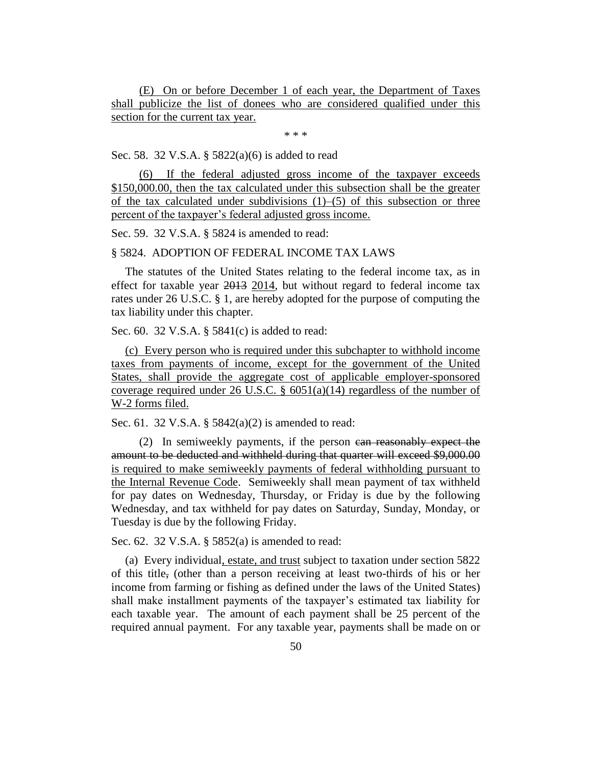(E) On or before December 1 of each year, the Department of Taxes shall publicize the list of donees who are considered qualified under this section for the current tax year.

\* \* \*

Sec. 58. 32 V.S.A. § 5822(a)(6) is added to read

(6) If the federal adjusted gross income of the taxpayer exceeds $150,000.00, then the tax calculated under this subsection shall be the greater of the tax calculated under subdivisions (1)–(5) of this subsection or three percent of the taxpayer's federal adjusted gross income.

Sec. 59. 32 V.S.A. § 5824 is amended to read:

§ 5824. ADOPTION OF FEDERAL INCOME TAX LAWS

The statutes of the United States relating to the federal income tax, as in effect for taxable year ~~2013~~ 2014, but without regard to federal income tax rates under 26 U.S.C. § 1, are hereby adopted for the purpose of computing the tax liability under this chapter.

Sec. 60. 32 V.S.A. § 5841(c) is added to read:

(c) Every person who is required under this subchapter to withhold income taxes from payments of income, except for the government of the United States, shall provide the aggregate cost of applicable employer-sponsored coverage required under 26 U.S.C. § 6051(a)(14) regardless of the number of W-2 forms filed.

Sec. 61. 32 V.S.A. § 5842(a)(2) is amended to read:

(2) In semiweekly payments, if the person ~~can reasonably expect the amount to be deducted and withheld during that quarter will exceed $9,000.00~~ is required to make semiweekly payments of federal withholding pursuant to the Internal Revenue Code. Semiweekly shall mean payment of tax withheld for pay dates on Wednesday, Thursday, or Friday is due by the following Wednesday, and tax withheld for pay dates on Saturday, Sunday, Monday, or Tuesday is due by the following Friday.

Sec. 62. 32 V.S.A. § 5852(a) is amended to read:

(a) Every individual, estate, and trust subject to taxation under section 5822 of this title~~,~~ (other than a person receiving at least two-thirds of his or her income from farming or fishing as defined under the laws of the United States) shall make installment payments of the taxpayer's estimated tax liability for each taxable year. The amount of each payment shall be 25 percent of the required annual payment. For any taxable year, payments shall be made on or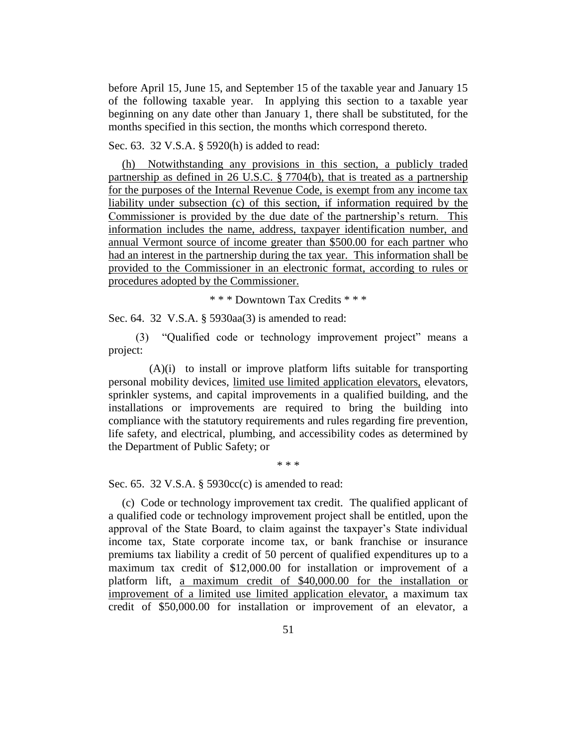before April 15, June 15, and September 15 of the taxable year and January 15 of the following taxable year. In applying this section to a taxable year beginning on any date other than January 1, there shall be substituted, for the months specified in this section, the months which correspond thereto.

Sec. 63. 32 V.S.A. § 5920(h) is added to read:

(h) Notwithstanding any provisions in this section, a publicly traded partnership as defined in 26 U.S.C. § 7704(b), that is treated as a partnership for the purposes of the Internal Revenue Code, is exempt from any income tax liability under subsection (c) of this section, if information required by the Commissioner is provided by the due date of the partnership's return. This information includes the name, address, taxpayer identification number, and annual Vermont source of income greater than $500.00 for each partner who had an interest in the partnership during the tax year. This information shall be provided to the Commissioner in an electronic format, according to rules or procedures adopted by the Commissioner.

\* \* \* Downtown Tax Credits \* \* \*

Sec. 64. 32 V.S.A. § 5930aa(3) is amended to read:

(3) "Qualified code or technology improvement project" means a project:

(A)(i) to install or improve platform lifts suitable for transporting personal mobility devices, limited use limited application elevators, elevators, sprinkler systems, and capital improvements in a qualified building, and the installations or improvements are required to bring the building into compliance with the statutory requirements and rules regarding fire prevention, life safety, and electrical, plumbing, and accessibility codes as determined by the Department of Public Safety; or

\* \* \*

Sec. 65. 32 V.S.A. § 5930cc(c) is amended to read:

(c) Code or technology improvement tax credit. The qualified applicant of a qualified code or technology improvement project shall be entitled, upon the approval of the State Board, to claim against the taxpayer's State individual income tax, State corporate income tax, or bank franchise or insurance premiums tax liability a credit of 50 percent of qualified expenditures up to a maximum tax credit of $12,000.00 for installation or improvement of a platform lift, a maximum credit of $40,000.00 for the installation or improvement of a limited use limited application elevator, a maximum tax credit of $50,000.00 for installation or improvement of an elevator, a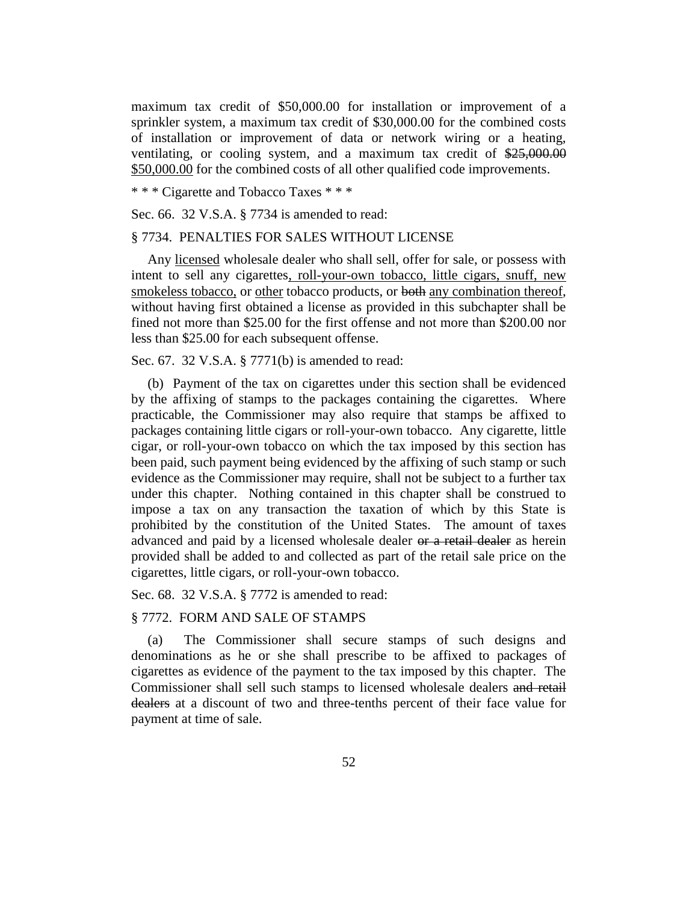maximum tax credit of $50,000.00 for installation or improvement of a sprinkler system, a maximum tax credit of $30,000.00 for the combined costs of installation or improvement of data or network wiring or a heating, ventilating, or cooling system, and a maximum tax credit of ~~$25,000.00~~ <u>$50,000.00</u> for the combined costs of all other qualified code improvements.

\* \* \* Cigarette and Tobacco Taxes \* \* \*

Sec. 66. 32 V.S.A. § 7734 is amended to read:

§ 7734. PENALTIES FOR SALES WITHOUT LICENSE

Any <u>licensed</u> wholesale dealer who shall sell, offer for sale, or possess with intent to sell any cigarettes<u>, roll-your-own tobacco, little cigars, snuff, new smokeless tobacco,</u> or <u>other</u> tobacco products, or ~~both~~ <u>any combination thereof</u>, without having first obtained a license as provided in this subchapter shall be fined not more than $25.00 for the first offense and not more than $200.00 nor less than $25.00 for each subsequent offense.

Sec. 67. 32 V.S.A. § 7771(b) is amended to read:

(b) Payment of the tax on cigarettes under this section shall be evidenced by the affixing of stamps to the packages containing the cigarettes. Where practicable, the Commissioner may also require that stamps be affixed to packages containing little cigars or roll-your-own tobacco. Any cigarette, little cigar, or roll-your-own tobacco on which the tax imposed by this section has been paid, such payment being evidenced by the affixing of such stamp or such evidence as the Commissioner may require, shall not be subject to a further tax under this chapter. Nothing contained in this chapter shall be construed to impose a tax on any transaction the taxation of which by this State is prohibited by the constitution of the United States. The amount of taxes advanced and paid by a licensed wholesale dealer ~~or a retail dealer~~ as herein provided shall be added to and collected as part of the retail sale price on the cigarettes, little cigars, or roll-your-own tobacco.

Sec. 68. 32 V.S.A. § 7772 is amended to read:

§ 7772. FORM AND SALE OF STAMPS

(a) The Commissioner shall secure stamps of such designs and denominations as he or she shall prescribe to be affixed to packages of cigarettes as evidence of the payment to the tax imposed by this chapter. The Commissioner shall sell such stamps to licensed wholesale dealers ~~and retail dealers~~ at a discount of two and three-tenths percent of their face value for payment at time of sale.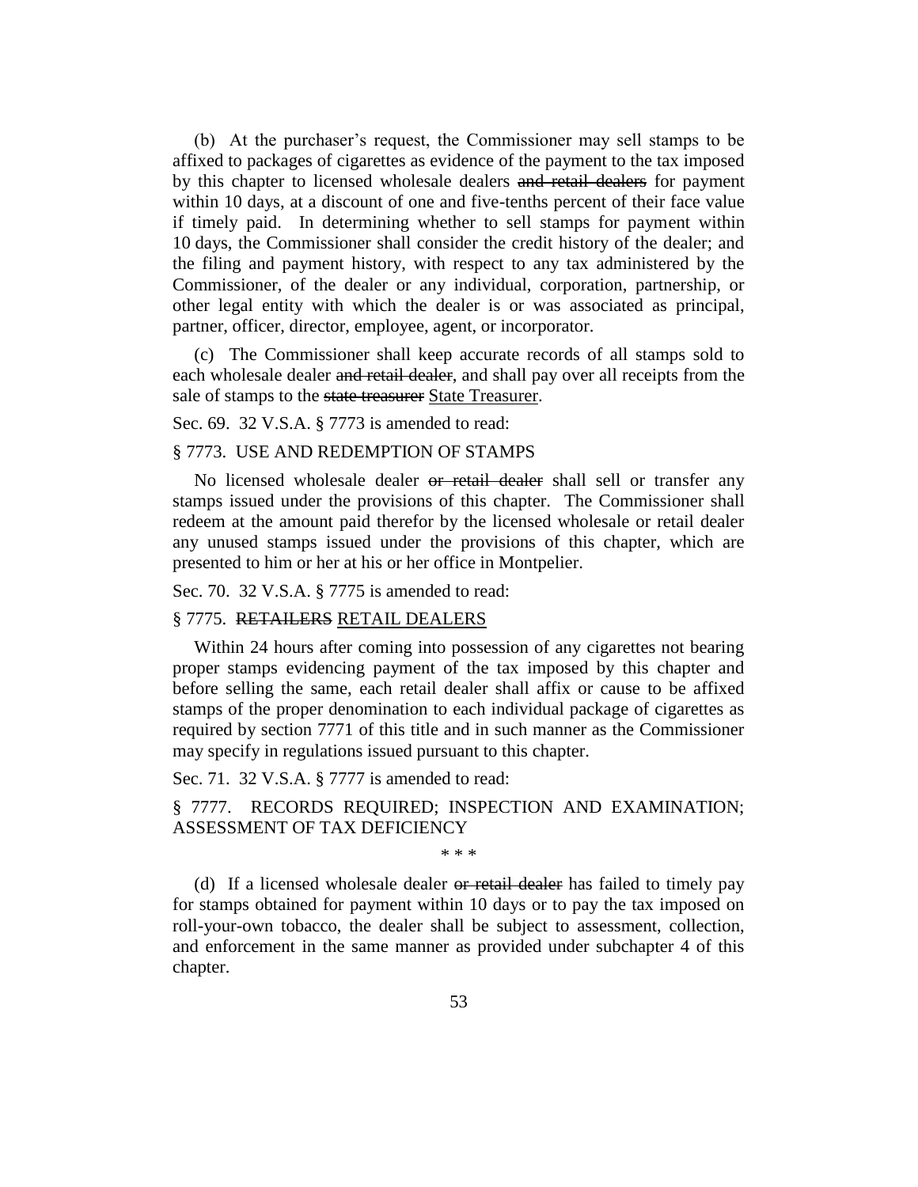(b) At the purchaser's request, the Commissioner may sell stamps to be affixed to packages of cigarettes as evidence of the payment to the tax imposed by this chapter to licensed wholesale dealers ~~and retail dealers~~ for payment within 10 days, at a discount of one and five-tenths percent of their face value if timely paid. In determining whether to sell stamps for payment within 10 days, the Commissioner shall consider the credit history of the dealer; and the filing and payment history, with respect to any tax administered by the Commissioner, of the dealer or any individual, corporation, partnership, or other legal entity with which the dealer is or was associated as principal, partner, officer, director, employee, agent, or incorporator.

(c) The Commissioner shall keep accurate records of all stamps sold to each wholesale dealer ~~and retail dealer~~, and shall pay over all receipts from the sale of stamps to the ~~state treasurer~~ <u>State Treasurer</u>.

Sec. 69. 32 V.S.A. § 7773 is amended to read:

§ 7773. USE AND REDEMPTION OF STAMPS

No licensed wholesale dealer ~~or retail dealer~~ shall sell or transfer any stamps issued under the provisions of this chapter. The Commissioner shall redeem at the amount paid therefor by the licensed wholesale or retail dealer any unused stamps issued under the provisions of this chapter, which are presented to him or her at his or her office in Montpelier.

Sec. 70. 32 V.S.A. § 7775 is amended to read:

§ 7775. ~~RETAILERS~~ <u>RETAIL DEALERS</u>

Within 24 hours after coming into possession of any cigarettes not bearing proper stamps evidencing payment of the tax imposed by this chapter and before selling the same, each retail dealer shall affix or cause to be affixed stamps of the proper denomination to each individual package of cigarettes as required by section 7771 of this title and in such manner as the Commissioner may specify in regulations issued pursuant to this chapter.

Sec. 71. 32 V.S.A. § 7777 is amended to read:

§ 7777. RECORDS REQUIRED; INSPECTION AND EXAMINATION; ASSESSMENT OF TAX DEFICIENCY

\* \* \*

(d) If a licensed wholesale dealer ~~or retail dealer~~ has failed to timely pay for stamps obtained for payment within 10 days or to pay the tax imposed on roll-your-own tobacco, the dealer shall be subject to assessment, collection, and enforcement in the same manner as provided under subchapter 4 of this chapter.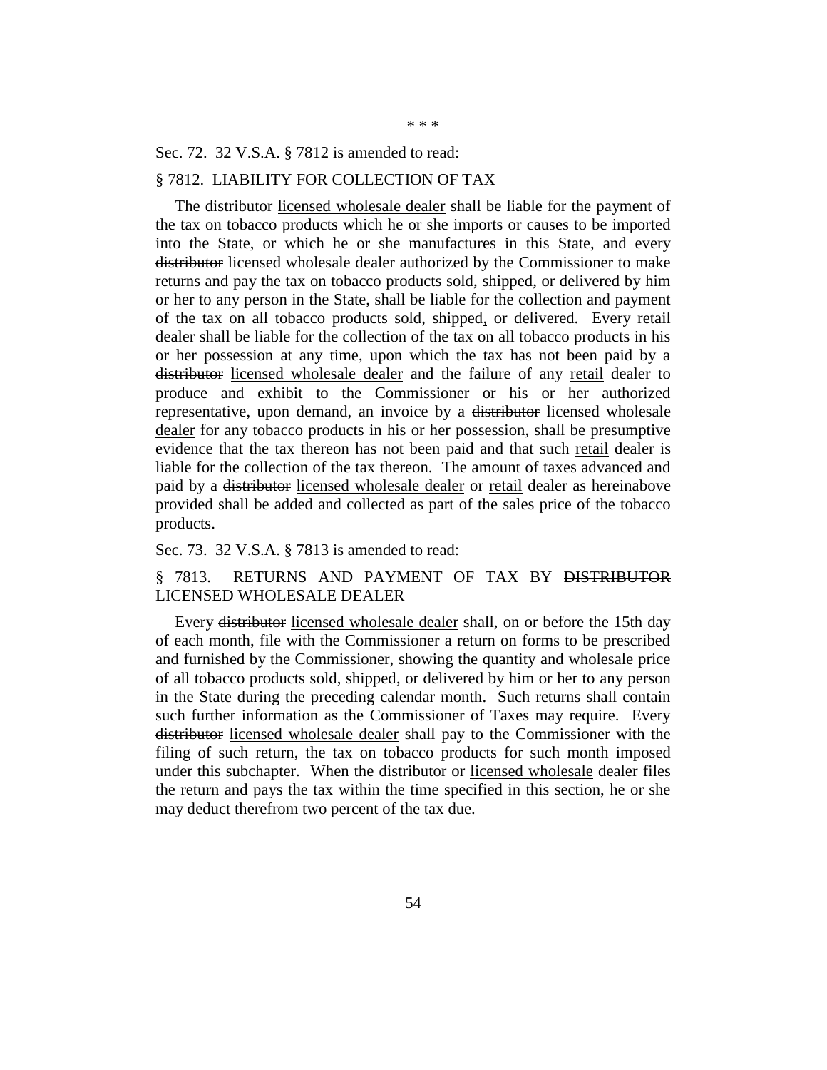\* \* \*

Sec. 72. 32 V.S.A. § 7812 is amended to read:

§ 7812. LIABILITY FOR COLLECTION OF TAX

The ~~distributor~~ <u>licensed wholesale dealer</u> shall be liable for the payment of the tax on tobacco products which he or she imports or causes to be imported into the State, or which he or she manufactures in this State, and every ~~distributor~~ <u>licensed wholesale dealer</u> authorized by the Commissioner to make returns and pay the tax on tobacco products sold, shipped, or delivered by him or her to any person in the State, shall be liable for the collection and payment of the tax on all tobacco products sold, shipped<u>,</u> or delivered. Every retail dealer shall be liable for the collection of the tax on all tobacco products in his or her possession at any time, upon which the tax has not been paid by a ~~distributor~~ <u>licensed wholesale dealer</u> and the failure of any <u>retail</u> dealer to produce and exhibit to the Commissioner or his or her authorized representative, upon demand, an invoice by a ~~distributor~~ <u>licensed wholesale dealer</u> for any tobacco products in his or her possession, shall be presumptive evidence that the tax thereon has not been paid and that such <u>retail</u> dealer is liable for the collection of the tax thereon. The amount of taxes advanced and paid by a ~~distributor~~ <u>licensed wholesale dealer</u> or <u>retail</u> dealer as hereinabove provided shall be added and collected as part of the sales price of the tobacco products.

Sec. 73. 32 V.S.A. § 7813 is amended to read:

§ 7813. RETURNS AND PAYMENT OF TAX BY ~~DISTRIBUTOR~~ <u>LICENSED WHOLESALE DEALER</u>

Every ~~distributor~~ <u>licensed wholesale dealer</u> shall, on or before the 15th day of each month, file with the Commissioner a return on forms to be prescribed and furnished by the Commissioner, showing the quantity and wholesale price of all tobacco products sold, shipped<u>,</u> or delivered by him or her to any person in the State during the preceding calendar month. Such returns shall contain such further information as the Commissioner of Taxes may require. Every ~~distributor~~ <u>licensed wholesale dealer</u> shall pay to the Commissioner with the filing of such return, the tax on tobacco products for such month imposed under this subchapter. When the ~~distributor or~~ <u>licensed wholesale</u> dealer files the return and pays the tax within the time specified in this section, he or she may deduct therefrom two percent of the tax due.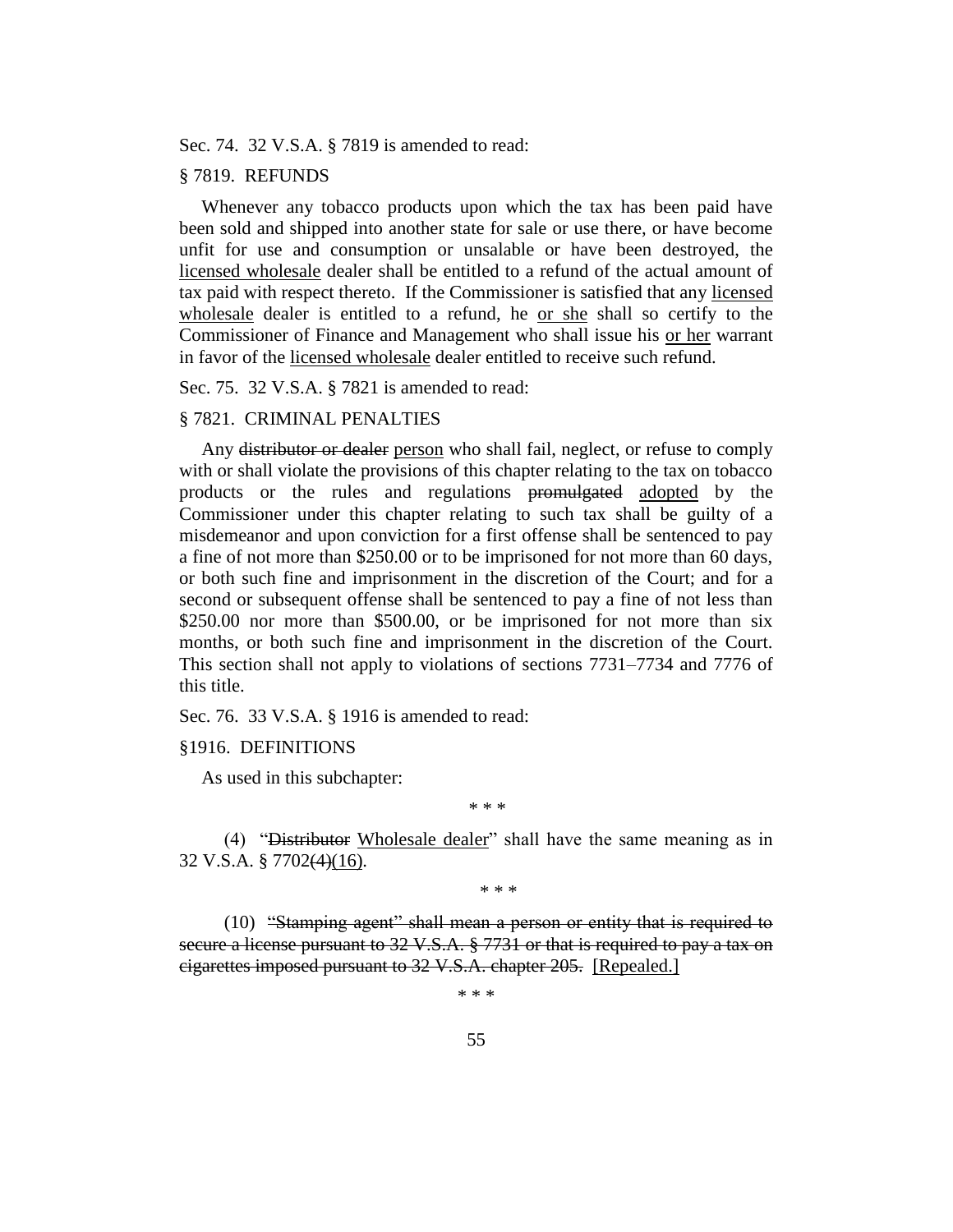Sec. 74. 32 V.S.A. § 7819 is amended to read:

§ 7819. REFUNDS

Whenever any tobacco products upon which the tax has been paid have been sold and shipped into another state for sale or use there, or have become unfit for use and consumption or unsalable or have been destroyed, the licensed wholesale dealer shall be entitled to a refund of the actual amount of tax paid with respect thereto. If the Commissioner is satisfied that any licensed wholesale dealer is entitled to a refund, he or she shall so certify to the Commissioner of Finance and Management who shall issue his or her warrant in favor of the licensed wholesale dealer entitled to receive such refund.

Sec. 75. 32 V.S.A. § 7821 is amended to read:

§ 7821. CRIMINAL PENALTIES

Any ~~distributor or dealer~~ person who shall fail, neglect, or refuse to comply with or shall violate the provisions of this chapter relating to the tax on tobacco products or the rules and regulations ~~promulgated~~ adopted by the Commissioner under this chapter relating to such tax shall be guilty of a misdemeanor and upon conviction for a first offense shall be sentenced to pay a fine of not more than $250.00 or to be imprisoned for not more than 60 days, or both such fine and imprisonment in the discretion of the Court; and for a second or subsequent offense shall be sentenced to pay a fine of not less than $250.00 nor more than $500.00, or be imprisoned for not more than six months, or both such fine and imprisonment in the discretion of the Court. This section shall not apply to violations of sections 7731–7734 and 7776 of this title.

Sec. 76. 33 V.S.A. § 1916 is amended to read:

§1916. DEFINITIONS

As used in this subchapter:

\* \* \*

(4) "~~Distributor~~ Wholesale dealer" shall have the same meaning as in 32 V.S.A. § 7702~~(4)~~(16).

\* \* \*

(10) ~~"Stamping agent" shall mean a person or entity that is required to secure a license pursuant to 32 V.S.A. § 7731 or that is required to pay a tax on cigarettes imposed pursuant to 32 V.S.A. chapter 205.~~ [Repealed.]

\* \* \*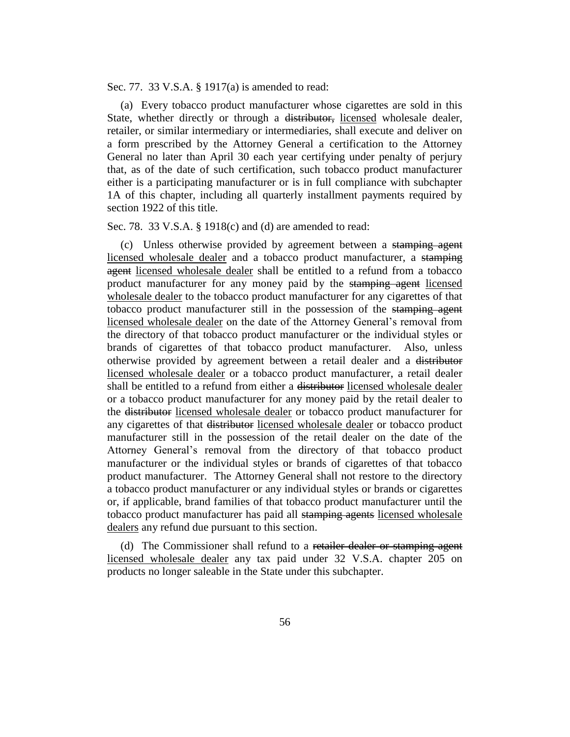Sec. 77. 33 V.S.A. § 1917(a) is amended to read:

(a) Every tobacco product manufacturer whose cigarettes are sold in this State, whether directly or through a ~~distributor,~~ <u>licensed</u> wholesale dealer, retailer, or similar intermediary or intermediaries, shall execute and deliver on a form prescribed by the Attorney General a certification to the Attorney General no later than April 30 each year certifying under penalty of perjury that, as of the date of such certification, such tobacco product manufacturer either is a participating manufacturer or is in full compliance with subchapter 1A of this chapter, including all quarterly installment payments required by section 1922 of this title.

Sec. 78. 33 V.S.A. § 1918(c) and (d) are amended to read:

(c) Unless otherwise provided by agreement between a ~~stamping agent~~ <u>licensed wholesale dealer</u> and a tobacco product manufacturer, a ~~stamping agent~~ <u>licensed wholesale dealer</u> shall be entitled to a refund from a tobacco product manufacturer for any money paid by the ~~stamping agent~~ <u>licensed wholesale dealer</u> to the tobacco product manufacturer for any cigarettes of that tobacco product manufacturer still in the possession of the ~~stamping agent~~ <u>licensed wholesale dealer</u> on the date of the Attorney General's removal from the directory of that tobacco product manufacturer or the individual styles or brands of cigarettes of that tobacco product manufacturer. Also, unless otherwise provided by agreement between a retail dealer and a ~~distributor~~ <u>licensed wholesale dealer</u> or a tobacco product manufacturer, a retail dealer shall be entitled to a refund from either a ~~distributor~~ <u>licensed wholesale dealer</u> or a tobacco product manufacturer for any money paid by the retail dealer to the ~~distributor~~ <u>licensed wholesale dealer</u> or tobacco product manufacturer for any cigarettes of that ~~distributor~~ <u>licensed wholesale dealer</u> or tobacco product manufacturer still in the possession of the retail dealer on the date of the Attorney General's removal from the directory of that tobacco product manufacturer or the individual styles or brands of cigarettes of that tobacco product manufacturer. The Attorney General shall not restore to the directory a tobacco product manufacturer or any individual styles or brands or cigarettes or, if applicable, brand families of that tobacco product manufacturer until the tobacco product manufacturer has paid all ~~stamping agents~~ <u>licensed wholesale dealers</u> any refund due pursuant to this section.

(d) The Commissioner shall refund to a ~~retailer dealer or stamping agent~~ <u>licensed wholesale dealer</u> any tax paid under 32 V.S.A. chapter 205 on products no longer saleable in the State under this subchapter.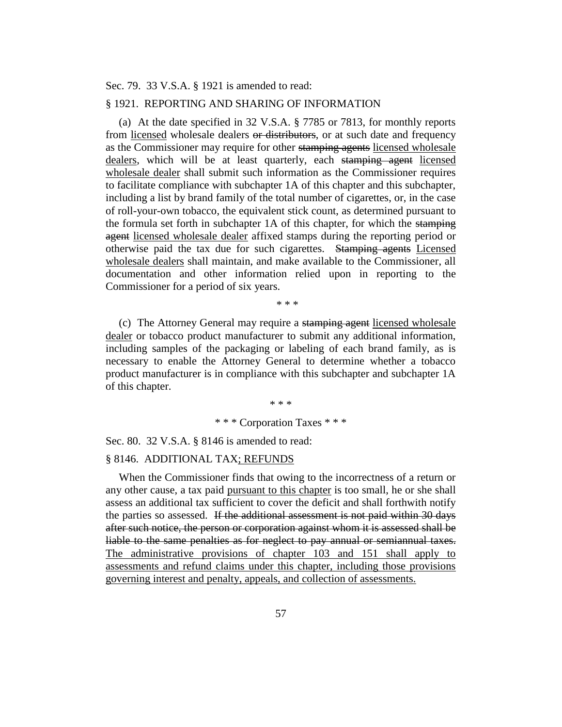Sec. 79. 33 V.S.A. § 1921 is amended to read:

§ 1921. REPORTING AND SHARING OF INFORMATION

(a) At the date specified in 32 V.S.A. § 7785 or 7813, for monthly reports from <u>licensed</u> wholesale dealers ~~or distributors~~, or at such date and frequency as the Commissioner may require for other ~~stamping agents~~ <u>licensed wholesale dealers</u>, which will be at least quarterly, each ~~stamping agent~~ <u>licensed wholesale dealer</u> shall submit such information as the Commissioner requires to facilitate compliance with subchapter 1A of this chapter and this subchapter, including a list by brand family of the total number of cigarettes, or, in the case of roll-your-own tobacco, the equivalent stick count, as determined pursuant to the formula set forth in subchapter 1A of this chapter, for which the ~~stamping agent~~ <u>licensed wholesale dealer</u> affixed stamps during the reporting period or otherwise paid the tax due for such cigarettes. ~~Stamping agents~~ <u>Licensed wholesale dealers</u> shall maintain, and make available to the Commissioner, all documentation and other information relied upon in reporting to the Commissioner for a period of six years.

\* \* \*

(c) The Attorney General may require a ~~stamping agent~~ <u>licensed wholesale dealer</u> or tobacco product manufacturer to submit any additional information, including samples of the packaging or labeling of each brand family, as is necessary to enable the Attorney General to determine whether a tobacco product manufacturer is in compliance with this subchapter and subchapter 1A of this chapter.

\* \* \*

\* \* \* Corporation Taxes \* \* \*

Sec. 80. 32 V.S.A. § 8146 is amended to read:

§ 8146. ADDITIONAL TAX<u>; REFUNDS</u>

When the Commissioner finds that owing to the incorrectness of a return or any other cause, a tax paid <u>pursuant to this chapter</u> is too small, he or she shall assess an additional tax sufficient to cover the deficit and shall forthwith notify the parties so assessed. ~~If the additional assessment is not paid within 30 days after such notice, the person or corporation against whom it is assessed shall be liable to the same penalties as for neglect to pay annual or semiannual taxes.~~ <u>The administrative provisions of chapter 103 and 151 shall apply to assessments and refund claims under this chapter, including those provisions governing interest and penalty, appeals, and collection of assessments.</u>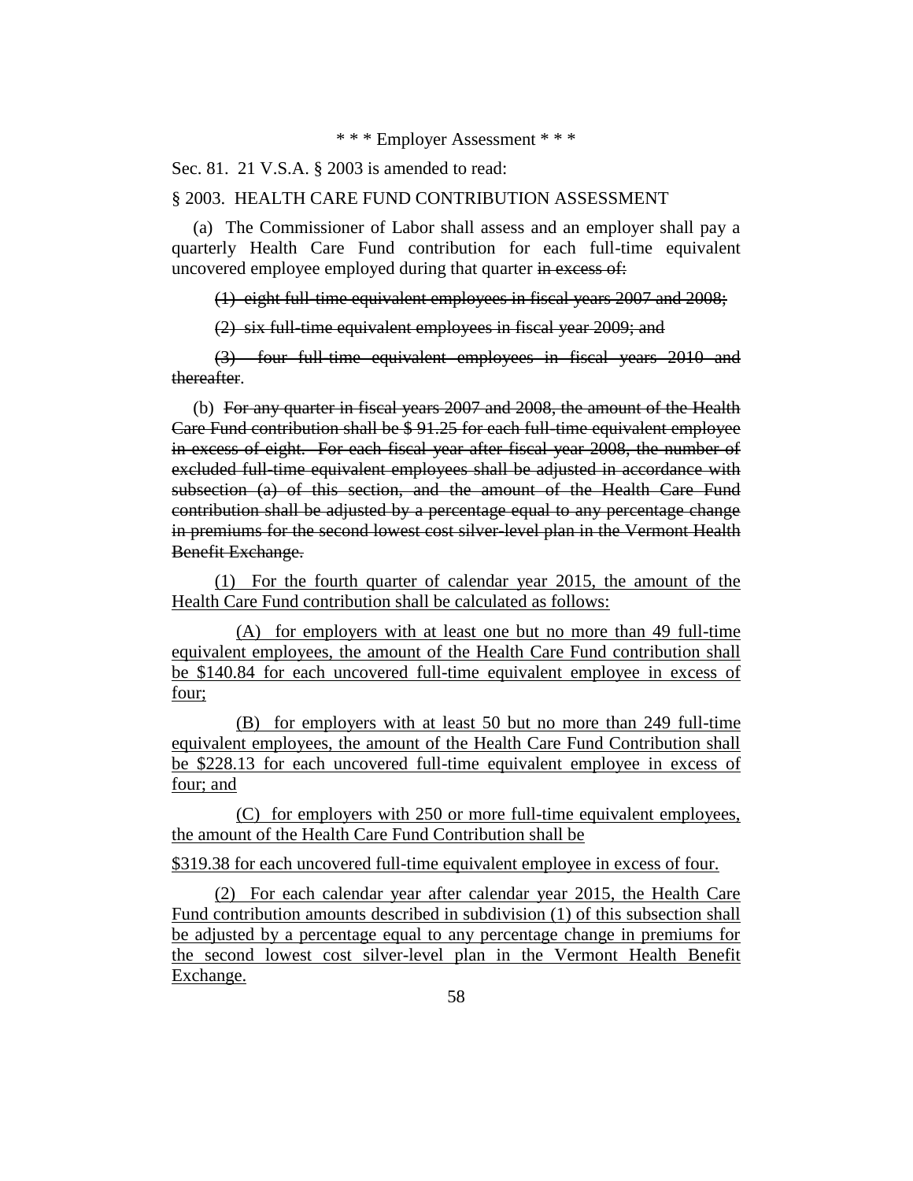\* \* \* Employer Assessment \* \* \*

Sec. 81. 21 V.S.A. § 2003 is amended to read:

§ 2003. HEALTH CARE FUND CONTRIBUTION ASSESSMENT

(a) The Commissioner of Labor shall assess and an employer shall pay a quarterly Health Care Fund contribution for each full-time equivalent uncovered employee employed during that quarter ~~in excess of:~~

~~(1) eight full-time equivalent employees in fiscal years 2007 and 2008;~~

~~(2) six full-time equivalent employees in fiscal year 2009; and~~

~~(3) four full-time equivalent employees in fiscal years 2010 and thereafter~~.

(b) ~~For any quarter in fiscal years 2007 and 2008, the amount of the Health Care Fund contribution shall be $ 91.25 for each full-time equivalent employee in excess of eight. For each fiscal year after fiscal year 2008, the number of excluded full-time equivalent employees shall be adjusted in accordance with subsection (a) of this section, and the amount of the Health Care Fund contribution shall be adjusted by a percentage equal to any percentage change in premiums for the second lowest cost silver-level plan in the Vermont Health Benefit Exchange.~~

<u>(1) For the fourth quarter of calendar year 2015, the amount of the Health Care Fund contribution shall be calculated as follows:</u>

<u>(A) for employers with at least one but no more than 49 full-time equivalent employees, the amount of the Health Care Fund contribution shall be $140.84 for each uncovered full-time equivalent employee in excess of four;</u>

<u>(B) for employers with at least 50 but no more than 249 full-time equivalent employees, the amount of the Health Care Fund Contribution shall be $228.13 for each uncovered full-time equivalent employee in excess of four; and</u>

<u>(C) for employers with 250 or more full-time equivalent employees, the amount of the Health Care Fund Contribution shall be</u>

<u>$319.38 for each uncovered full-time equivalent employee in excess of four.</u>

<u>(2) For each calendar year after calendar year 2015, the Health Care Fund contribution amounts described in subdivision (1) of this subsection shall be adjusted by a percentage equal to any percentage change in premiums for the second lowest cost silver-level plan in the Vermont Health Benefit Exchange.</u>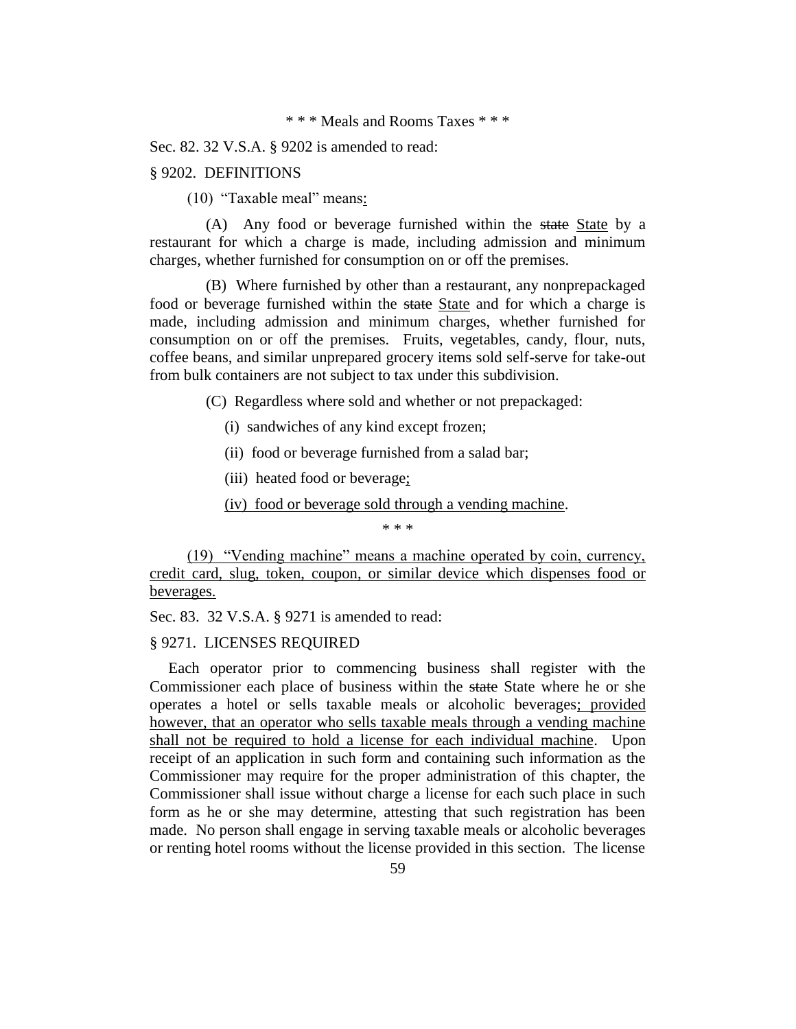\* \* \* Meals and Rooms Taxes \* \* \*

Sec. 82. 32 V.S.A. § 9202 is amended to read:

§ 9202. DEFINITIONS

(10) "Taxable meal" means:

(A) Any food or beverage furnished within the ~~state~~ State by a restaurant for which a charge is made, including admission and minimum charges, whether furnished for consumption on or off the premises.

(B) Where furnished by other than a restaurant, any nonprepackaged food or beverage furnished within the ~~state~~ State and for which a charge is made, including admission and minimum charges, whether furnished for consumption on or off the premises. Fruits, vegetables, candy, flour, nuts, coffee beans, and similar unprepared grocery items sold self-serve for take-out from bulk containers are not subject to tax under this subdivision.

(C) Regardless where sold and whether or not prepackaged:

(i) sandwiches of any kind except frozen;

(ii) food or beverage furnished from a salad bar;

(iii) heated food or beverage;

(iv) food or beverage sold through a vending machine.

\* \* \*

(19) "Vending machine" means a machine operated by coin, currency, credit card, slug, token, coupon, or similar device which dispenses food or beverages.

Sec. 83. 32 V.S.A. § 9271 is amended to read:

§ 9271. LICENSES REQUIRED

Each operator prior to commencing business shall register with the Commissioner each place of business within the ~~state~~ State where he or she operates a hotel or sells taxable meals or alcoholic beverages; provided however, that an operator who sells taxable meals through a vending machine shall not be required to hold a license for each individual machine. Upon receipt of an application in such form and containing such information as the Commissioner may require for the proper administration of this chapter, the Commissioner shall issue without charge a license for each such place in such form as he or she may determine, attesting that such registration has been made. No person shall engage in serving taxable meals or alcoholic beverages or renting hotel rooms without the license provided in this section. The license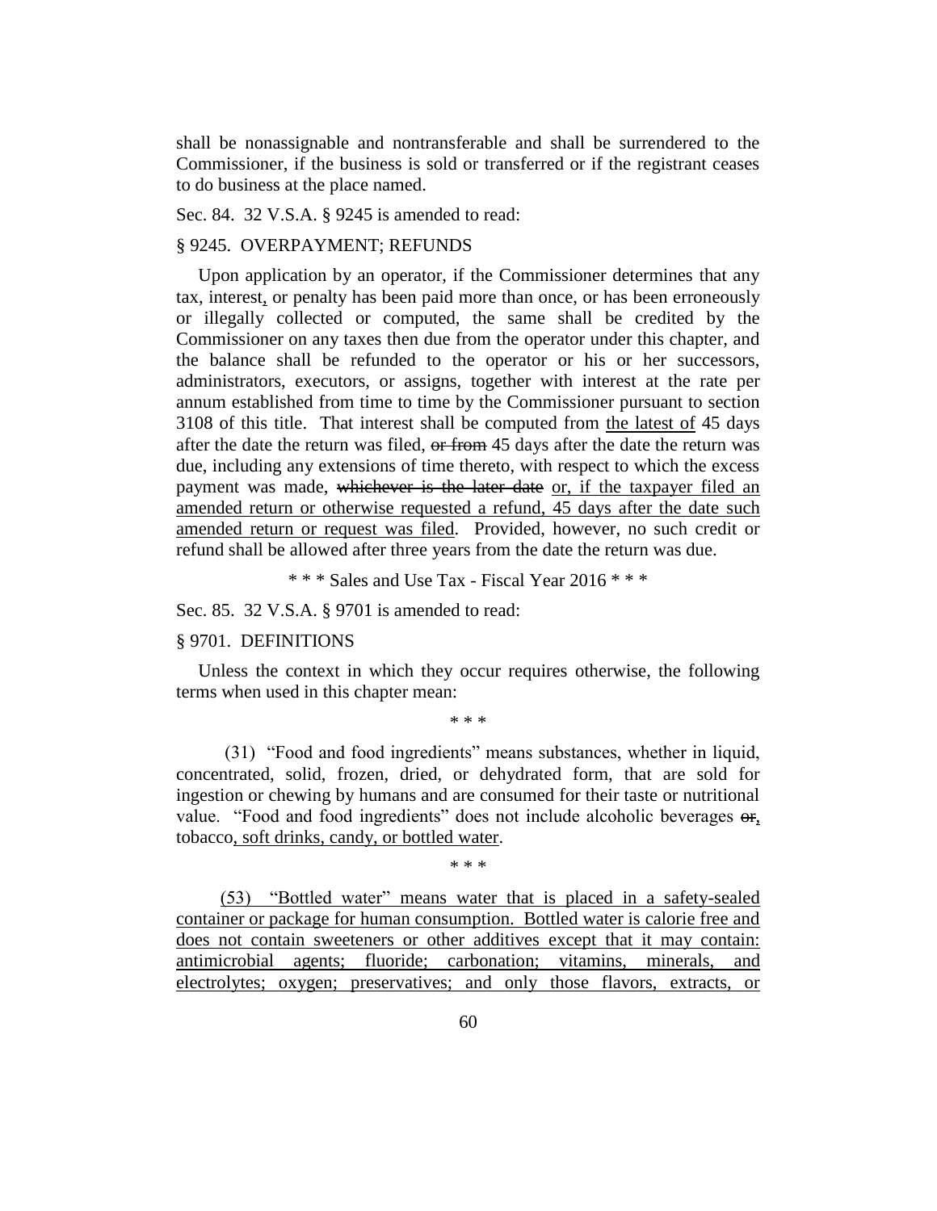shall be nonassignable and nontransferable and shall be surrendered to the Commissioner, if the business is sold or transferred or if the registrant ceases to do business at the place named.

Sec. 84. 32 V.S.A. § 9245 is amended to read:

§ 9245. OVERPAYMENT; REFUNDS

Upon application by an operator, if the Commissioner determines that any tax, interest, or penalty has been paid more than once, or has been erroneously or illegally collected or computed, the same shall be credited by the Commissioner on any taxes then due from the operator under this chapter, and the balance shall be refunded to the operator or his or her successors, administrators, executors, or assigns, together with interest at the rate per annum established from time to time by the Commissioner pursuant to section 3108 of this title. That interest shall be computed from the latest of 45 days after the date the return was filed, ~~or from~~ 45 days after the date the return was due, including any extensions of time thereto, with respect to which the excess payment was made, ~~whichever is the later date~~ or, if the taxpayer filed an amended return or otherwise requested a refund, 45 days after the date such amended return or request was filed. Provided, however, no such credit or refund shall be allowed after three years from the date the return was due.

\* \* \* Sales and Use Tax - Fiscal Year 2016 \* \* \*

Sec. 85. 32 V.S.A. § 9701 is amended to read:

§ 9701. DEFINITIONS

Unless the context in which they occur requires otherwise, the following terms when used in this chapter mean:

\* \* \*

(31) "Food and food ingredients" means substances, whether in liquid, concentrated, solid, frozen, dried, or dehydrated form, that are sold for ingestion or chewing by humans and are consumed for their taste or nutritional value. "Food and food ingredients" does not include alcoholic beverages ~~or~~, tobacco, soft drinks, candy, or bottled water.

\* \* \*

(53) "Bottled water" means water that is placed in a safety-sealed container or package for human consumption. Bottled water is calorie free and does not contain sweeteners or other additives except that it may contain: antimicrobial agents; fluoride; carbonation; vitamins, minerals, and electrolytes; oxygen; preservatives; and only those flavors, extracts, or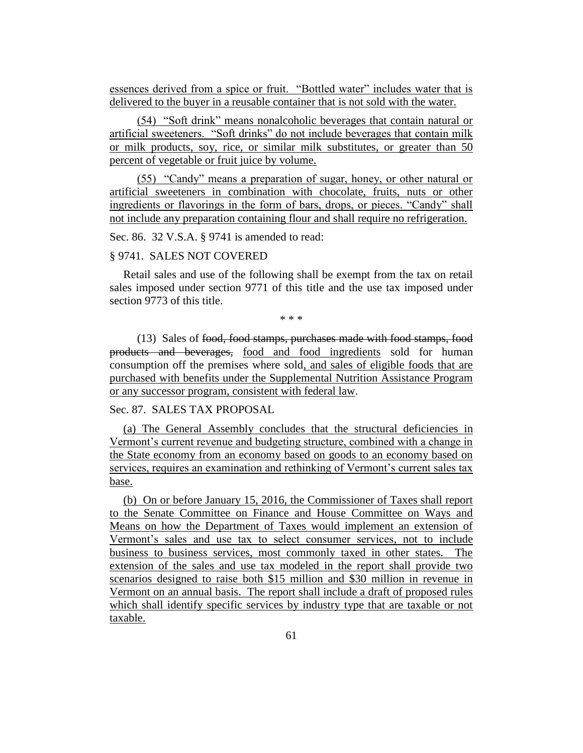essences derived from a spice or fruit. "Bottled water" includes water that is delivered to the buyer in a reusable container that is not sold with the water.

(54) "Soft drink" means nonalcoholic beverages that contain natural or artificial sweeteners. "Soft drinks" do not include beverages that contain milk or milk products, soy, rice, or similar milk substitutes, or greater than 50 percent of vegetable or fruit juice by volume.

(55) "Candy" means a preparation of sugar, honey, or other natural or artificial sweeteners in combination with chocolate, fruits, nuts or other ingredients or flavorings in the form of bars, drops, or pieces. "Candy" shall not include any preparation containing flour and shall require no refrigeration.

Sec. 86. 32 V.S.A. § 9741 is amended to read:

§ 9741. SALES NOT COVERED

Retail sales and use of the following shall be exempt from the tax on retail sales imposed under section 9771 of this title and the use tax imposed under section 9773 of this title.

\* \* \*

(13) Sales of ~~food, food stamps, purchases made with food stamps, food products and beverages,~~ food and food ingredients sold for human consumption off the premises where sold, and sales of eligible foods that are purchased with benefits under the Supplemental Nutrition Assistance Program or any successor program, consistent with federal law.

Sec. 87. SALES TAX PROPOSAL

(a) The General Assembly concludes that the structural deficiencies in Vermont's current revenue and budgeting structure, combined with a change in the State economy from an economy based on goods to an economy based on services, requires an examination and rethinking of Vermont's current sales tax base.

(b) On or before January 15, 2016, the Commissioner of Taxes shall report to the Senate Committee on Finance and House Committee on Ways and Means on how the Department of Taxes would implement an extension of Vermont's sales and use tax to select consumer services, not to include business to business services, most commonly taxed in other states. The extension of the sales and use tax modeled in the report shall provide two scenarios designed to raise both \$15 million and \$30 million in revenue in Vermont on an annual basis. The report shall include a draft of proposed rules which shall identify specific services by industry type that are taxable or not taxable.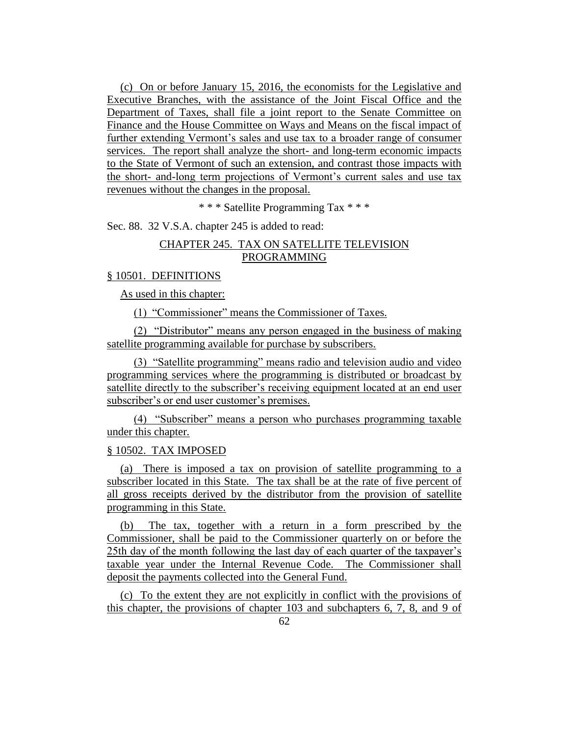(c) On or before January 15, 2016, the economists for the Legislative and Executive Branches, with the assistance of the Joint Fiscal Office and the Department of Taxes, shall file a joint report to the Senate Committee on Finance and the House Committee on Ways and Means on the fiscal impact of further extending Vermont's sales and use tax to a broader range of consumer services. The report shall analyze the short- and long-term economic impacts to the State of Vermont of such an extension, and contrast those impacts with the short- and-long term projections of Vermont's current sales and use tax revenues without the changes in the proposal.

\* \* \* Satellite Programming Tax \* \* \*

Sec. 88. 32 V.S.A. chapter 245 is added to read:

CHAPTER 245. TAX ON SATELLITE TELEVISION PROGRAMMING

§ 10501. DEFINITIONS

As used in this chapter:

(1) "Commissioner" means the Commissioner of Taxes.

(2) "Distributor" means any person engaged in the business of making satellite programming available for purchase by subscribers.

(3) "Satellite programming" means radio and television audio and video programming services where the programming is distributed or broadcast by satellite directly to the subscriber's receiving equipment located at an end user subscriber's or end user customer's premises.

(4) "Subscriber" means a person who purchases programming taxable under this chapter.

§ 10502. TAX IMPOSED

(a) There is imposed a tax on provision of satellite programming to a subscriber located in this State. The tax shall be at the rate of five percent of all gross receipts derived by the distributor from the provision of satellite programming in this State.

(b) The tax, together with a return in a form prescribed by the Commissioner, shall be paid to the Commissioner quarterly on or before the 25th day of the month following the last day of each quarter of the taxpayer's taxable year under the Internal Revenue Code. The Commissioner shall deposit the payments collected into the General Fund.

(c) To the extent they are not explicitly in conflict with the provisions of this chapter, the provisions of chapter 103 and subchapters 6, 7, 8, and 9 of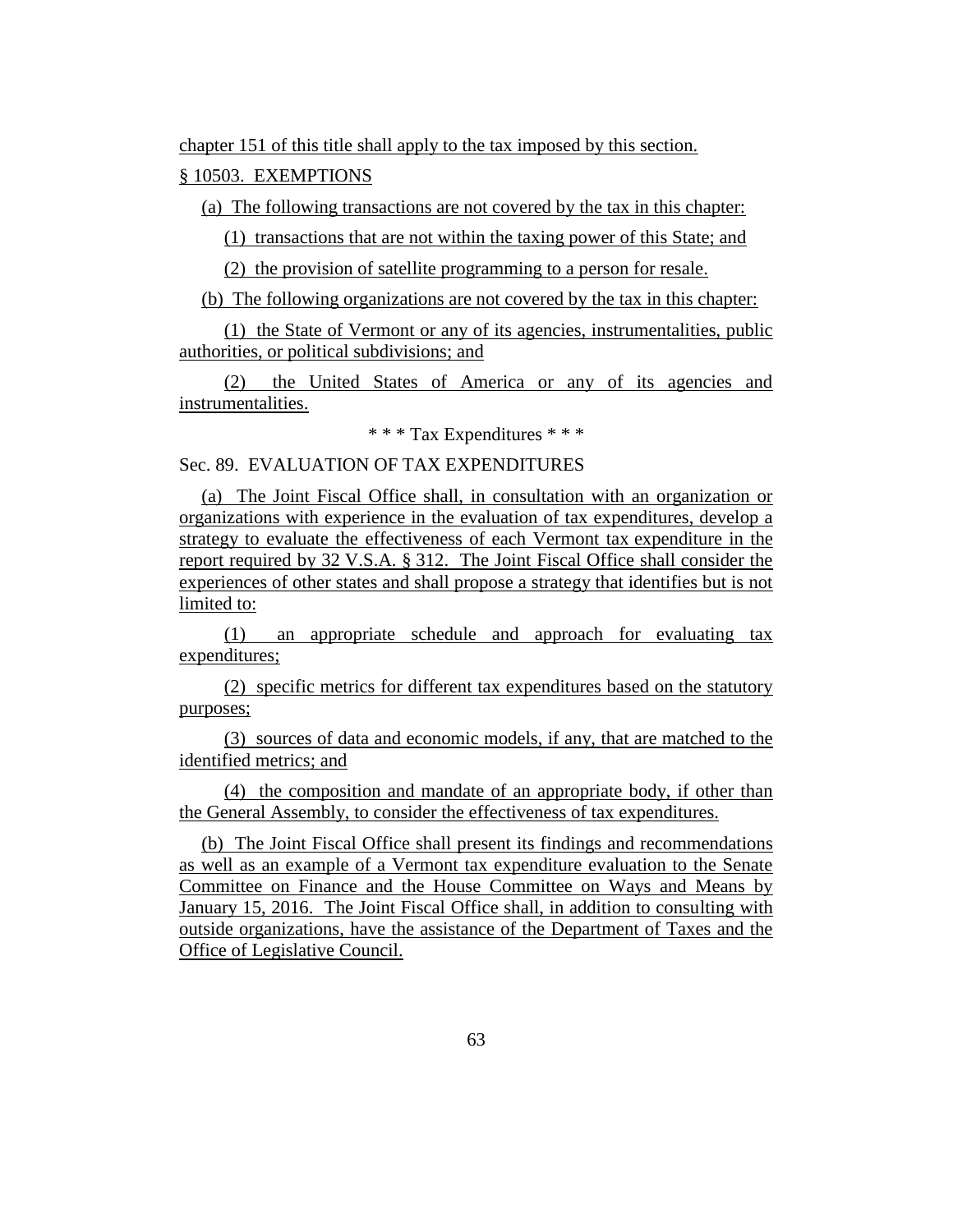chapter 151 of this title shall apply to the tax imposed by this section.

§ 10503. EXEMPTIONS

(a) The following transactions are not covered by the tax in this chapter:

(1) transactions that are not within the taxing power of this State; and

(2) the provision of satellite programming to a person for resale.

(b) The following organizations are not covered by the tax in this chapter:

(1) the State of Vermont or any of its agencies, instrumentalities, public authorities, or political subdivisions; and

(2) the United States of America or any of its agencies and instrumentalities.

\* \* \* Tax Expenditures \* \* \*

Sec. 89. EVALUATION OF TAX EXPENDITURES

(a) The Joint Fiscal Office shall, in consultation with an organization or organizations with experience in the evaluation of tax expenditures, develop a strategy to evaluate the effectiveness of each Vermont tax expenditure in the report required by 32 V.S.A. § 312. The Joint Fiscal Office shall consider the experiences of other states and shall propose a strategy that identifies but is not limited to:

(1) an appropriate schedule and approach for evaluating tax expenditures;

(2) specific metrics for different tax expenditures based on the statutory purposes;

(3) sources of data and economic models, if any, that are matched to the identified metrics; and

(4) the composition and mandate of an appropriate body, if other than the General Assembly, to consider the effectiveness of tax expenditures.

(b) The Joint Fiscal Office shall present its findings and recommendations as well as an example of a Vermont tax expenditure evaluation to the Senate Committee on Finance and the House Committee on Ways and Means by January 15, 2016. The Joint Fiscal Office shall, in addition to consulting with outside organizations, have the assistance of the Department of Taxes and the Office of Legislative Council.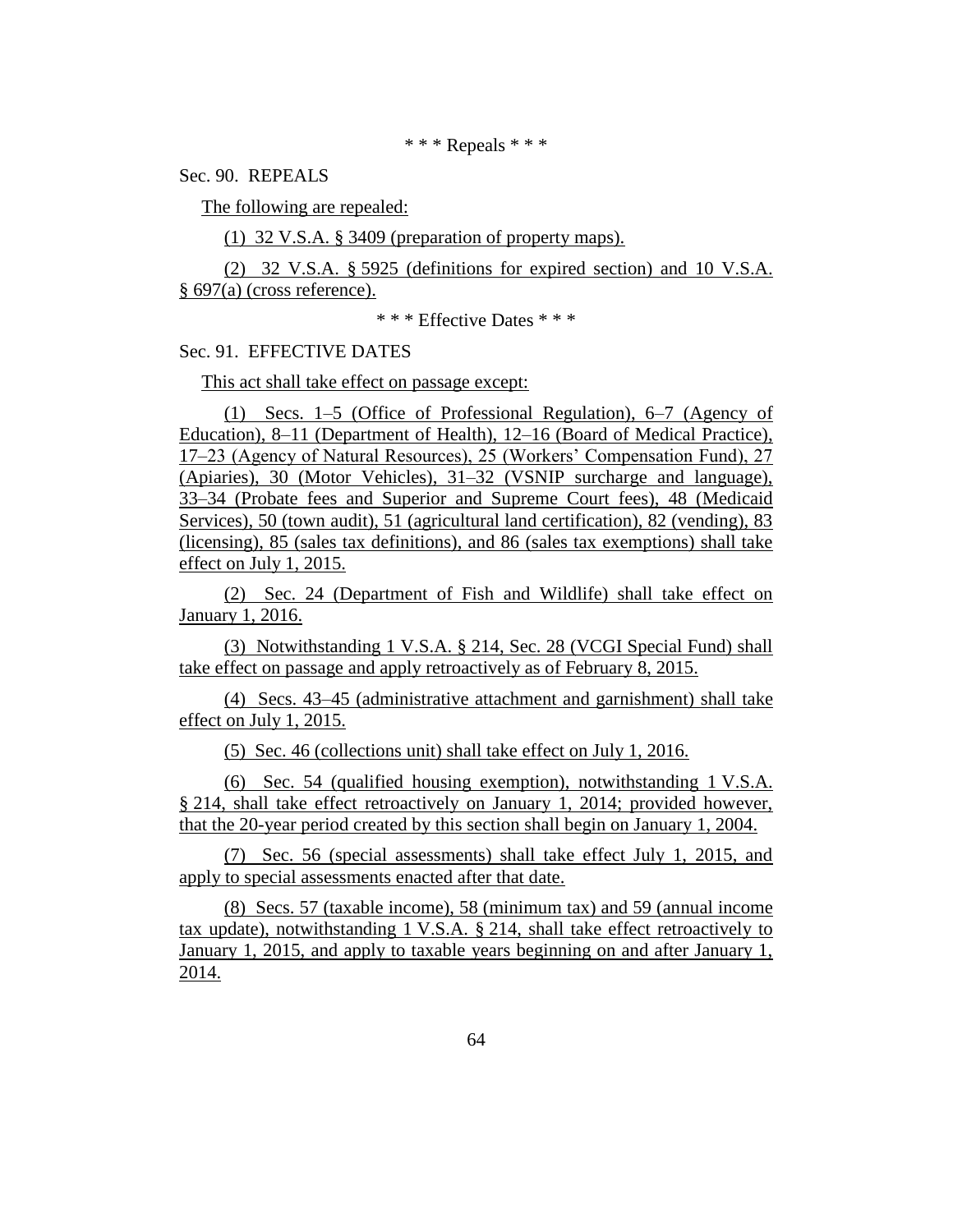\* \* \* Repeals \* \* \*

Sec. 90. REPEALS

The following are repealed:

(1) 32 V.S.A. § 3409 (preparation of property maps).

(2) 32 V.S.A. § 5925 (definitions for expired section) and 10 V.S.A. § 697(a) (cross reference).

\* \* \* Effective Dates \* \* \*

Sec. 91. EFFECTIVE DATES

This act shall take effect on passage except:

(1) Secs. 1–5 (Office of Professional Regulation), 6–7 (Agency of Education), 8–11 (Department of Health), 12–16 (Board of Medical Practice), 17–23 (Agency of Natural Resources), 25 (Workers' Compensation Fund), 27 (Apiaries), 30 (Motor Vehicles), 31–32 (VSNIP surcharge and language), 33–34 (Probate fees and Superior and Supreme Court fees), 48 (Medicaid Services), 50 (town audit), 51 (agricultural land certification), 82 (vending), 83 (licensing), 85 (sales tax definitions), and 86 (sales tax exemptions) shall take effect on July 1, 2015.

(2) Sec. 24 (Department of Fish and Wildlife) shall take effect on January 1, 2016.

(3) Notwithstanding 1 V.S.A. § 214, Sec. 28 (VCGI Special Fund) shall take effect on passage and apply retroactively as of February 8, 2015.

(4) Secs. 43–45 (administrative attachment and garnishment) shall take effect on July 1, 2015.

(5) Sec. 46 (collections unit) shall take effect on July 1, 2016.

(6) Sec. 54 (qualified housing exemption), notwithstanding 1 V.S.A. § 214, shall take effect retroactively on January 1, 2014; provided however, that the 20-year period created by this section shall begin on January 1, 2004.

(7) Sec. 56 (special assessments) shall take effect July 1, 2015, and apply to special assessments enacted after that date.

(8) Secs. 57 (taxable income), 58 (minimum tax) and 59 (annual income tax update), notwithstanding 1 V.S.A. § 214, shall take effect retroactively to January 1, 2015, and apply to taxable years beginning on and after January 1, 2014.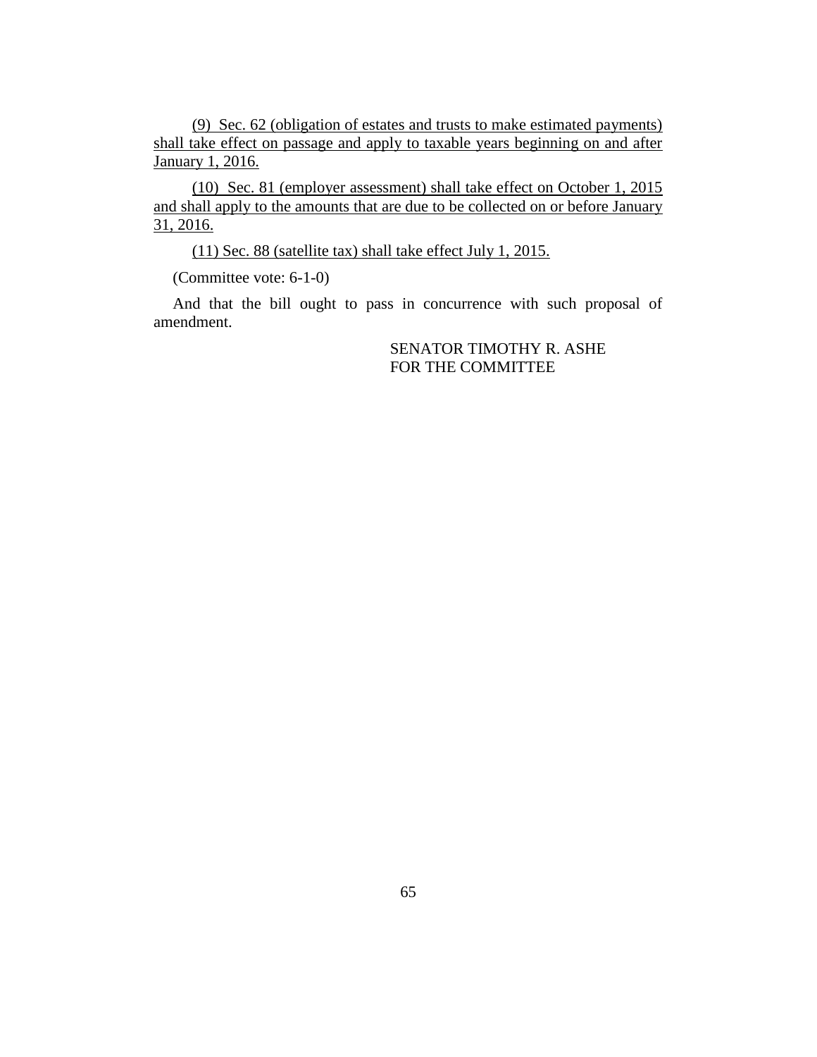(9) Sec. 62 (obligation of estates and trusts to make estimated payments) shall take effect on passage and apply to taxable years beginning on and after January 1, 2016.

(10) Sec. 81 (employer assessment) shall take effect on October 1, 2015 and shall apply to the amounts that are due to be collected on or before January 31, 2016.

(11) Sec. 88 (satellite tax) shall take effect July 1, 2015.

(Committee vote: 6-1-0)

And that the bill ought to pass in concurrence with such proposal of amendment.

SENATOR TIMOTHY R. ASHE
FOR THE COMMITTEE